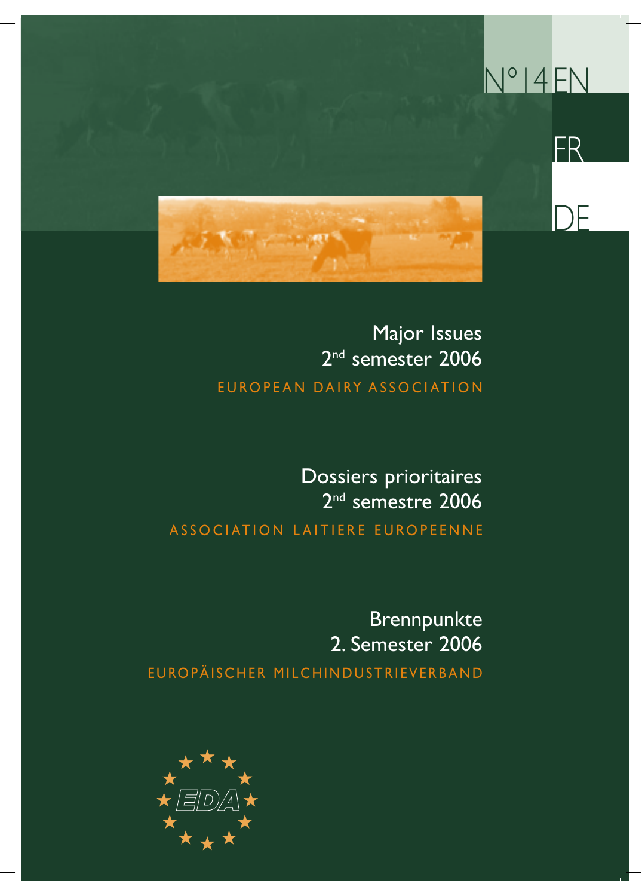N°14 EN

FR

DE

# Major Issues
## 2nd semester 2006

EUROPEAN DAIRY ASSOCIATION

# Dossiers prioritaires
## 2nd semestre 2006

ASSOCIATION LAITIERE EUROPEENNE

# Brennpunkte
## 2. Semester 2006

EUROPÄISCHER MILCHINDUSTRIEVERBAND

EDA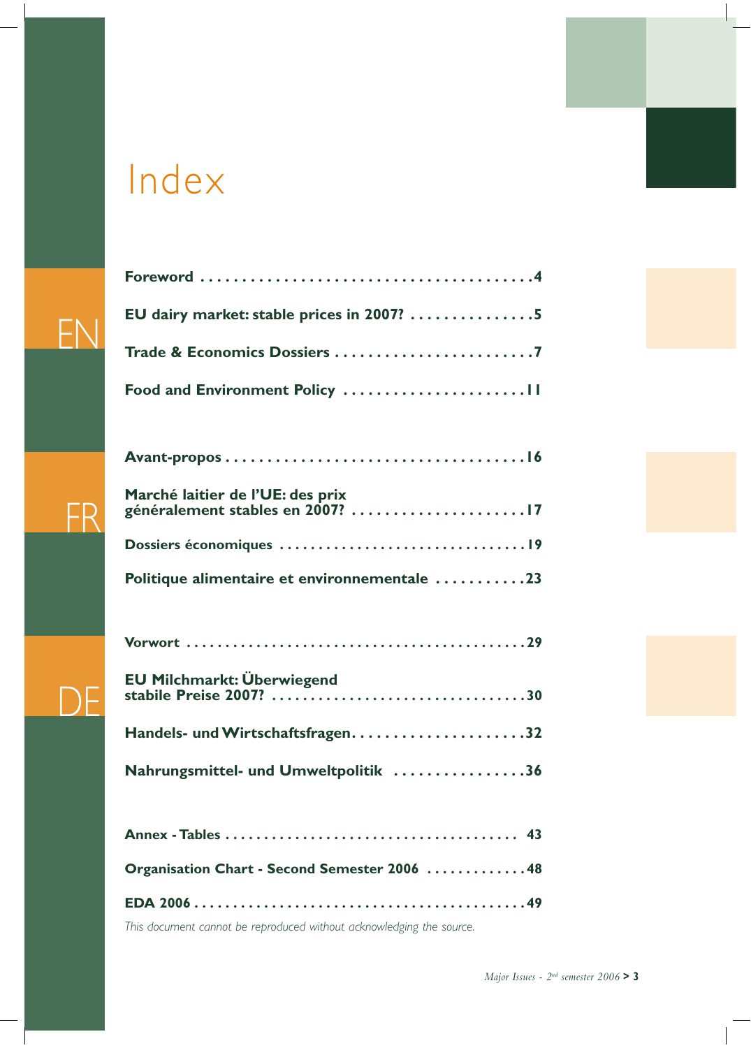# Index

**EN**

**Foreword** . . . . . . . . . . . . . . . . . . . . . . . . . . . . . . . . . . . . . . . . **4**

**EU dairy market: stable prices in 2007?** . . . . . . . . . . . . . . . **5**

**Trade & Economics Dossiers** . . . . . . . . . . . . . . . . . . . . . . . . **7**

**Food and Environment Policy** . . . . . . . . . . . . . . . . . . . . . . . **11**

**FR**

**Avant-propos** . . . . . . . . . . . . . . . . . . . . . . . . . . . . . . . . . . . . **16**

**Marché laitier de l'UE: des prix généralement stables en 2007?** . . . . . . . . . . . . . . . . . . . . . . **17**

**Dossiers économiques** . . . . . . . . . . . . . . . . . . . . . . . . . . . . . . . **19**

**Politique alimentaire et environnementale** . . . . . . . . . . . **23**

**DE**

**Vorwort** . . . . . . . . . . . . . . . . . . . . . . . . . . . . . . . . . . . . . . . . . . . . **29**

**EU Milchmarkt: Überwiegend stabile Preise 2007?** . . . . . . . . . . . . . . . . . . . . . . . . . . . . . . . . **30**

**Handels- und Wirtschaftsfragen** . . . . . . . . . . . . . . . . . . . . . **32**

**Nahrungsmittel- und Umweltpolitik** . . . . . . . . . . . . . . . . **36**

**Annex - Tables** . . . . . . . . . . . . . . . . . . . . . . . . . . . . . . . . . . . . . **43**

**Organisation Chart - Second Semester 2006** . . . . . . . . . . . . **48**

**EDA 2006** . . . . . . . . . . . . . . . . . . . . . . . . . . . . . . . . . . . . . . . . . . . **49**

*This document cannot be reproduced without acknowledging the source.*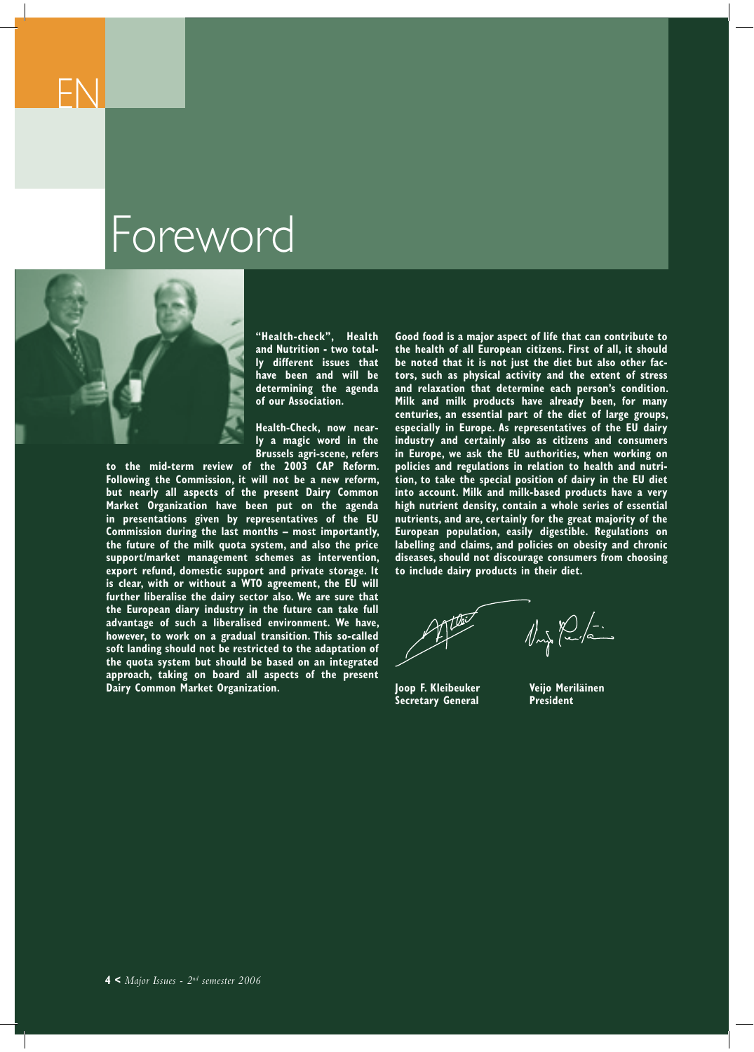EN

# Foreword

**"Health-check", Health and Nutrition - two totally different issues that have been and will be determining the agenda of our Association.**

**Health-Check, now nearly a magic word in the Brussels agri-scene, refers to the mid-term review of the 2003 CAP Reform. Following the Commission, it will not be a new reform, but nearly all aspects of the present Dairy Common Market Organization have been put on the agenda in presentations given by representatives of the EU Commission during the last months – most importantly, the future of the milk quota system, and also the price support/market management schemes as intervention, export refund, domestic support and private storage. It is clear, with or without a WTO agreement, the EU will further liberalise the dairy sector also. We are sure that the European diary industry in the future can take full advantage of such a liberalised environment. We have, however, to work on a gradual transition. This so-called soft landing should not be restricted to the adaptation of the quota system but should be based on an integrated approach, taking on board all aspects of the present Dairy Common Market Organization.**

**Good food is a major aspect of life that can contribute to the health of all European citizens. First of all, it should be noted that it is not just the diet but also other factors, such as physical activity and the extent of stress and relaxation that determine each person's condition. Milk and milk products have already been, for many centuries, an essential part of the diet of large groups, especially in Europe. As representatives of the EU dairy industry and certainly also as citizens and consumers in Europe, we ask the EU authorities, when working on policies and regulations in relation to health and nutrition, to take the special position of dairy in the EU diet into account. Milk and milk-based products have a very high nutrient density, contain a whole series of essential nutrients, and are, certainly for the great majority of the European population, easily digestible. Regulations on labelling and claims, and policies on obesity and chronic diseases, should not discourage consumers from choosing to include dairy products in their diet.**

**Joop F. Kleibeuker**
**Secretary General**

**Veijo Meriläinen**
**President**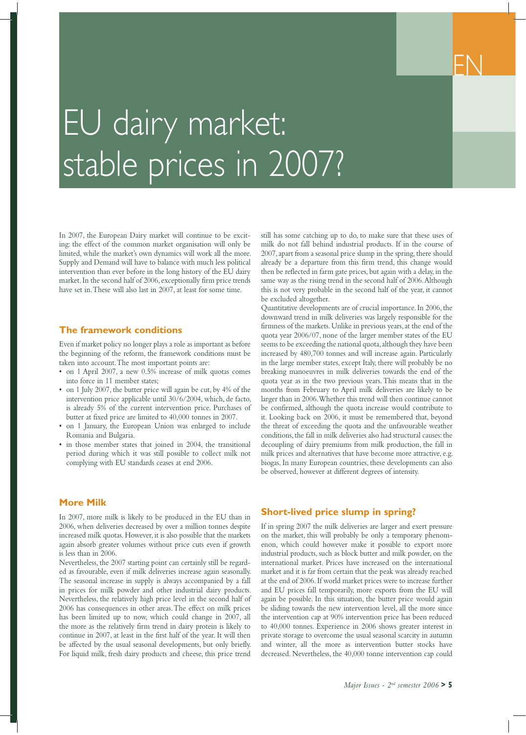# EU dairy market: stable prices in 2007?

In 2007, the European Dairy market will continue to be exciting: the effect of the common market organisation will only be limited, while the market's own dynamics will work all the more. Supply and Demand will have to balance with much less political intervention than ever before in the long history of the EU dairy market. In the second half of 2006, exceptionally firm price trends have set in. These will also last in 2007, at least for some time.

## The framework conditions

Even if market policy no longer plays a role as important as before the beginning of the reform, the framework conditions must be taken into account. The most important points are:

- on 1 April 2007, a new 0.5% increase of milk quotas comes into force in 11 member states;
- on 1 July 2007, the butter price will again be cut, by 4% of the intervention price applicable until 30/6/2004, which, de facto, is already 5% of the current intervention price. Purchases of butter at fixed price are limited to 40,000 tonnes in 2007.
- on 1 January, the European Union was enlarged to include Romania and Bulgaria.
- in those member states that joined in 2004, the transitional period during which it was still possible to collect milk not complying with EU standards ceases at end 2006.

## More Milk

In 2007, more milk is likely to be produced in the EU than in 2006, when deliveries decreased by over a million tonnes despite increased milk quotas. However, it is also possible that the markets again absorb greater volumes without price cuts even if growth is less than in 2006.

Nevertheless, the 2007 starting point can certainly still be regarded as favourable, even if milk deliveries increase again seasonally. The seasonal increase in supply is always accompanied by a fall in prices for milk powder and other industrial dairy products. Nevertheless, the relatively high price level in the second half of 2006 has consequences in other areas. The effect on milk prices has been limited up to now, which could change in 2007, all the more as the relatively firm trend in dairy protein is likely to continue in 2007, at least in the first half of the year. It will then be affected by the usual seasonal developments, but only briefly. For liquid milk, fresh dairy products and cheese, this price trend still has some catching up to do, to make sure that these uses of milk do not fall behind industrial products. If in the course of 2007, apart from a seasonal price slump in the spring, there should already be a departure from this firm trend, this change would then be reflected in farm gate prices, but again with a delay, in the same way as the rising trend in the second half of 2006. Although this is not very probable in the second half of the year, it cannot be excluded altogether.

Quantitative developments are of crucial importance. In 2006, the downward trend in milk deliveries was largely responsible for the firmness of the markets. Unlike in previous years, at the end of the quota year 2006/07, none of the larger member states of the EU seems to be exceeding the national quota, although they have been increased by 480,700 tonnes and will increase again. Particularly in the large member states, except Italy, there will probably be no breaking manoeuvres in milk deliveries towards the end of the quota year as in the two previous years. This means that in the months from February to April milk deliveries are likely to be larger than in 2006. Whether this trend will then continue cannot be confirmed, although the quota increase would contribute to it. Looking back on 2006, it must be remembered that, beyond the threat of exceeding the quota and the unfavourable weather conditions, the fall in milk deliveries also had structural causes: the decoupling of dairy premiums from milk production, the fall in milk prices and alternatives that have become more attractive, e.g. biogas. In many European countries, these developments can also be observed, however at different degrees of intensity.

## Short-lived price slump in spring?

If in spring 2007 the milk deliveries are larger and exert pressure on the market, this will probably be only a temporary phenomenon, which could however make it possible to export more industrial products, such as block butter and milk powder, on the international market. Prices have increased on the international market and it is far from certain that the peak was already reached at the end of 2006. If world market prices were to increase further and EU prices fall temporarily, more exports from the EU will again be possible. In this situation, the butter price would again be sliding towards the new intervention level, all the more since the intervention cap at 90% intervention price has been reduced to 40,000 tonnes. Experience in 2006 shows greater interest in private storage to overcome the usual seasonal scarcity in autumn and winter, all the more as intervention butter stocks have decreased. Nevertheless, the 40,000 tonne intervention cap could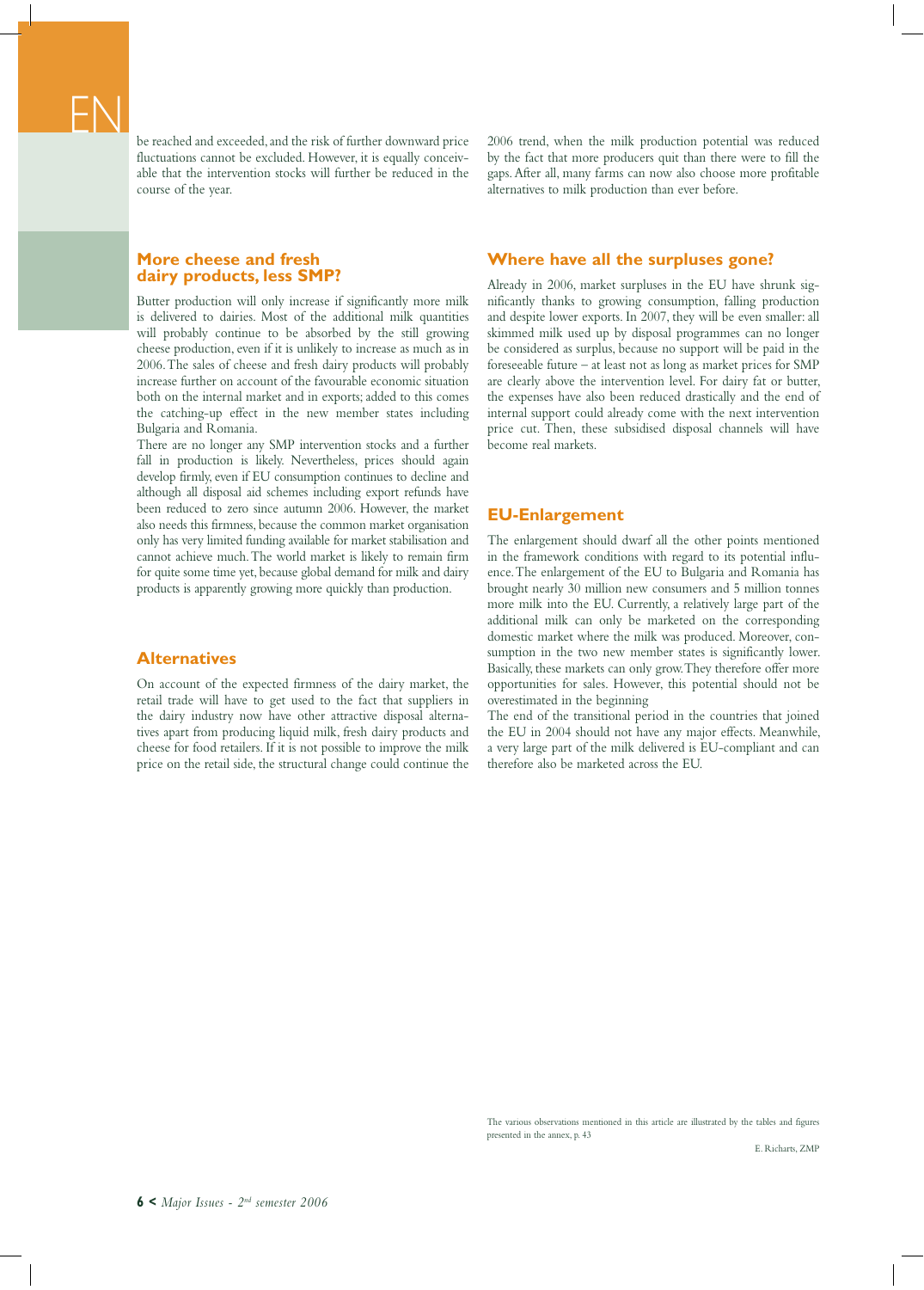be reached and exceeded, and the risk of further downward price fluctuations cannot be excluded. However, it is equally conceivable that the intervention stocks will further be reduced in the course of the year.

## More cheese and fresh dairy products, less SMP?

Butter production will only increase if significantly more milk is delivered to dairies. Most of the additional milk quantities will probably continue to be absorbed by the still growing cheese production, even if it is unlikely to increase as much as in 2006. The sales of cheese and fresh dairy products will probably increase further on account of the favourable economic situation both on the internal market and in exports; added to this comes the catching-up effect in the new member states including Bulgaria and Romania.

There are no longer any SMP intervention stocks and a further fall in production is likely. Nevertheless, prices should again develop firmly, even if EU consumption continues to decline and although all disposal aid schemes including export refunds have been reduced to zero since autumn 2006. However, the market also needs this firmness, because the common market organisation only has very limited funding available for market stabilisation and cannot achieve much. The world market is likely to remain firm for quite some time yet, because global demand for milk and dairy products is apparently growing more quickly than production.

## Alternatives

On account of the expected firmness of the dairy market, the retail trade will have to get used to the fact that suppliers in the dairy industry now have other attractive disposal alternatives apart from producing liquid milk, fresh dairy products and cheese for food retailers. If it is not possible to improve the milk price on the retail side, the structural change could continue the 2006 trend, when the milk production potential was reduced by the fact that more producers quit than there were to fill the gaps. After all, many farms can now also choose more profitable alternatives to milk production than ever before.

## Where have all the surpluses gone?

Already in 2006, market surpluses in the EU have shrunk significantly thanks to growing consumption, falling production and despite lower exports. In 2007, they will be even smaller: all skimmed milk used up by disposal programmes can no longer be considered as surplus, because no support will be paid in the foreseeable future – at least not as long as market prices for SMP are clearly above the intervention level. For dairy fat or butter, the expenses have also been reduced drastically and the end of internal support could already come with the next intervention price cut. Then, these subsidised disposal channels will have become real markets.

## EU-Enlargement

The enlargement should dwarf all the other points mentioned in the framework conditions with regard to its potential influence. The enlargement of the EU to Bulgaria and Romania has brought nearly 30 million new consumers and 5 million tonnes more milk into the EU. Currently, a relatively large part of the additional milk can only be marketed on the corresponding domestic market where the milk was produced. Moreover, consumption in the two new member states is significantly lower. Basically, these markets can only grow. They therefore offer more opportunities for sales. However, this potential should not be overestimated in the beginning

The end of the transitional period in the countries that joined the EU in 2004 should not have any major effects. Meanwhile, a very large part of the milk delivered is EU-compliant and can therefore also be marketed across the EU.

The various observations mentioned in this article are illustrated by the tables and figures presented in the annex, p. 43

E. Richarts, ZMP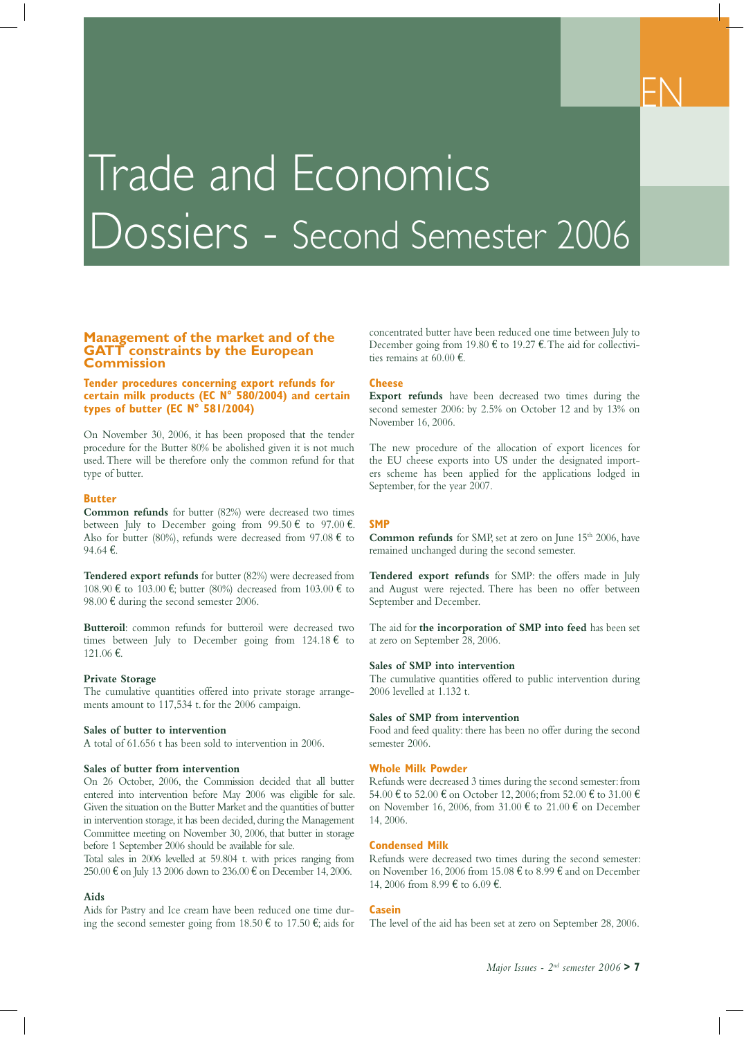EN

# Trade and Economics Dossiers - Second Semester 2006

## Management of the market and of the GATT constraints by the European Commission

### Tender procedures concerning export refunds for certain milk products (EC N° 580/2004) and certain types of butter (EC N° 581/2004)

On November 30, 2006, it has been proposed that the tender procedure for the Butter 80% be abolished given it is not much used. There will be therefore only the common refund for that type of butter.

### Butter

**Common refunds** for butter (82%) were decreased two times between July to December going from 99.50 € to 97.00 €. Also for butter (80%), refunds were decreased from 97.08 € to 94.64 €.

**Tendered export refunds** for butter (82%) were decreased from 108.90 € to 103.00 €; butter (80%) decreased from 103.00 € to 98.00 € during the second semester 2006.

**Butteroil**: common refunds for butteroil were decreased two times between July to December going from 124.18 € to 121.06 €.

**Private Storage**
The cumulative quantities offered into private storage arrangements amount to 117,534 t. for the 2006 campaign.

**Sales of butter to intervention**
A total of 61.656 t has been sold to intervention in 2006.

**Sales of butter from intervention**
On 26 October, 2006, the Commission decided that all butter entered into intervention before May 2006 was eligible for sale. Given the situation on the Butter Market and the quantities of butter in intervention storage, it has been decided, during the Management Committee meeting on November 30, 2006, that butter in storage before 1 September 2006 should be available for sale.
Total sales in 2006 levelled at 59.804 t. with prices ranging from 250.00 € on July 13 2006 down to 236.00 € on December 14, 2006.

**Aids**
Aids for Pastry and Ice cream have been reduced one time during the second semester going from 18.50 € to 17.50 €; aids for concentrated butter have been reduced one time between July to December going from 19.80 € to 19.27 €. The aid for collectivities remains at 60.00 €.

### Cheese

**Export refunds** have been decreased two times during the second semester 2006: by 2.5% on October 12 and by 13% on November 16, 2006.

The new procedure of the allocation of export licences for the EU cheese exports into US under the designated importers scheme has been applied for the applications lodged in September, for the year 2007.

### SMP

**Common refunds** for SMP, set at zero on June 15th 2006, have remained unchanged during the second semester.

**Tendered export refunds** for SMP: the offers made in July and August were rejected. There has been no offer between September and December.

The aid for **the incorporation of SMP into feed** has been set at zero on September 28, 2006.

**Sales of SMP into intervention**
The cumulative quantities offered to public intervention during 2006 levelled at 1.132 t.

**Sales of SMP from intervention**
Food and feed quality: there has been no offer during the second semester 2006.

### Whole Milk Powder

Refunds were decreased 3 times during the second semester: from 54.00 € to 52.00 € on October 12, 2006; from 52.00 € to 31.00 € on November 16, 2006, from 31.00 € to 21.00 € on December 14, 2006.

### Condensed Milk

Refunds were decreased two times during the second semester: on November 16, 2006 from 15.08 € to 8.99 € and on December 14, 2006 from 8.99 € to 6.09 €.

### Casein

The level of the aid has been set at zero on September 28, 2006.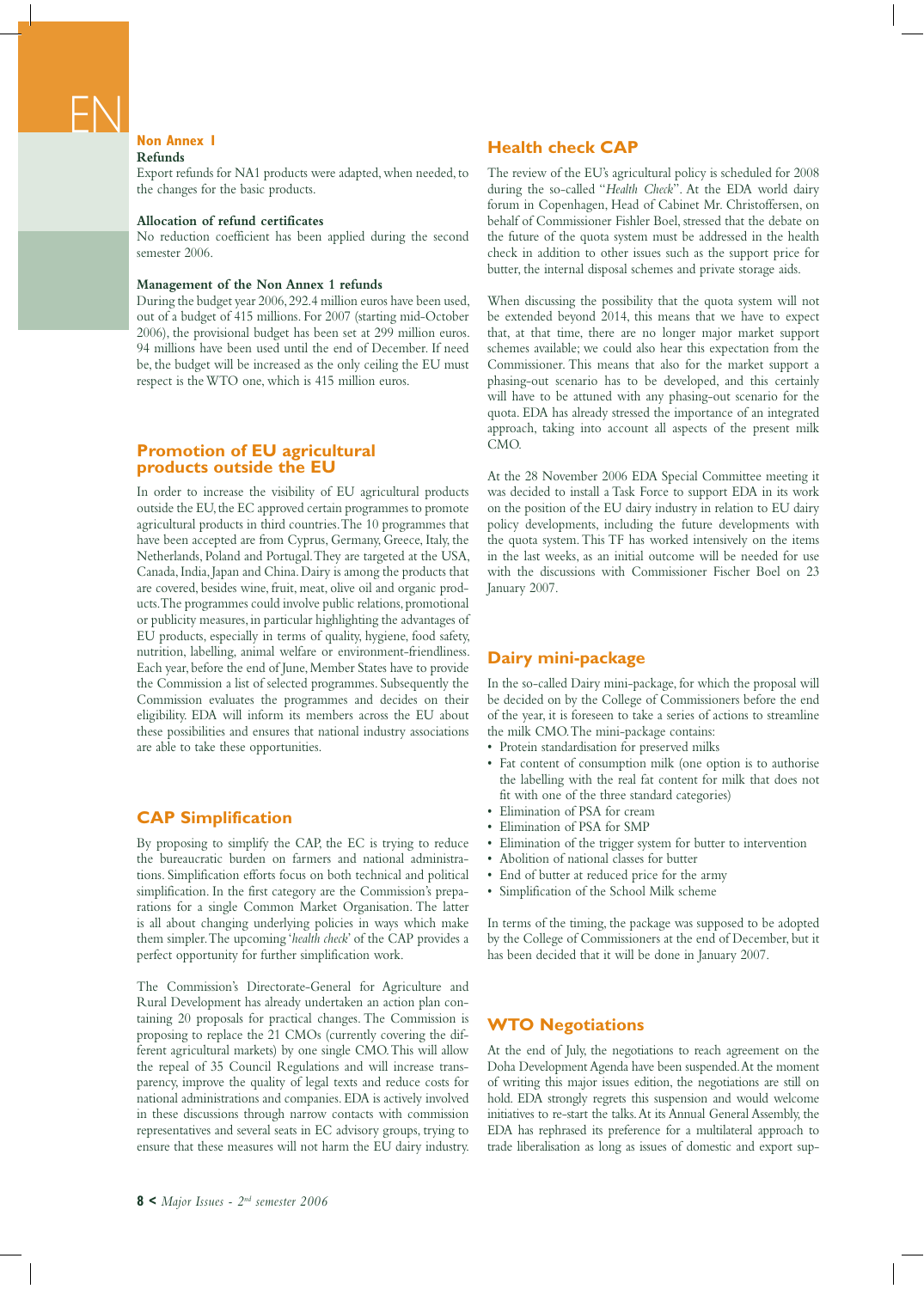## Non Annex I

### Refunds

Export refunds for NA1 products were adapted, when needed, to the changes for the basic products.

### Allocation of refund certificates

No reduction coefficient has been applied during the second semester 2006.

### Management of the Non Annex 1 refunds

During the budget year 2006, 292.4 million euros have been used, out of a budget of 415 millions. For 2007 (starting mid-October 2006), the provisional budget has been set at 299 million euros. 94 millions have been used until the end of December. If need be, the budget will be increased as the only ceiling the EU must respect is the WTO one, which is 415 million euros.

## Promotion of EU agricultural products outside the EU

In order to increase the visibility of EU agricultural products outside the EU, the EC approved certain programmes to promote agricultural products in third countries. The 10 programmes that have been accepted are from Cyprus, Germany, Greece, Italy, the Netherlands, Poland and Portugal. They are targeted at the USA, Canada, India, Japan and China. Dairy is among the products that are covered, besides wine, fruit, meat, olive oil and organic products. The programmes could involve public relations, promotional or publicity measures, in particular highlighting the advantages of EU products, especially in terms of quality, hygiene, food safety, nutrition, labelling, animal welfare or environment-friendliness. Each year, before the end of June, Member States have to provide the Commission a list of selected programmes. Subsequently the Commission evaluates the programmes and decides on their eligibility. EDA will inform its members across the EU about these possibilities and ensures that national industry associations are able to take these opportunities.

## CAP Simplification

By proposing to simplify the CAP, the EC is trying to reduce the bureaucratic burden on farmers and national administrations. Simplification efforts focus on both technical and political simplification. In the first category are the Commission's preparations for a single Common Market Organisation. The latter is all about changing underlying policies in ways which make them simpler. The upcoming '*health check*' of the CAP provides a perfect opportunity for further simplification work.

The Commission's Directorate-General for Agriculture and Rural Development has already undertaken an action plan containing 20 proposals for practical changes. The Commission is proposing to replace the 21 CMOs (currently covering the different agricultural markets) by one single CMO. This will allow the repeal of 35 Council Regulations and will increase transparency, improve the quality of legal texts and reduce costs for national administrations and companies. EDA is actively involved in these discussions through narrow contacts with commission representatives and several seats in EC advisory groups, trying to ensure that these measures will not harm the EU dairy industry.

## Health check CAP

The review of the EU's agricultural policy is scheduled for 2008 during the so-called "*Health Check*". At the EDA world dairy forum in Copenhagen, Head of Cabinet Mr. Christoffersen, on behalf of Commissioner Fishler Boel, stressed that the debate on the future of the quota system must be addressed in the health check in addition to other issues such as the support price for butter, the internal disposal schemes and private storage aids.

When discussing the possibility that the quota system will not be extended beyond 2014, this means that we have to expect that, at that time, there are no longer major market support schemes available; we could also hear this expectation from the Commissioner. This means that also for the market support a phasing-out scenario has to be developed, and this certainly will have to be attuned with any phasing-out scenario for the quota. EDA has already stressed the importance of an integrated approach, taking into account all aspects of the present milk CMO.

At the 28 November 2006 EDA Special Committee meeting it was decided to install a Task Force to support EDA in its work on the position of the EU dairy industry in relation to EU dairy policy developments, including the future developments with the quota system. This TF has worked intensively on the items in the last weeks, as an initial outcome will be needed for use with the discussions with Commissioner Fischer Boel on 23 January 2007.

## Dairy mini-package

In the so-called Dairy mini-package, for which the proposal will be decided on by the College of Commissioners before the end of the year, it is foreseen to take a series of actions to streamline the milk CMO. The mini-package contains:

- Protein standardisation for preserved milks
- Fat content of consumption milk (one option is to authorise the labelling with the real fat content for milk that does not fit with one of the three standard categories)
- Elimination of PSA for cream
- Elimination of PSA for SMP
- Elimination of the trigger system for butter to intervention
- Abolition of national classes for butter
- End of butter at reduced price for the army
- Simplification of the School Milk scheme

In terms of the timing, the package was supposed to be adopted by the College of Commissioners at the end of December, but it has been decided that it will be done in January 2007.

## WTO Negotiations

At the end of July, the negotiations to reach agreement on the Doha Development Agenda have been suspended. At the moment of writing this major issues edition, the negotiations are still on hold. EDA strongly regrets this suspension and would welcome initiatives to re-start the talks. At its Annual General Assembly, the EDA has rephrased its preference for a multilateral approach to trade liberalisation as long as issues of domestic and export sup-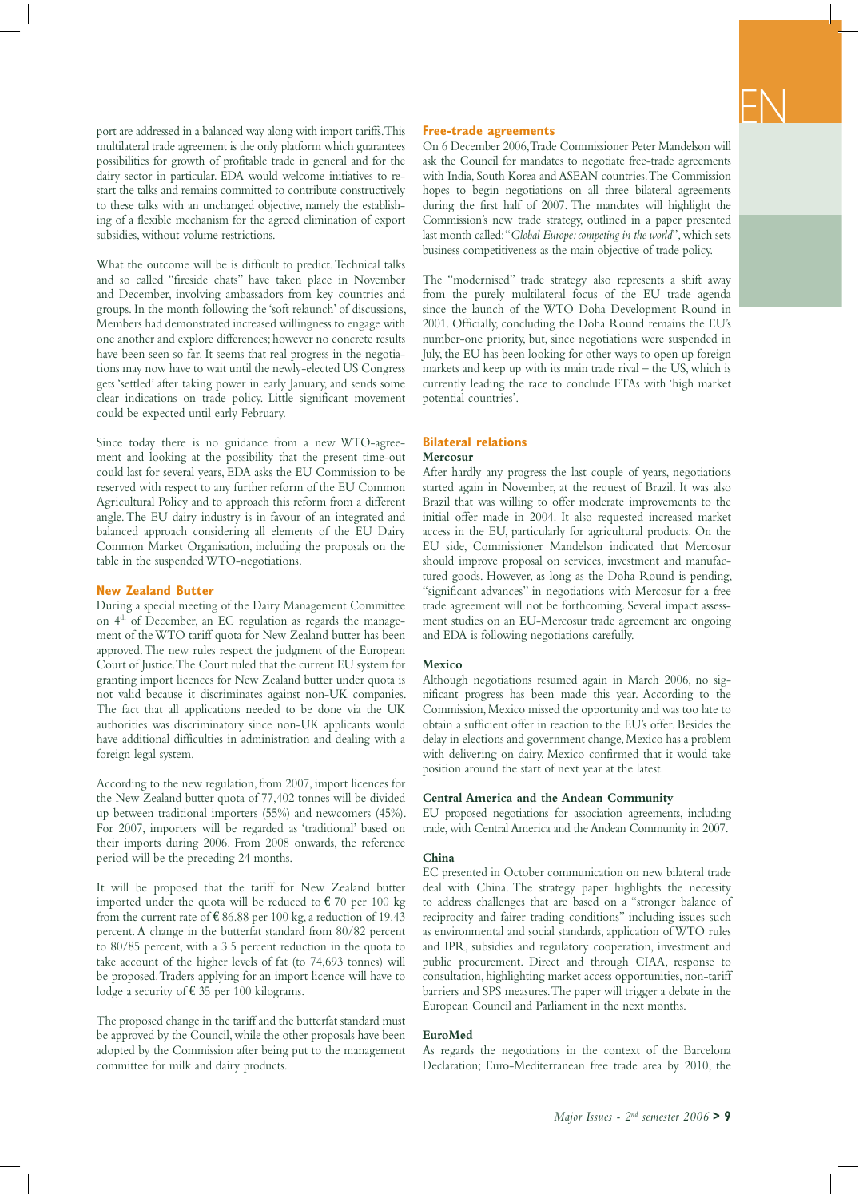port are addressed in a balanced way along with import tariffs. This multilateral trade agreement is the only platform which guarantees possibilities for growth of profitable trade in general and for the dairy sector in particular. EDA would welcome initiatives to re-start the talks and remains committed to contribute constructively to these talks with an unchanged objective, namely the establishing of a flexible mechanism for the agreed elimination of export subsidies, without volume restrictions.

What the outcome will be is difficult to predict. Technical talks and so called "fireside chats" have taken place in November and December, involving ambassadors from key countries and groups. In the month following the 'soft relaunch' of discussions, Members had demonstrated increased willingness to engage with one another and explore differences; however no concrete results have been seen so far. It seems that real progress in the negotiations may now have to wait until the newly-elected US Congress gets 'settled' after taking power in early January, and sends some clear indications on trade policy. Little significant movement could be expected until early February.

Since today there is no guidance from a new WTO-agreement and looking at the possibility that the present time-out could last for several years, EDA asks the EU Commission to be reserved with respect to any further reform of the EU Common Agricultural Policy and to approach this reform from a different angle. The EU dairy industry is in favour of an integrated and balanced approach considering all elements of the EU Dairy Common Market Organisation, including the proposals on the table in the suspended WTO-negotiations.

## New Zealand Butter

During a special meeting of the Dairy Management Committee on 4th of December, an EC regulation as regards the management of the WTO tariff quota for New Zealand butter has been approved. The new rules respect the judgment of the European Court of Justice. The Court ruled that the current EU system for granting import licences for New Zealand butter under quota is not valid because it discriminates against non-UK companies. The fact that all applications needed to be done via the UK authorities was discriminatory since non-UK applicants would have additional difficulties in administration and dealing with a foreign legal system.

According to the new regulation, from 2007, import licences for the New Zealand butter quota of 77,402 tonnes will be divided up between traditional importers (55%) and newcomers (45%). For 2007, importers will be regarded as 'traditional' based on their imports during 2006. From 2008 onwards, the reference period will be the preceding 24 months.

It will be proposed that the tariff for New Zealand butter imported under the quota will be reduced to € 70 per 100 kg from the current rate of € 86.88 per 100 kg, a reduction of 19.43 percent. A change in the butterfat standard from 80/82 percent to 80/85 percent, with a 3.5 percent reduction in the quota to take account of the higher levels of fat (to 74,693 tonnes) will be proposed. Traders applying for an import licence will have to lodge a security of € 35 per 100 kilograms.

The proposed change in the tariff and the butterfat standard must be approved by the Council, while the other proposals have been adopted by the Commission after being put to the management committee for milk and dairy products.

## Free-trade agreements

On 6 December 2006, Trade Commissioner Peter Mandelson will ask the Council for mandates to negotiate free-trade agreements with India, South Korea and ASEAN countries. The Commission hopes to begin negotiations on all three bilateral agreements during the first half of 2007. The mandates will highlight the Commission's new trade strategy, outlined in a paper presented last month called: "*Global Europe: competing in the world*", which sets business competitiveness as the main objective of trade policy.

The "modernised" trade strategy also represents a shift away from the purely multilateral focus of the EU trade agenda since the launch of the WTO Doha Development Round in 2001. Officially, concluding the Doha Round remains the EU's number-one priority, but, since negotiations were suspended in July, the EU has been looking for other ways to open up foreign markets and keep up with its main trade rival – the US, which is currently leading the race to conclude FTAs with 'high market potential countries'.

## Bilateral relations

### Mercosur

After hardly any progress the last couple of years, negotiations started again in November, at the request of Brazil. It was also Brazil that was willing to offer moderate improvements to the initial offer made in 2004. It also requested increased market access in the EU, particularly for agricultural products. On the EU side, Commissioner Mandelson indicated that Mercosur should improve proposal on services, investment and manufactured goods. However, as long as the Doha Round is pending, "significant advances" in negotiations with Mercosur for a free trade agreement will not be forthcoming. Several impact assessment studies on an EU-Mercosur trade agreement are ongoing and EDA is following negotiations carefully.

### Mexico

Although negotiations resumed again in March 2006, no significant progress has been made this year. According to the Commission, Mexico missed the opportunity and was too late to obtain a sufficient offer in reaction to the EU's offer. Besides the delay in elections and government change, Mexico has a problem with delivering on dairy. Mexico confirmed that it would take position around the start of next year at the latest.

### Central America and the Andean Community

EU proposed negotiations for association agreements, including trade, with Central America and the Andean Community in 2007.

### China

EC presented in October communication on new bilateral trade deal with China. The strategy paper highlights the necessity to address challenges that are based on a "stronger balance of reciprocity and fairer trading conditions" including issues such as environmental and social standards, application of WTO rules and IPR, subsidies and regulatory cooperation, investment and public procurement. Direct and through CIAA, response to consultation, highlighting market access opportunities, non-tariff barriers and SPS measures. The paper will trigger a debate in the European Council and Parliament in the next months.

### EuroMed

As regards the negotiations in the context of the Barcelona Declaration; Euro-Mediterranean free trade area by 2010, the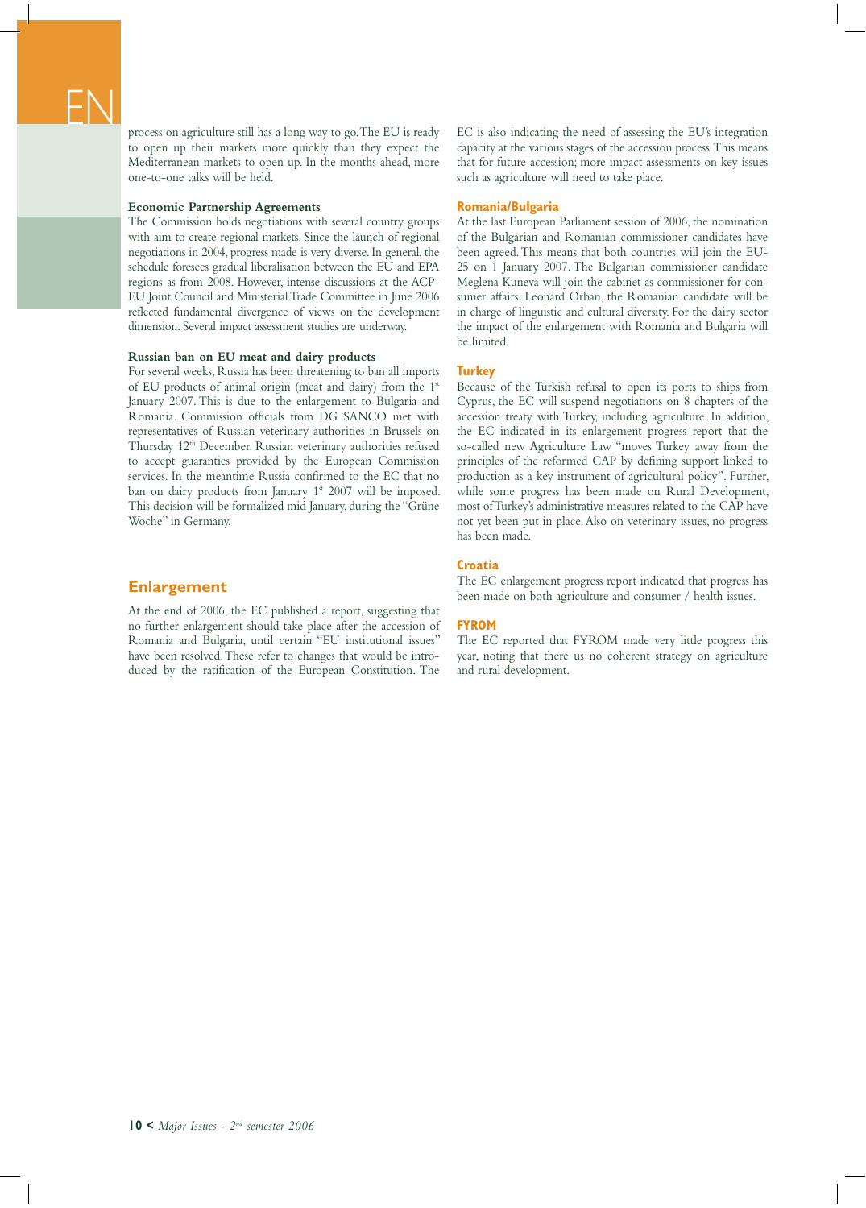process on agriculture still has a long way to go. The EU is ready to open up their markets more quickly than they expect the Mediterranean markets to open up. In the months ahead, more one-to-one talks will be held.

**Economic Partnership Agreements**

The Commission holds negotiations with several country groups with aim to create regional markets. Since the launch of regional negotiations in 2004, progress made is very diverse. In general, the schedule foresees gradual liberalisation between the EU and EPA regions as from 2008. However, intense discussions at the ACP-EU Joint Council and Ministerial Trade Committee in June 2006 reflected fundamental divergence of views on the development dimension. Several impact assessment studies are underway.

**Russian ban on EU meat and dairy products**

For several weeks, Russia has been threatening to ban all imports of EU products of animal origin (meat and dairy) from the 1st January 2007. This is due to the enlargement to Bulgaria and Romania. Commission officials from DG SANCO met with representatives of Russian veterinary authorities in Brussels on Thursday 12th December. Russian veterinary authorities refused to accept guaranties provided by the European Commission services. In the meantime Russia confirmed to the EC that no ban on dairy products from January 1st 2007 will be imposed. This decision will be formalized mid January, during the "Grüne Woche" in Germany.

## Enlargement

At the end of 2006, the EC published a report, suggesting that no further enlargement should take place after the accession of Romania and Bulgaria, until certain "EU institutional issues" have been resolved. These refer to changes that would be introduced by the ratification of the European Constitution. The EC is also indicating the need of assessing the EU's integration capacity at the various stages of the accession process. This means that for future accession; more impact assessments on key issues such as agriculture will need to take place.

### Romania/Bulgaria

At the last European Parliament session of 2006, the nomination of the Bulgarian and Romanian commissioner candidates have been agreed. This means that both countries will join the EU-25 on 1 January 2007. The Bulgarian commissioner candidate Meglena Kuneva will join the cabinet as commissioner for consumer affairs. Leonard Orban, the Romanian candidate will be in charge of linguistic and cultural diversity. For the dairy sector the impact of the enlargement with Romania and Bulgaria will be limited.

### Turkey

Because of the Turkish refusal to open its ports to ships from Cyprus, the EC will suspend negotiations on 8 chapters of the accession treaty with Turkey, including agriculture. In addition, the EC indicated in its enlargement progress report that the so-called new Agriculture Law "moves Turkey away from the principles of the reformed CAP by defining support linked to production as a key instrument of agricultural policy". Further, while some progress has been made on Rural Development, most of Turkey's administrative measures related to the CAP have not yet been put in place. Also on veterinary issues, no progress has been made.

### Croatia

The EC enlargement progress report indicated that progress has been made on both agriculture and consumer / health issues.

### FYROM

The EC reported that FYROM made very little progress this year, noting that there us no coherent strategy on agriculture and rural development.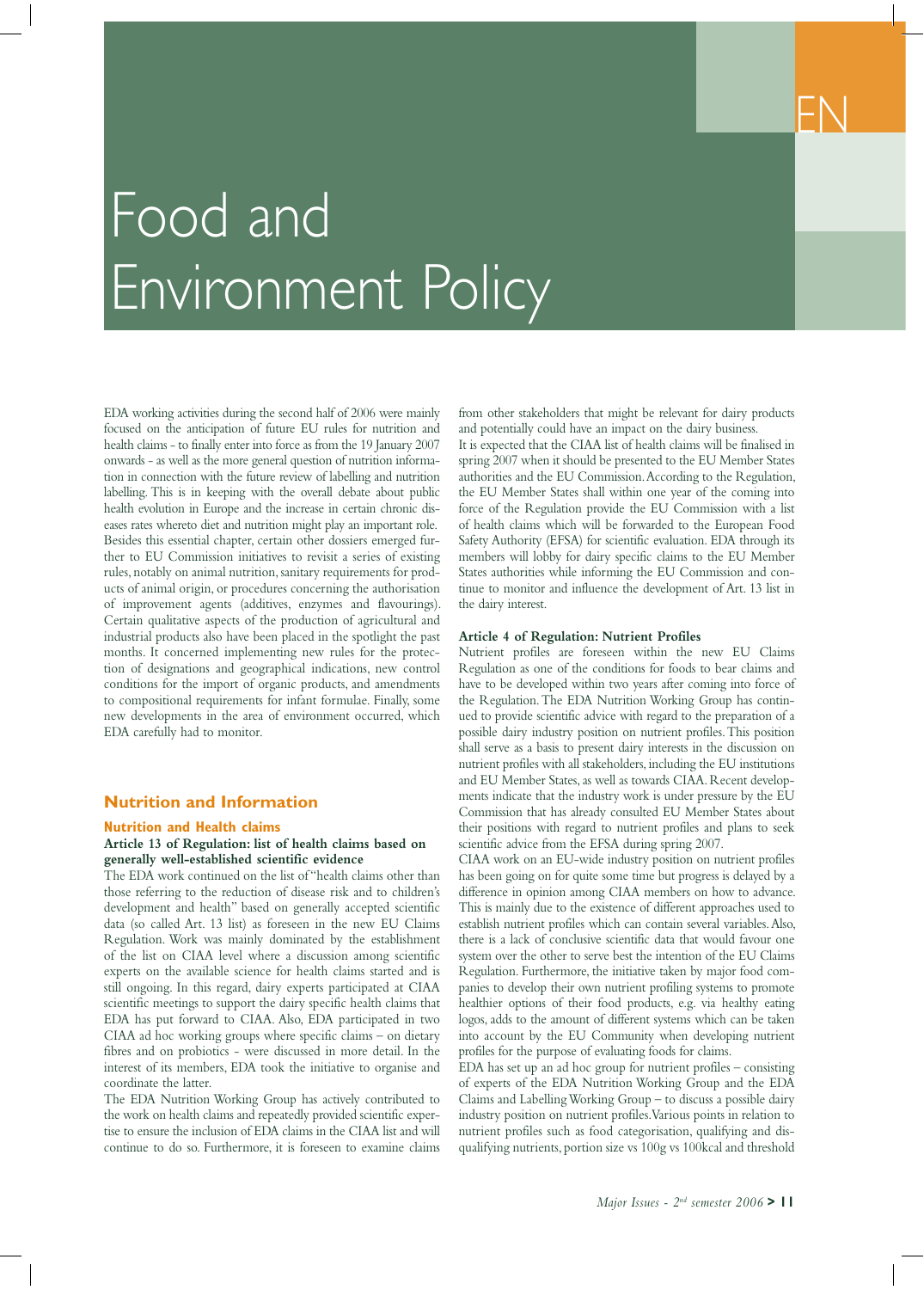# Food and Environment Policy

EDA working activities during the second half of 2006 were mainly focused on the anticipation of future EU rules for nutrition and health claims - to finally enter into force as from the 19 January 2007 onwards - as well as the more general question of nutrition information in connection with the future review of labelling and nutrition labelling. This is in keeping with the overall debate about public health evolution in Europe and the increase in certain chronic diseases rates whereto diet and nutrition might play an important role. Besides this essential chapter, certain other dossiers emerged further to EU Commission initiatives to revisit a series of existing rules, notably on animal nutrition, sanitary requirements for products of animal origin, or procedures concerning the authorisation of improvement agents (additives, enzymes and flavourings). Certain qualitative aspects of the production of agricultural and industrial products also have been placed in the spotlight the past months. It concerned implementing new rules for the protection of designations and geographical indications, new control conditions for the import of organic products, and amendments to compositional requirements for infant formulae. Finally, some new developments in the area of environment occurred, which EDA carefully had to monitor.

## Nutrition and Information

### Nutrition and Health claims

#### Article 13 of Regulation: list of health claims based on generally well-established scientific evidence

The EDA work continued on the list of "health claims other than those referring to the reduction of disease risk and to children's development and health" based on generally accepted scientific data (so called Art. 13 list) as foreseen in the new EU Claims Regulation. Work was mainly dominated by the establishment of the list on CIAA level where a discussion among scientific experts on the available science for health claims started and is still ongoing. In this regard, dairy experts participated at CIAA scientific meetings to support the dairy specific health claims that EDA has put forward to CIAA. Also, EDA participated in two CIAA ad hoc working groups where specific claims – on dietary fibres and on probiotics - were discussed in more detail. In the interest of its members, EDA took the initiative to organise and coordinate the latter.

The EDA Nutrition Working Group has actively contributed to the work on health claims and repeatedly provided scientific expertise to ensure the inclusion of EDA claims in the CIAA list and will continue to do so. Furthermore, it is foreseen to examine claims from other stakeholders that might be relevant for dairy products and potentially could have an impact on the dairy business.

It is expected that the CIAA list of health claims will be finalised in spring 2007 when it should be presented to the EU Member States authorities and the EU Commission. According to the Regulation, the EU Member States shall within one year of the coming into force of the Regulation provide the EU Commission with a list of health claims which will be forwarded to the European Food Safety Authority (EFSA) for scientific evaluation. EDA through its members will lobby for dairy specific claims to the EU Member States authorities while informing the EU Commission and continue to monitor and influence the development of Art. 13 list in the dairy interest.

#### Article 4 of Regulation: Nutrient Profiles

Nutrient profiles are foreseen within the new EU Claims Regulation as one of the conditions for foods to bear claims and have to be developed within two years after coming into force of the Regulation. The EDA Nutrition Working Group has continued to provide scientific advice with regard to the preparation of a possible dairy industry position on nutrient profiles. This position shall serve as a basis to present dairy interests in the discussion on nutrient profiles with all stakeholders, including the EU institutions and EU Member States, as well as towards CIAA. Recent developments indicate that the industry work is under pressure by the EU Commission that has already consulted EU Member States about their positions with regard to nutrient profiles and plans to seek scientific advice from the EFSA during spring 2007.

CIAA work on an EU-wide industry position on nutrient profiles has been going on for quite some time but progress is delayed by a difference in opinion among CIAA members on how to advance. This is mainly due to the existence of different approaches used to establish nutrient profiles which can contain several variables. Also, there is a lack of conclusive scientific data that would favour one system over the other to serve best the intention of the EU Claims Regulation. Furthermore, the initiative taken by major food companies to develop their own nutrient profiling systems to promote healthier options of their food products, e.g. via healthy eating logos, adds to the amount of different systems which can be taken into account by the EU Community when developing nutrient profiles for the purpose of evaluating foods for claims.

EDA has set up an ad hoc group for nutrient profiles – consisting of experts of the EDA Nutrition Working Group and the EDA Claims and Labelling Working Group – to discuss a possible dairy industry position on nutrient profiles. Various points in relation to nutrient profiles such as food categorisation, qualifying and disqualifying nutrients, portion size vs 100g vs 100kcal and threshold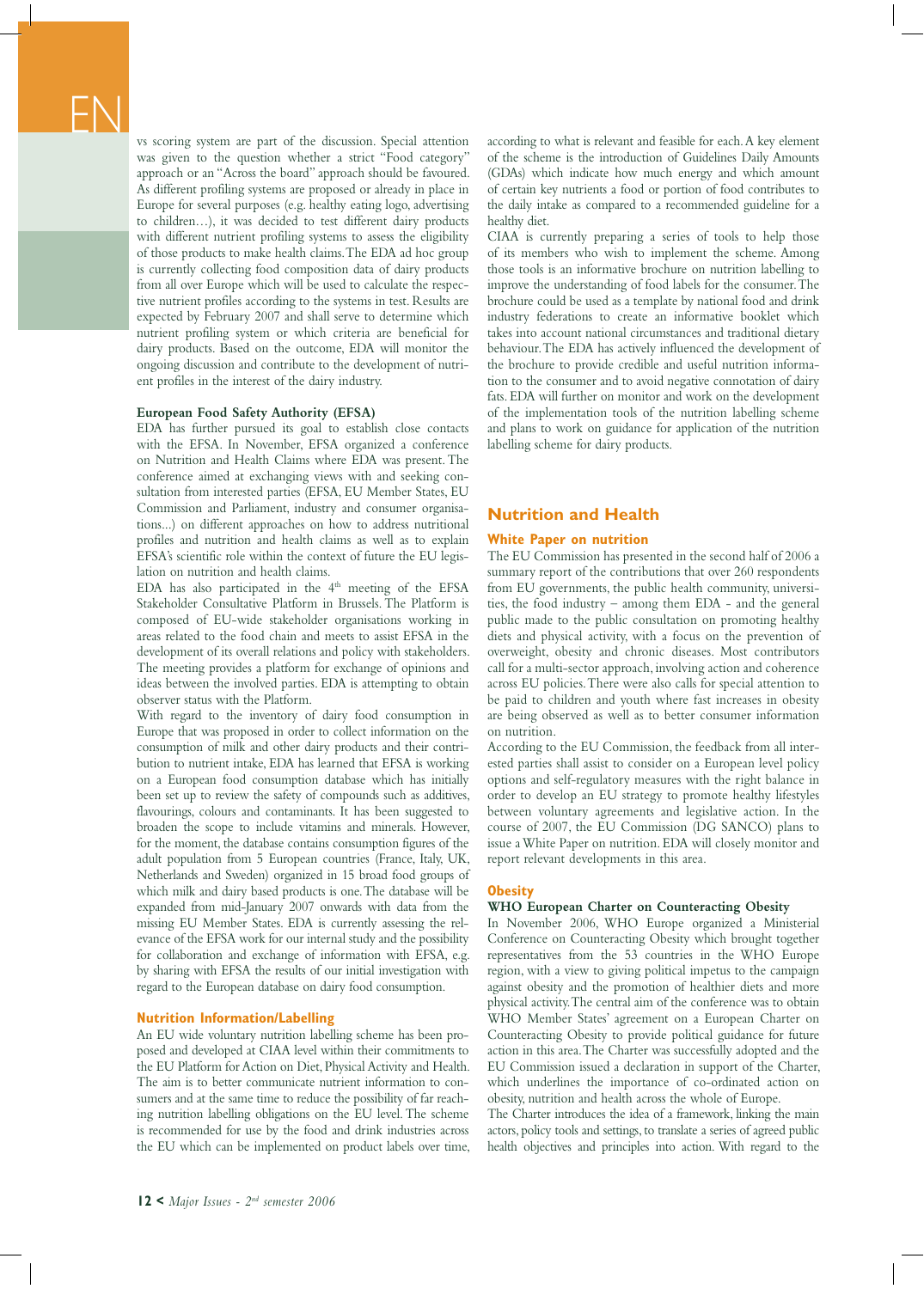vs scoring system are part of the discussion. Special attention was given to the question whether a strict "Food category" approach or an "Across the board" approach should be favoured. As different profiling systems are proposed or already in place in Europe for several purposes (e.g. healthy eating logo, advertising to children…), it was decided to test different dairy products with different nutrient profiling systems to assess the eligibility of those products to make health claims. The EDA ad hoc group is currently collecting food composition data of dairy products from all over Europe which will be used to calculate the respective nutrient profiles according to the systems in test. Results are expected by February 2007 and shall serve to determine which nutrient profiling system or which criteria are beneficial for dairy products. Based on the outcome, EDA will monitor the ongoing discussion and contribute to the development of nutrient profiles in the interest of the dairy industry.

**European Food Safety Authority (EFSA)**

EDA has further pursued its goal to establish close contacts with the EFSA. In November, EFSA organized a conference on Nutrition and Health Claims where EDA was present. The conference aimed at exchanging views with and seeking consultation from interested parties (EFSA, EU Member States, EU Commission and Parliament, industry and consumer organisations...) on different approaches on how to address nutritional profiles and nutrition and health claims as well as to explain EFSA's scientific role within the context of future the EU legislation on nutrition and health claims.

EDA has also participated in the 4th meeting of the EFSA Stakeholder Consultative Platform in Brussels. The Platform is composed of EU-wide stakeholder organisations working in areas related to the food chain and meets to assist EFSA in the development of its overall relations and policy with stakeholders. The meeting provides a platform for exchange of opinions and ideas between the involved parties. EDA is attempting to obtain observer status with the Platform.

With regard to the inventory of dairy food consumption in Europe that was proposed in order to collect information on the consumption of milk and other dairy products and their contribution to nutrient intake, EDA has learned that EFSA is working on a European food consumption database which has initially been set up to review the safety of compounds such as additives, flavourings, colours and contaminants. It has been suggested to broaden the scope to include vitamins and minerals. However, for the moment, the database contains consumption figures of the adult population from 5 European countries (France, Italy, UK, Netherlands and Sweden) organized in 15 broad food groups of which milk and dairy based products is one. The database will be expanded from mid-January 2007 onwards with data from the missing EU Member States. EDA is currently assessing the relevance of the EFSA work for our internal study and the possibility for collaboration and exchange of information with EFSA, e.g. by sharing with EFSA the results of our initial investigation with regard to the European database on dairy food consumption.

### Nutrition Information/Labelling

An EU wide voluntary nutrition labelling scheme has been proposed and developed at CIAA level within their commitments to the EU Platform for Action on Diet, Physical Activity and Health. The aim is to better communicate nutrient information to consumers and at the same time to reduce the possibility of far reaching nutrition labelling obligations on the EU level. The scheme is recommended for use by the food and drink industries across the EU which can be implemented on product labels over time, according to what is relevant and feasible for each. A key element of the scheme is the introduction of Guidelines Daily Amounts (GDAs) which indicate how much energy and which amount of certain key nutrients a food or portion of food contributes to the daily intake as compared to a recommended guideline for a healthy diet.

CIAA is currently preparing a series of tools to help those of its members who wish to implement the scheme. Among those tools is an informative brochure on nutrition labelling to improve the understanding of food labels for the consumer. The brochure could be used as a template by national food and drink industry federations to create an informative booklet which takes into account national circumstances and traditional dietary behaviour. The EDA has actively influenced the development of the brochure to provide credible and useful nutrition information to the consumer and to avoid negative connotation of dairy fats. EDA will further on monitor and work on the development of the implementation tools of the nutrition labelling scheme and plans to work on guidance for application of the nutrition labelling scheme for dairy products.

## Nutrition and Health

### White Paper on nutrition

The EU Commission has presented in the second half of 2006 a summary report of the contributions that over 260 respondents from EU governments, the public health community, universities, the food industry – among them EDA - and the general public made to the public consultation on promoting healthy diets and physical activity, with a focus on the prevention of overweight, obesity and chronic diseases. Most contributors call for a multi-sector approach, involving action and coherence across EU policies. There were also calls for special attention to be paid to children and youth where fast increases in obesity are being observed as well as to better consumer information on nutrition.

According to the EU Commission, the feedback from all interested parties shall assist to consider on a European level policy options and self-regulatory measures with the right balance in order to develop an EU strategy to promote healthy lifestyles between voluntary agreements and legislative action. In the course of 2007, the EU Commission (DG SANCO) plans to issue a White Paper on nutrition. EDA will closely monitor and report relevant developments in this area.

### Obesity

**WHO European Charter on Counteracting Obesity**

In November 2006, WHO Europe organized a Ministerial Conference on Counteracting Obesity which brought together representatives from the 53 countries in the WHO Europe region, with a view to giving political impetus to the campaign against obesity and the promotion of healthier diets and more physical activity. The central aim of the conference was to obtain WHO Member States' agreement on a European Charter on Counteracting Obesity to provide political guidance for future action in this area. The Charter was successfully adopted and the EU Commission issued a declaration in support of the Charter, which underlines the importance of co-ordinated action on obesity, nutrition and health across the whole of Europe.

The Charter introduces the idea of a framework, linking the main actors, policy tools and settings, to translate a series of agreed public health objectives and principles into action. With regard to the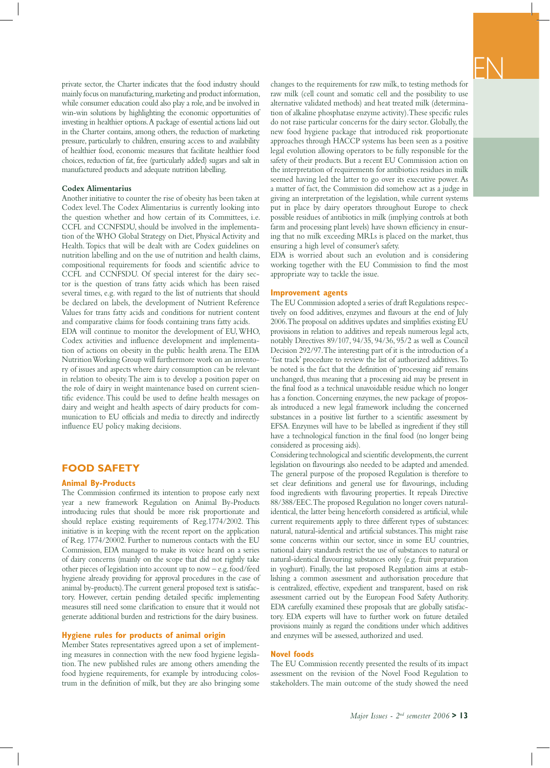private sector, the Charter indicates that the food industry should mainly focus on manufacturing, marketing and product information, while consumer education could also play a role, and be involved in win-win solutions by highlighting the economic opportunities of investing in healthier options. A package of essential actions laid out in the Charter contains, among others, the reduction of marketing pressure, particularly to children, ensuring access to and availability of healthier food, economic measures that facilitate healthier food choices, reduction of fat, free (particularly added) sugars and salt in manufactured products and adequate nutrition labelling.

**Codex Alimentarius**

Another initiative to counter the rise of obesity has been taken at Codex level. The Codex Alimentarius is currently looking into the question whether and how certain of its Committees, i.e. CCFL and CCNFSDU, should be involved in the implementation of the WHO Global Strategy on Diet, Physical Activity and Health. Topics that will be dealt with are Codex guidelines on nutrition labelling and on the use of nutrition and health claims, compositional requirements for foods and scientific advice to CCFL and CCNFSDU. Of special interest for the dairy sector is the question of trans fatty acids which has been raised several times, e.g. with regard to the list of nutrients that should be declared on labels, the development of Nutrient Reference Values for trans fatty acids and conditions for nutrient content and comparative claims for foods containing trans fatty acids.

EDA will continue to monitor the development of EU, WHO, Codex activities and influence development and implementation of actions on obesity in the public health arena. The EDA Nutrition Working Group will furthermore work on an inventory of issues and aspects where dairy consumption can be relevant in relation to obesity. The aim is to develop a position paper on the role of dairy in weight maintenance based on current scientific evidence. This could be used to define health messages on dairy and weight and health aspects of dairy products for communication to EU officials and media to directly and indirectly influence EU policy making decisions.

## FOOD SAFETY

### Animal By-Products

The Commission confirmed its intention to propose early next year a new framework Regulation on Animal By-Products introducing rules that should be more risk proportionate and should replace existing requirements of Reg.1774/2002. This initiative is in keeping with the recent report on the application of Reg. 1774/20002. Further to numerous contacts with the EU Commission, EDA managed to make its voice heard on a series of dairy concerns (mainly on the scope that did not rightly take other pieces of legislation into account up to now – e.g. food/feed hygiene already providing for approval procedures in the case of animal by-products). The current general proposed text is satisfactory. However, certain pending detailed specific implementing measures still need some clarification to ensure that it would not generate additional burden and restrictions for the dairy business.

### Hygiene rules for products of animal origin

Member States representatives agreed upon a set of implementing measures in connection with the new food hygiene legislation. The new published rules are among others amending the food hygiene requirements, for example by introducing colostrum in the definition of milk, but they are also bringing some changes to the requirements for raw milk, to testing methods for raw milk (cell count and somatic cell and the possibility to use alternative validated methods) and heat treated milk (determination of alkaline phosphatase enzyme activity). These specific rules do not raise particular concerns for the dairy sector. Globally, the new food hygiene package that introduced risk proportionate approaches through HACCP systems has been seen as a positive legal evolution allowing operators to be fully responsible for the safety of their products. But a recent EU Commission action on the interpretation of requirements for antibiotics residues in milk seemed having led the latter to go over its executive power. As a matter of fact, the Commission did somehow act as a judge in giving an interpretation of the legislation, while current systems put in place by dairy operators throughout Europe to check possible residues of antibiotics in milk (implying controls at both farm and processing plant levels) have shown efficiency in ensuring that no milk exceeding MRLs is placed on the market, thus ensuring a high level of consumer's safety.

EDA is worried about such an evolution and is considering working together with the EU Commission to find the most appropriate way to tackle the issue.

### Improvement agents

The EU Commission adopted a series of draft Regulations respectively on food additives, enzymes and flavours at the end of July 2006. The proposal on additives updates and simplifies existing EU provisions in relation to additives and repeals numerous legal acts, notably Directives 89/107, 94/35, 94/36, 95/2 as well as Council Decision 292/97. The interesting part of it is the introduction of a 'fast track' procedure to review the list of authorized additives. To be noted is the fact that the definition of 'processing aid' remains unchanged, thus meaning that a processing aid may be present in the final food as a technical unavoidable residue which no longer has a fonction. Concerning enzymes, the new package of proposals introduced a new legal framework including the concerned substances in a positive list further to a scientific assessment by EFSA. Enzymes will have to be labelled as ingredient if they still have a technological function in the final food (no longer being considered as processing aids).

Considering technological and scientific developments, the current legislation on flavourings also needed to be adapted and amended. The general purpose of the proposed Regulation is therefore to set clear definitions and general use for flavourings, including food ingredients with flavouring properties. It repeals Directive 88/388/EEC. The proposed Regulation no longer covers natural-identical, the latter being henceforth considered as artificial, while current requirements apply to three different types of substances: natural, natural-identical and artificial substances. This might raise some concerns within our sector, since in some EU countries, national dairy standards restrict the use of substances to natural or natural-identical flavouring substances only (e.g. fruit preparation in yoghurt). Finally, the last proposed Regulation aims at establishing a common assessment and authorisation procedure that is centralized, effective, expedient and transparent, based on risk assessment carried out by the European Food Safety Authority. EDA carefully examined these proposals that are globally satisfactory. EDA experts will have to further work on future detailed provisions mainly as regard the conditions under which additives and enzymes will be assessed, authorized and used.

### Novel foods

The EU Commission recently presented the results of its impact assessment on the revision of the Novel Food Regulation to stakeholders. The main outcome of the study showed the need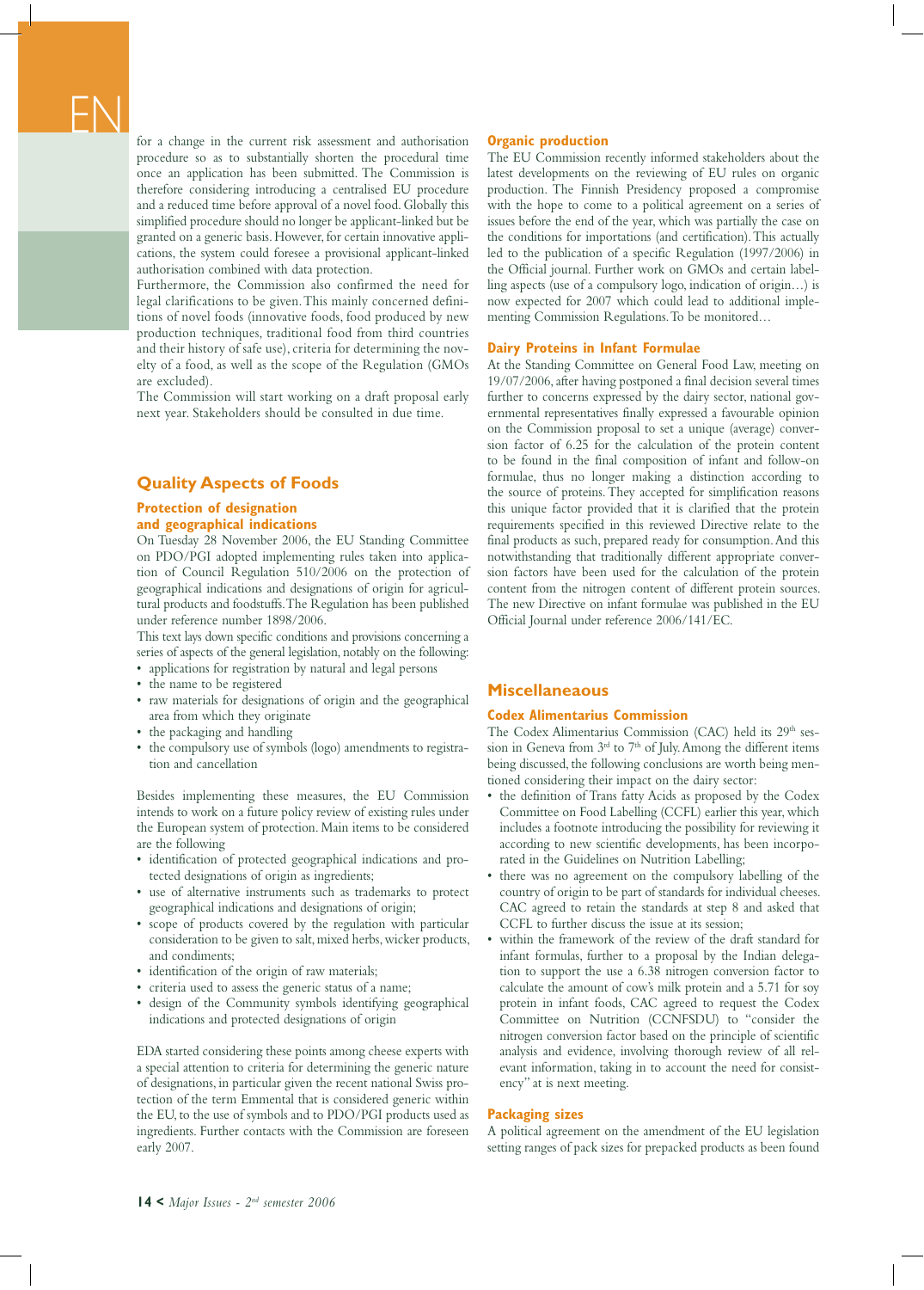for a change in the current risk assessment and authorisation procedure so as to substantially shorten the procedural time once an application has been submitted. The Commission is therefore considering introducing a centralised EU procedure and a reduced time before approval of a novel food. Globally this simplified procedure should no longer be applicant-linked but be granted on a generic basis. However, for certain innovative applications, the system could foresee a provisional applicant-linked authorisation combined with data protection.

Furthermore, the Commission also confirmed the need for legal clarifications to be given. This mainly concerned definitions of novel foods (innovative foods, food produced by new production techniques, traditional food from third countries and their history of safe use), criteria for determining the novelty of a food, as well as the scope of the Regulation (GMOs are excluded).

The Commission will start working on a draft proposal early next year. Stakeholders should be consulted in due time.

## Quality Aspects of Foods

### Protection of designation and geographical indications

On Tuesday 28 November 2006, the EU Standing Committee on PDO/PGI adopted implementing rules taken into application of Council Regulation 510/2006 on the protection of geographical indications and designations of origin for agricultural products and foodstuffs. The Regulation has been published under reference number 1898/2006.

This text lays down specific conditions and provisions concerning a series of aspects of the general legislation, notably on the following:

- applications for registration by natural and legal persons
- the name to be registered
- raw materials for designations of origin and the geographical area from which they originate
- the packaging and handling
- the compulsory use of symbols (logo) amendments to registration and cancellation

Besides implementing these measures, the EU Commission intends to work on a future policy review of existing rules under the European system of protection. Main items to be considered are the following

- identification of protected geographical indications and protected designations of origin as ingredients;
- use of alternative instruments such as trademarks to protect geographical indications and designations of origin;
- scope of products covered by the regulation with particular consideration to be given to salt, mixed herbs, wicker products, and condiments;
- identification of the origin of raw materials;
- criteria used to assess the generic status of a name;
- design of the Community symbols identifying geographical indications and protected designations of origin

EDA started considering these points among cheese experts with a special attention to criteria for determining the generic nature of designations, in particular given the recent national Swiss protection of the term Emmental that is considered generic within the EU, to the use of symbols and to PDO/PGI products used as ingredients. Further contacts with the Commission are foreseen early 2007.

### Organic production

The EU Commission recently informed stakeholders about the latest developments on the reviewing of EU rules on organic production. The Finnish Presidency proposed a compromise with the hope to come to a political agreement on a series of issues before the end of the year, which was partially the case on the conditions for importations (and certification). This actually led to the publication of a specific Regulation (1997/2006) in the Official journal. Further work on GMOs and certain labelling aspects (use of a compulsory logo, indication of origin…) is now expected for 2007 which could lead to additional implementing Commission Regulations. To be monitored…

### Dairy Proteins in Infant Formulae

At the Standing Committee on General Food Law, meeting on 19/07/2006, after having postponed a final decision several times further to concerns expressed by the dairy sector, national governmental representatives finally expressed a favourable opinion on the Commission proposal to set a unique (average) conversion factor of 6.25 for the calculation of the protein content to be found in the final composition of infant and follow-on formulae, thus no longer making a distinction according to the source of proteins. They accepted for simplification reasons this unique factor provided that it is clarified that the protein requirements specified in this reviewed Directive relate to the final products as such, prepared ready for consumption. And this notwithstanding that traditionally different appropriate conversion factors have been used for the calculation of the protein content from the nitrogen content of different protein sources. The new Directive on infant formulae was published in the EU Official Journal under reference 2006/141/EC.

## Miscellaneaous

### Codex Alimentarius Commission

The Codex Alimentarius Commission (CAC) held its 29th session in Geneva from 3rd to 7th of July. Among the different items being discussed, the following conclusions are worth being mentioned considering their impact on the dairy sector:

- the definition of Trans fatty Acids as proposed by the Codex Committee on Food Labelling (CCFL) earlier this year, which includes a footnote introducing the possibility for reviewing it according to new scientific developments, has been incorporated in the Guidelines on Nutrition Labelling;
- there was no agreement on the compulsory labelling of the country of origin to be part of standards for individual cheeses. CAC agreed to retain the standards at step 8 and asked that CCFL to further discuss the issue at its session;
- within the framework of the review of the draft standard for infant formulas, further to a proposal by the Indian delegation to support the use a 6.38 nitrogen conversion factor to calculate the amount of cow's milk protein and a 5.71 for soy protein in infant foods, CAC agreed to request the Codex Committee on Nutrition (CCNFSDU) to "consider the nitrogen conversion factor based on the principle of scientific analysis and evidence, involving thorough review of all relevant information, taking in to account the need for consistency" at is next meeting.

### Packaging sizes

A political agreement on the amendment of the EU legislation setting ranges of pack sizes for prepacked products as been found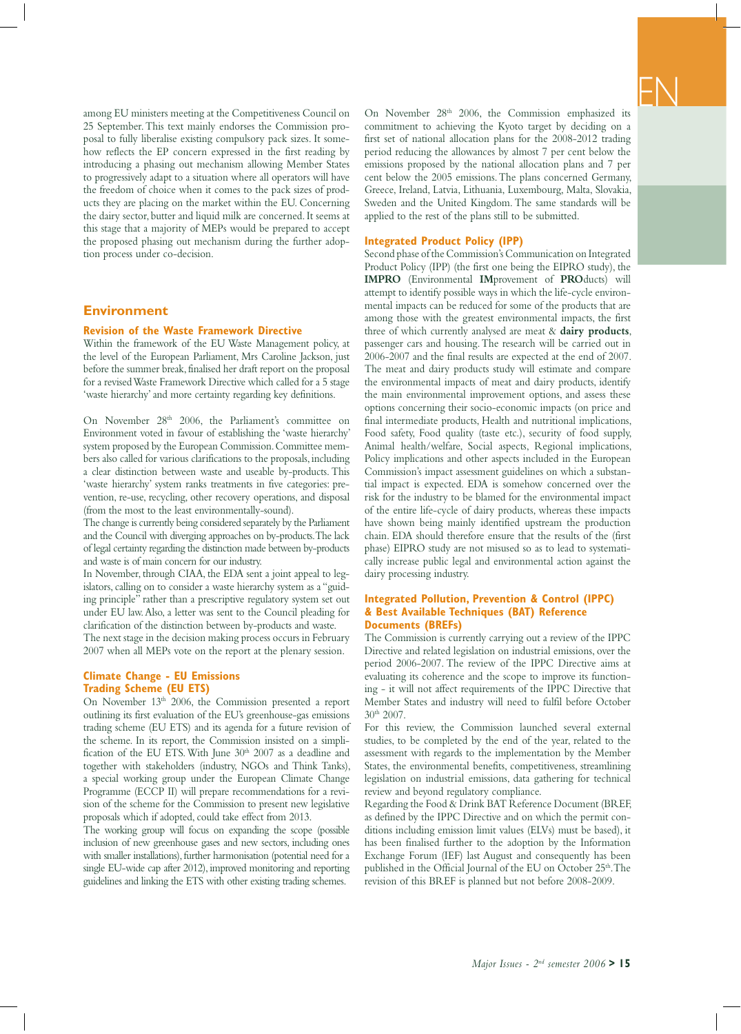among EU ministers meeting at the Competitiveness Council on 25 September. This text mainly endorses the Commission proposal to fully liberalise existing compulsory pack sizes. It somehow reflects the EP concern expressed in the first reading by introducing a phasing out mechanism allowing Member States to progressively adapt to a situation where all operators will have the freedom of choice when it comes to the pack sizes of products they are placing on the market within the EU. Concerning the dairy sector, butter and liquid milk are concerned. It seems at this stage that a majority of MEPs would be prepared to accept the proposed phasing out mechanism during the further adoption process under co-decision.

## Environment

### Revision of the Waste Framework Directive

Within the framework of the EU Waste Management policy, at the level of the European Parliament, Mrs Caroline Jackson, just before the summer break, finalised her draft report on the proposal for a revised Waste Framework Directive which called for a 5 stage 'waste hierarchy' and more certainty regarding key definitions.

On November 28th 2006, the Parliament's committee on Environment voted in favour of establishing the 'waste hierarchy' system proposed by the European Commission. Committee members also called for various clarifications to the proposals, including a clear distinction between waste and useable by-products. This 'waste hierarchy' system ranks treatments in five categories: prevention, re-use, recycling, other recovery operations, and disposal (from the most to the least environmentally-sound).

The change is currently being considered separately by the Parliament and the Council with diverging approaches on by-products. The lack of legal certainty regarding the distinction made between by-products and waste is of main concern for our industry.

In November, through CIAA, the EDA sent a joint appeal to legislators, calling on to consider a waste hierarchy system as a "guiding principle" rather than a prescriptive regulatory system set out under EU law. Also, a letter was sent to the Council pleading for clarification of the distinction between by-products and waste.

The next stage in the decision making process occurs in February 2007 when all MEPs vote on the report at the plenary session.

### Climate Change - EU Emissions Trading Scheme (EU ETS)

On November 13th 2006, the Commission presented a report outlining its first evaluation of the EU's greenhouse-gas emissions trading scheme (EU ETS) and its agenda for a future revision of the scheme. In its report, the Commission insisted on a simplification of the EU ETS. With June 30th 2007 as a deadline and together with stakeholders (industry, NGOs and Think Tanks), a special working group under the European Climate Change Programme (ECCP II) will prepare recommendations for a revision of the scheme for the Commission to present new legislative proposals which if adopted, could take effect from 2013.

The working group will focus on expanding the scope (possible inclusion of new greenhouse gases and new sectors, including ones with smaller installations), further harmonisation (potential need for a single EU-wide cap after 2012), improved monitoring and reporting guidelines and linking the ETS with other existing trading schemes.

On November 28th 2006, the Commission emphasized its commitment to achieving the Kyoto target by deciding on a first set of national allocation plans for the 2008-2012 trading period reducing the allowances by almost 7 per cent below the emissions proposed by the national allocation plans and 7 per cent below the 2005 emissions. The plans concerned Germany, Greece, Ireland, Latvia, Lithuania, Luxembourg, Malta, Slovakia, Sweden and the United Kingdom. The same standards will be applied to the rest of the plans still to be submitted.

### Integrated Product Policy (IPP)

Second phase of the Commission's Communication on Integrated Product Policy (IPP) (the first one being the EIPRO study), the **IMPRO** (Environmental **IM**provement of **PRO**ducts) will attempt to identify possible ways in which the life-cycle environmental impacts can be reduced for some of the products that are among those with the greatest environmental impacts, the first three of which currently analysed are meat & **dairy products**, passenger cars and housing. The research will be carried out in 2006-2007 and the final results are expected at the end of 2007. The meat and dairy products study will estimate and compare the environmental impacts of meat and dairy products, identify the main environmental improvement options, and assess these options concerning their socio-economic impacts (on price and final intermediate products, Health and nutritional implications, Food safety, Food quality (taste etc.), security of food supply, Animal health/welfare, Social aspects, Regional implications, Policy implications and other aspects included in the European Commission's impact assessment guidelines on which a substantial impact is expected. EDA is somehow concerned over the risk for the industry to be blamed for the environmental impact of the entire life-cycle of dairy products, whereas these impacts have shown being mainly identified upstream the production chain. EDA should therefore ensure that the results of the (first phase) EIPRO study are not misused so as to lead to systematically increase public legal and environmental action against the dairy processing industry.

### Integrated Pollution, Prevention & Control (IPPC) & Best Available Techniques (BAT) Reference Documents (BREFs)

The Commission is currently carrying out a review of the IPPC Directive and related legislation on industrial emissions, over the period 2006-2007. The review of the IPPC Directive aims at evaluating its coherence and the scope to improve its functioning - it will not affect requirements of the IPPC Directive that Member States and industry will need to fulfil before October 30th 2007.

For this review, the Commission launched several external studies, to be completed by the end of the year, related to the assessment with regards to the implementation by the Member States, the environmental benefits, competitiveness, streamlining legislation on industrial emissions, data gathering for technical review and beyond regulatory compliance.

Regarding the Food & Drink BAT Reference Document (BREF, as defined by the IPPC Directive and on which the permit conditions including emission limit values (ELVs) must be based), it has been finalised further to the adoption by the Information Exchange Forum (IEF) last August and consequently has been published in the Official Journal of the EU on October 25th. The revision of this BREF is planned but not before 2008-2009.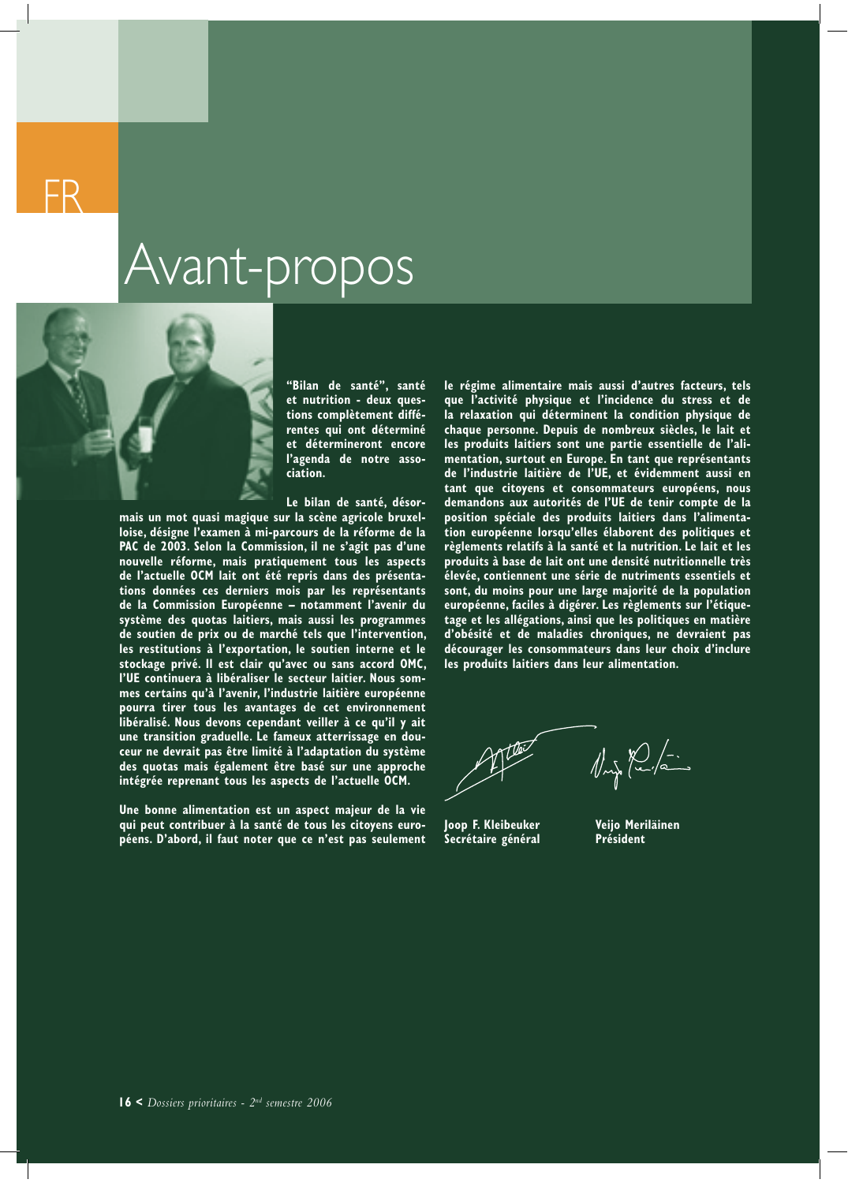FR

# Avant-propos

**"Bilan de santé", santé et nutrition - deux questions complètement différentes qui ont déterminé et détermineront encore l'agenda de notre association.**

**Le bilan de santé, désormais un mot quasi magique sur la scène agricole bruxelloise, désigne l'examen à mi-parcours de la réforme de la PAC de 2003. Selon la Commission, il ne s'agit pas d'une nouvelle réforme, mais pratiquement tous les aspects de l'actuelle OCM lait ont été repris dans des présentations données ces derniers mois par les représentants de la Commission Européenne – notamment l'avenir du système des quotas laitiers, mais aussi les programmes de soutien de prix ou de marché tels que l'intervention, les restitutions à l'exportation, le soutien interne et le stockage privé. Il est clair qu'avec ou sans accord OMC, l'UE continuera à libéraliser le secteur laitier. Nous sommes certains qu'à l'avenir, l'industrie laitière européenne pourra tirer tous les avantages de cet environnement libéralisé. Nous devons cependant veiller à ce qu'il y ait une transition graduelle. Le fameux atterrissage en douceur ne devrait pas être limité à l'adaptation du système des quotas mais également être basé sur une approche intégrée reprenant tous les aspects de l'actuelle OCM.**

**Une bonne alimentation est un aspect majeur de la vie qui peut contribuer à la santé de tous les citoyens européens. D'abord, il faut noter que ce n'est pas seulement le régime alimentaire mais aussi d'autres facteurs, tels que l'activité physique et l'incidence du stress et de la relaxation qui déterminent la condition physique de chaque personne. Depuis de nombreux siècles, le lait et les produits laitiers sont une partie essentielle de l'alimentation, surtout en Europe. En tant que représentants de l'industrie laitière de l'UE, et évidemment aussi en tant que citoyens et consommateurs européens, nous demandons aux autorités de l'UE de tenir compte de la position spéciale des produits laitiers dans l'alimentation européenne lorsqu'elles élaborent des politiques et règlements relatifs à la santé et la nutrition. Le lait et les produits à base de lait ont une densité nutritionnelle très élevée, contiennent une série de nutriments essentiels et sont, du moins pour une large majorité de la population européenne, faciles à digérer. Les règlements sur l'étiquetage et les allégations, ainsi que les politiques en matière d'obésité et de maladies chroniques, ne devraient pas décourager les consommateurs dans leur choix d'inclure les produits laitiers dans leur alimentation.**

**Joop F. Kleibeuker**
**Secrétaire général**

**Veijo Meriläinen**
**Président**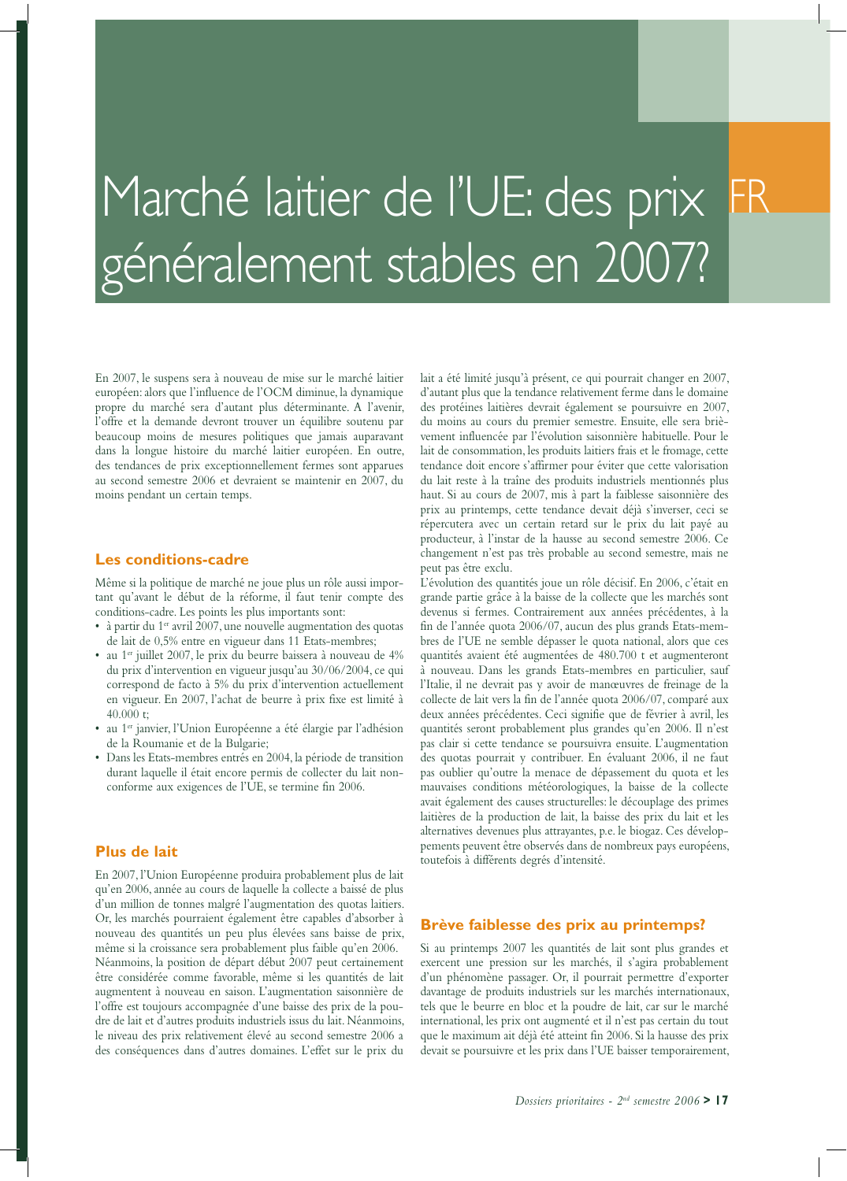# Marché laitier de l'UE: des prix généralement stables en 2007?

FR

En 2007, le suspens sera à nouveau de mise sur le marché laitier européen: alors que l'influence de l'OCM diminue, la dynamique propre du marché sera d'autant plus déterminante. A l'avenir, l'offre et la demande devront trouver un équilibre soutenu par beaucoup moins de mesures politiques que jamais auparavant dans la longue histoire du marché laitier européen. En outre, des tendances de prix exceptionnellement fermes sont apparues au second semestre 2006 et devraient se maintenir en 2007, du moins pendant un certain temps.

## Les conditions-cadre

Même si la politique de marché ne joue plus un rôle aussi important qu'avant le début de la réforme, il faut tenir compte des conditions-cadre. Les points les plus importants sont:

- à partir du 1er avril 2007, une nouvelle augmentation des quotas de lait de 0,5% entre en vigueur dans 11 Etats-membres;
- au 1er juillet 2007, le prix du beurre baissera à nouveau de 4% du prix d'intervention en vigueur jusqu'au 30/06/2004, ce qui correspond de facto à 5% du prix d'intervention actuellement en vigueur. En 2007, l'achat de beurre à prix fixe est limité à 40.000 t;
- au 1er janvier, l'Union Européenne a été élargie par l'adhésion de la Roumanie et de la Bulgarie;
- Dans les Etats-membres entrés en 2004, la période de transition durant laquelle il était encore permis de collecter du lait non-conforme aux exigences de l'UE, se termine fin 2006.

## Plus de lait

En 2007, l'Union Européenne produira probablement plus de lait qu'en 2006, année au cours de laquelle la collecte a baissé de plus d'un million de tonnes malgré l'augmentation des quotas laitiers. Or, les marchés pourraient également être capables d'absorber à nouveau des quantités un peu plus élevées sans baisse de prix, même si la croissance sera probablement plus faible qu'en 2006. Néanmoins, la position de départ début 2007 peut certainement être considérée comme favorable, même si les quantités de lait augmentent à nouveau en saison. L'augmentation saisonnière de l'offre est toujours accompagnée d'une baisse des prix de la poudre de lait et d'autres produits industriels issus du lait. Néanmoins, le niveau des prix relativement élevé au second semestre 2006 a des conséquences dans d'autres domaines. L'effet sur le prix du lait a été limité jusqu'à présent, ce qui pourrait changer en 2007, d'autant plus que la tendance relativement ferme dans le domaine des protéines laitières devrait également se poursuivre en 2007, du moins au cours du premier semestre. Ensuite, elle sera brièvement influencée par l'évolution saisonnière habituelle. Pour le lait de consommation, les produits laitiers frais et le fromage, cette tendance doit encore s'affirmer pour éviter que cette valorisation du lait reste à la traîne des produits industriels mentionnés plus haut. Si au cours de 2007, mis à part la faiblesse saisonnière des prix au printemps, cette tendance devait déjà s'inverser, ceci se répercutera avec un certain retard sur le prix du lait payé au producteur, à l'instar de la hausse au second semestre 2006. Ce changement n'est pas très probable au second semestre, mais ne peut pas être exclu.

L'évolution des quantités joue un rôle décisif. En 2006, c'était en grande partie grâce à la baisse de la collecte que les marchés sont devenus si fermes. Contrairement aux années précédentes, à la fin de l'année quota 2006/07, aucun des plus grands Etats-membres de l'UE ne semble dépasser le quota national, alors que ces quantités avaient été augmentées de 480.700 t et augmenteront à nouveau. Dans les grands Etats-membres en particulier, sauf l'Italie, il ne devrait pas y avoir de manœuvres de freinage de la collecte de lait vers la fin de l'année quota 2006/07, comparé aux deux années précédentes. Ceci signifie que de février à avril, les quantités seront probablement plus grandes qu'en 2006. Il n'est pas clair si cette tendance se poursuivra ensuite. L'augmentation des quotas pourrait y contribuer. En évaluant 2006, il ne faut pas oublier qu'outre la menace de dépassement du quota et les mauvaises conditions météorologiques, la baisse de la collecte avait également des causes structurelles: le découplage des primes laitières de la production de lait, la baisse des prix du lait et les alternatives devenues plus attrayantes, p.e. le biogaz. Ces développements peuvent être observés dans de nombreux pays européens, toutefois à différents degrés d'intensité.

## Brève faiblesse des prix au printemps?

Si au printemps 2007 les quantités de lait sont plus grandes et exercent une pression sur les marchés, il s'agira probablement d'un phénomène passager. Or, il pourrait permettre d'exporter davantage de produits industriels sur les marchés internationaux, tels que le beurre en bloc et la poudre de lait, car sur le marché international, les prix ont augmenté et il n'est pas certain du tout que le maximum ait déjà été atteint fin 2006. Si la hausse des prix devait se poursuivre et les prix dans l'UE baisser temporairement,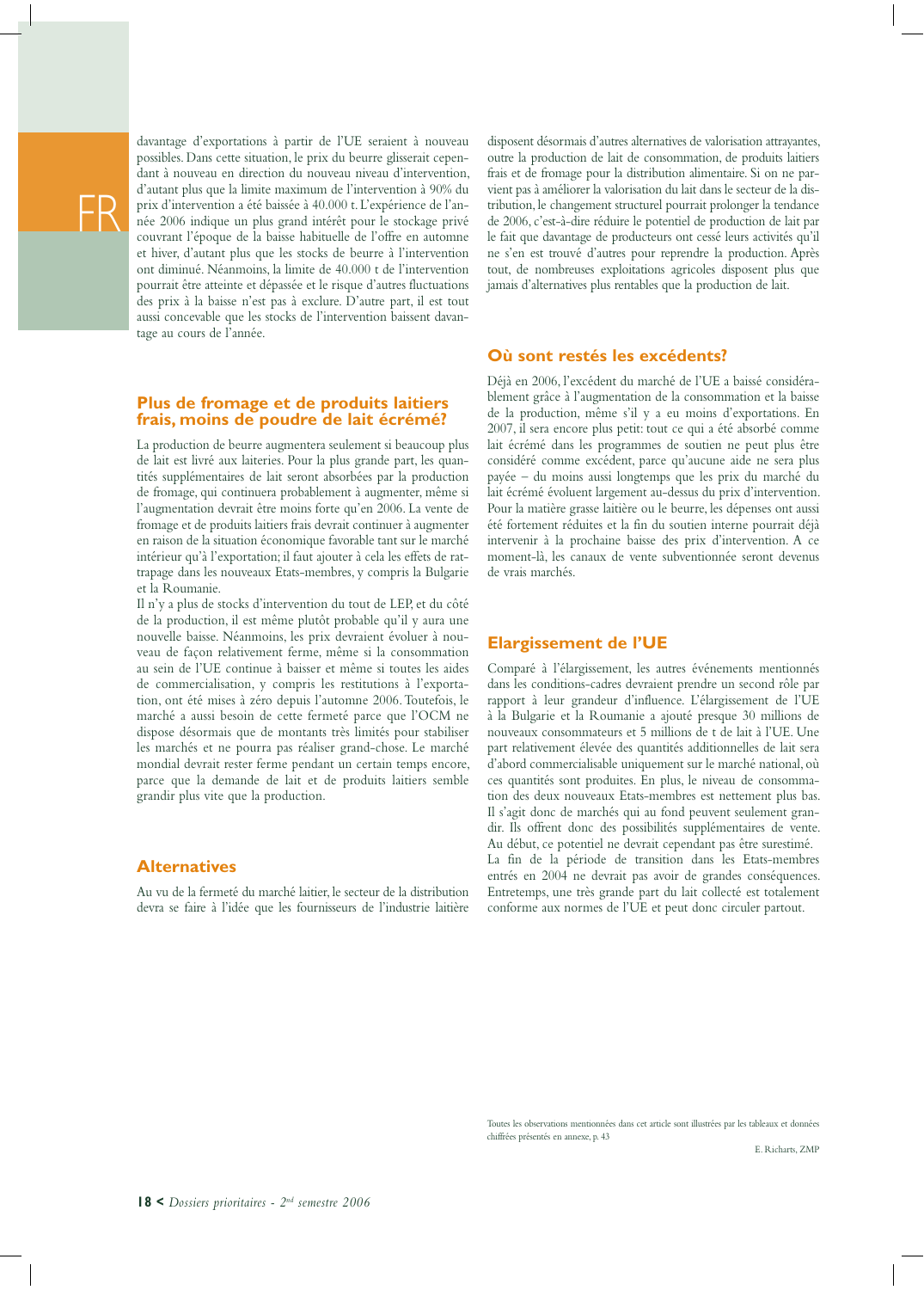davantage d'exportations à partir de l'UE seraient à nouveau possibles. Dans cette situation, le prix du beurre glisserait cependant à nouveau en direction du nouveau niveau d'intervention, d'autant plus que la limite maximum de l'intervention à 90% du prix d'intervention a été baissée à 40.000 t. L'expérience de l'année 2006 indique un plus grand intérêt pour le stockage privé couvrant l'époque de la baisse habituelle de l'offre en automne et hiver, d'autant plus que les stocks de beurre à l'intervention ont diminué. Néanmoins, la limite de 40.000 t de l'intervention pourrait être atteinte et dépassée et le risque d'autres fluctuations des prix à la baisse n'est pas à exclure. D'autre part, il est tout aussi concevable que les stocks de l'intervention baissent davantage au cours de l'année.

## Plus de fromage et de produits laitiers frais, moins de poudre de lait écrémé?

La production de beurre augmentera seulement si beaucoup plus de lait est livré aux laiteries. Pour la plus grande part, les quantités supplémentaires de lait seront absorbées par la production de fromage, qui continuera probablement à augmenter, même si l'augmentation devrait être moins forte qu'en 2006. La vente de fromage et de produits laitiers frais devrait continuer à augmenter en raison de la situation économique favorable tant sur le marché intérieur qu'à l'exportation; il faut ajouter à cela les effets de rattrapage dans les nouveaux Etats-membres, y compris la Bulgarie et la Roumanie.

Il n'y a plus de stocks d'intervention du tout de LEP, et du côté de la production, il est même plutôt probable qu'il y aura une nouvelle baisse. Néanmoins, les prix devraient évoluer à nouveau de façon relativement ferme, même si la consommation au sein de l'UE continue à baisser et même si toutes les aides de commercialisation, y compris les restitutions à l'exportation, ont été mises à zéro depuis l'automne 2006. Toutefois, le marché a aussi besoin de cette fermeté parce que l'OCM ne dispose désormais que de montants très limités pour stabiliser les marchés et ne pourra pas réaliser grand-chose. Le marché mondial devrait rester ferme pendant un certain temps encore, parce que la demande de lait et de produits laitiers semble grandir plus vite que la production.

## Alternatives

Au vu de la fermeté du marché laitier, le secteur de la distribution devra se faire à l'idée que les fournisseurs de l'industrie laitière disposent désormais d'autres alternatives de valorisation attrayantes, outre la production de lait de consommation, de produits laitiers frais et de fromage pour la distribution alimentaire. Si on ne parvient pas à améliorer la valorisation du lait dans le secteur de la distribution, le changement structurel pourrait prolonger la tendance de 2006, c'est-à-dire réduire le potentiel de production de lait par le fait que davantage de producteurs ont cessé leurs activités qu'il ne s'en est trouvé d'autres pour reprendre la production. Après tout, de nombreuses exploitations agricoles disposent plus que jamais d'alternatives plus rentables que la production de lait.

## Où sont restés les excédents?

Déjà en 2006, l'excédent du marché de l'UE a baissé considérablement grâce à l'augmentation de la consommation et la baisse de la production, même s'il y a eu moins d'exportations. En 2007, il sera encore plus petit: tout ce qui a été absorbé comme lait écrémé dans les programmes de soutien ne peut plus être considéré comme excédent, parce qu'aucune aide ne sera plus payée – du moins aussi longtemps que les prix du marché du lait écrémé évoluent largement au-dessus du prix d'intervention. Pour la matière grasse laitière ou le beurre, les dépenses ont aussi été fortement réduites et la fin du soutien interne pourrait déjà intervenir à la prochaine baisse des prix d'intervention. A ce moment-là, les canaux de vente subventionnée seront devenus de vrais marchés.

## Elargissement de l'UE

Comparé à l'élargissement, les autres événements mentionnés dans les conditions-cadres devraient prendre un second rôle par rapport à leur grandeur d'influence. L'élargissement de l'UE à la Bulgarie et la Roumanie a ajouté presque 30 millions de nouveaux consommateurs et 5 millions de t de lait à l'UE. Une part relativement élevée des quantités additionnelles de lait sera d'abord commercialisable uniquement sur le marché national, où ces quantités sont produites. En plus, le niveau de consommation des deux nouveaux Etats-membres est nettement plus bas. Il s'agit donc de marchés qui au fond peuvent seulement grandir. Ils offrent donc des possibilités supplémentaires de vente. Au début, ce potentiel ne devrait cependant pas être surestimé.

La fin de la période de transition dans les Etats-membres entrés en 2004 ne devrait pas avoir de grandes conséquences. Entretemps, une très grande part du lait collecté est totalement conforme aux normes de l'UE et peut donc circuler partout.

Toutes les observations mentionnées dans cet article sont illustrées par les tableaux et données chiffrées présentés en annexe, p. 43

E. Richarts, ZMP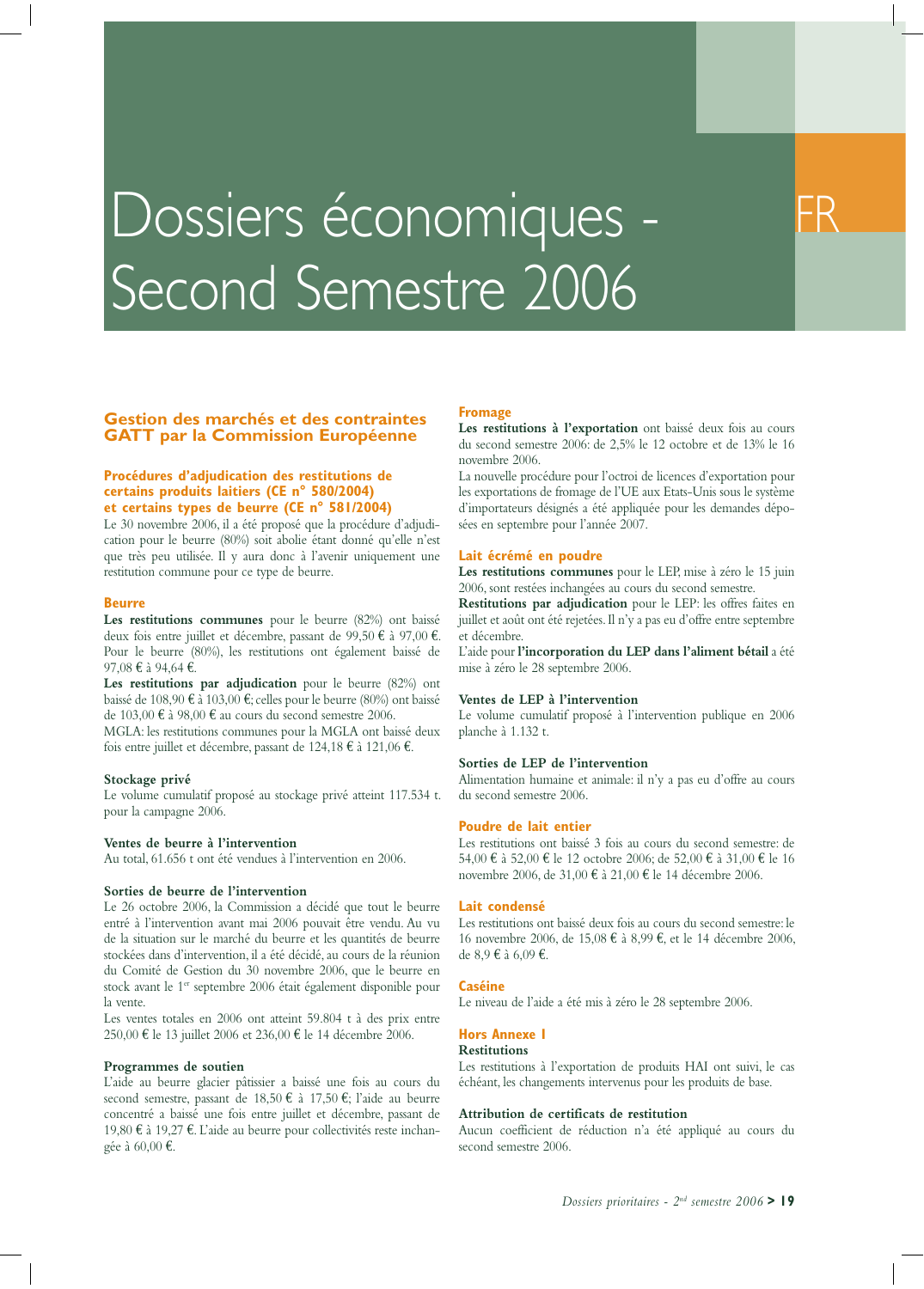# Dossiers économiques - Second Semestre 2006

FR

## Gestion des marchés et des contraintes GATT par la Commission Européenne

### Procédures d'adjudication des restitutions de certains produits laitiers (CE n° 580/2004) et certains types de beurre (CE n° 581/2004)

Le 30 novembre 2006, il a été proposé que la procédure d'adjudication pour le beurre (80%) soit abolie étant donné qu'elle n'est que très peu utilisée. Il y aura donc à l'avenir uniquement une restitution commune pour ce type de beurre.

### Beurre

**Les restitutions communes** pour le beurre (82%) ont baissé deux fois entre juillet et décembre, passant de 99,50 € à 97,00 €. Pour le beurre (80%), les restitutions ont également baissé de 97,08 € à 94,64 €.

**Les restitutions par adjudication** pour le beurre (82%) ont baissé de 108,90 € à 103,00 €; celles pour le beurre (80%) ont baissé de 103,00 € à 98,00 € au cours du second semestre 2006.

MGLA: les restitutions communes pour la MGLA ont baissé deux fois entre juillet et décembre, passant de 124,18 € à 121,06 €.

#### Stockage privé

Le volume cumulatif proposé au stockage privé atteint 117.534 t. pour la campagne 2006.

#### Ventes de beurre à l'intervention

Au total, 61.656 t ont été vendues à l'intervention en 2006.

#### Sorties de beurre de l'intervention

Le 26 octobre 2006, la Commission a décidé que tout le beurre entré à l'intervention avant mai 2006 pouvait être vendu. Au vu de la situation sur le marché du beurre et les quantités de beurre stockées dans d'intervention, il a été décidé, au cours de la réunion du Comité de Gestion du 30 novembre 2006, que le beurre en stock avant le 1er septembre 2006 était également disponible pour la vente.

Les ventes totales en 2006 ont atteint 59.804 t à des prix entre 250,00 € le 13 juillet 2006 et 236,00 € le 14 décembre 2006.

#### Programmes de soutien

L'aide au beurre glacier pâtissier a baissé une fois au cours du second semestre, passant de 18,50 € à 17,50 €; l'aide au beurre concentré a baissé une fois entre juillet et décembre, passant de 19,80 € à 19,27 €. L'aide au beurre pour collectivités reste inchangée à 60,00 €.

### Fromage

**Les restitutions à l'exportation** ont baissé deux fois au cours du second semestre 2006: de 2,5% le 12 octobre et de 13% le 16 novembre 2006.

La nouvelle procédure pour l'octroi de licences d'exportation pour les exportations de fromage de l'UE aux Etats-Unis sous le système d'importateurs désignés a été appliquée pour les demandes déposées en septembre pour l'année 2007.

### Lait écrémé en poudre

**Les restitutions communes** pour le LEP, mise à zéro le 15 juin 2006, sont restées inchangées au cours du second semestre.

**Restitutions par adjudication** pour le LEP: les offres faites en juillet et août ont été rejetées. Il n'y a pas eu d'offre entre septembre et décembre.

L'aide pour **l'incorporation du LEP dans l'aliment bétail** a été mise à zéro le 28 septembre 2006.

#### Ventes de LEP à l'intervention

Le volume cumulatif proposé à l'intervention publique en 2006 planche à 1.132 t.

#### Sorties de LEP de l'intervention

Alimentation humaine et animale: il n'y a pas eu d'offre au cours du second semestre 2006.

### Poudre de lait entier

Les restitutions ont baissé 3 fois au cours du second semestre: de 54,00 € à 52,00 € le 12 octobre 2006; de 52,00 € à 31,00 € le 16 novembre 2006, de 31,00 € à 21,00 € le 14 décembre 2006.

### Lait condensé

Les restitutions ont baissé deux fois au cours du second semestre: le 16 novembre 2006, de 15,08 € à 8,99 €, et le 14 décembre 2006, de 8,9 € à 6,09 €.

### Caséine

Le niveau de l'aide a été mis à zéro le 28 septembre 2006.

### Hors Annexe I

#### Restitutions

Les restitutions à l'exportation de produits HAI ont suivi, le cas échéant, les changements intervenus pour les produits de base.

#### Attribution de certificats de restitution

Aucun coefficient de réduction n'a été appliqué au cours du second semestre 2006.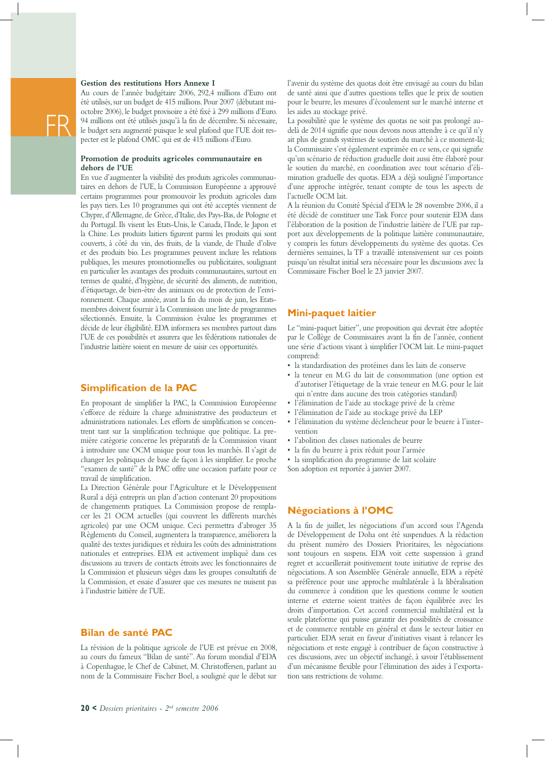### Gestion des restitutions Hors Annexe I

Au cours de l'année budgétaire 2006, 292,4 millions d'Euro ont été utilisés, sur un budget de 415 millions. Pour 2007 (débutant mi-octobre 2006), le budget provisoire a été fixé à 299 millions d'Euro. 94 millions ont été utilisés jusqu'à la fin de décembre. Si nécessaire, le budget sera augmenté puisque le seul plafond que l'UE doit respecter est le plafond OMC qui est de 415 millions d'Euro.

### Promotion de produits agricoles communautaire en dehors de l'UE

En vue d'augmenter la visibilité des produits agricoles communautaires en dehors de l'UE, la Commission Européenne a approuvé certains programmes pour promouvoir les produits agricoles dans les pays tiers. Les 10 programmes qui ont été acceptés viennent de Chypre, d'Allemagne, de Grèce, d'Italie, des Pays-Bas, de Pologne et du Portugal. Ils visent les Etats-Unis, le Canada, l'Inde, le Japon et la Chine. Les produits laitiers figurent parmi les produits qui sont couverts, à côté du vin, des fruits, de la viande, de l'huile d'olive et des produits bio. Les programmes peuvent inclure les relations publiques, les mesures promotionnelles ou publicitaires, soulignant en particulier les avantages des produits communautaires, surtout en termes de qualité, d'hygiène, de sécurité des aliments, de nutrition, d'étiquetage, de bien-être des animaux ou de protection de l'environnement. Chaque année, avant la fin du mois de juin, les Etats-membres doivent fournir à la Commission une liste de programmes sélectionnés. Ensuite, la Commission évalue les programmes et décide de leur éligibilité. EDA informera ses membres partout dans l'UE de ces possibilités et assurera que les fédérations nationales de l'industrie laitière soient en mesure de saisir ces opportunités.

## Simplification de la PAC

En proposant de simplifier la PAC, la Commission Européenne s'efforce de réduire la charge administrative des producteurs et administrations nationales. Les efforts de simplification se concentrent tant sur la simplification technique que politique. La première catégorie concerne les préparatifs de la Commission visant à introduire une OCM unique pour tous les marchés. Il s'agit de changer les politiques de base de façon à les simplifier. Le proche "examen de santé" de la PAC offre une occasion parfaite pour ce travail de simplification.

La Direction Générale pour l'Agriculture et le Développement Rural a déjà entrepris un plan d'action contenant 20 propositions de changements pratiques. La Commission propose de remplacer les 21 OCM actuelles (qui couvrent les différents marchés agricoles) par une OCM unique. Ceci permettra d'abroger 35 Règlements du Conseil, augmentera la transparence, améliorera la qualité des textes juridiques et réduira les coûts des administrations nationales et entreprises. EDA est activement impliqué dans ces discussions au travers de contacts étroits avec les fonctionnaires de la Commission et plusieurs sièges dans les groupes consultatifs de la Commission, et essaie d'assurer que ces mesures ne nuisent pas à l'industrie laitière de l'UE.

## Bilan de santé PAC

La révision de la politique agricole de l'UE est prévue en 2008, au cours du fameux "Bilan de santé". Au forum mondial d'EDA à Copenhague, le Chef de Cabinet, M. Christoffersen, parlant au nom de la Commissaire Fischer Boel, a souligné que le débat sur l'avenir du système des quotas doit être envisagé au cours du bilan de santé ainsi que d'autres questions telles que le prix de soutien pour le beurre, les mesures d'écoulement sur le marché interne et les aides au stockage privé.

La possibilité que le système des quotas ne soit pas prolongé au-delà de 2014 signifie que nous devons nous attendre à ce qu'il n'y ait plus de grands systèmes de soutien du marché à ce moment-là; la Commissaire s'est également exprimée en ce sens, ce qui signifie qu'un scénario de réduction graduelle doit aussi être élaboré pour le soutien du marché, en coordination avec tout scénario d'élimination graduelle des quotas. EDA a déjà souligné l'importance d'une approche intégrée, tenant compte de tous les aspects de l'actuelle OCM lait.

A la réunion du Comité Spécial d'EDA le 28 novembre 2006, il a été décidé de constituer une Task Force pour soutenir EDA dans l'élaboration de la position de l'industrie laitière de l'UE par rapport aux développements de la politique laitière communautaire, y compris les futurs développements du système des quotas. Ces dernières semaines, la TF a travaillé intensivement sur ces points puisqu'un résultat initial sera nécessaire pour les discussions avec la Commissaire Fischer Boel le 23 janvier 2007.

## Mini-paquet laitier

Le "mini-paquet laitier", une proposition qui devrait être adoptée par le Collège de Commissaires avant la fin de l'année, contient une série d'actions visant à simplifier l'OCM lait. Le mini-paquet comprend:

- la standardisation des protéines dans les laits de conserve
- la teneur en M.G du lait de consommation (une option est d'autoriser l'étiquetage de la vraie teneur en M.G. pour le lait qui n'entre dans aucune des trois catégories standard)
- l'élimination de l'aide au stockage privé de la crème
- l'élimination de l'aide au stockage privé du LEP
- l'élimination du système déclencheur pour le beurre à l'intervention
- l'abolition des classes nationales de beurre
- la fin du beurre à prix réduit pour l'armée
- la simplification du programme de lait scolaire

Son adoption est reportée à janvier 2007.

## Négociations à l'OMC

A la fin de juillet, les négociations d'un accord sous l'Agenda de Développement de Doha ont été suspendues. A la rédaction du présent numéro des Dossiers Prioritaires, les négociations sont toujours en suspens. EDA voit cette suspension à grand regret et accueillerait positivement toute initiative de reprise des négociations. A son Assemblée Générale annuelle, EDA a répété sa préférence pour une approche multilatérale à la libéralisation du commerce à condition que les questions comme le soutien interne et externe soient traitées de façon équilibrée avec les droits d'importation. Cet accord commercial multilatéral est la seule plateforme qui puisse garantir des possibilités de croissance et de commerce rentable en général et dans le secteur laitier en particulier. EDA serait en faveur d'initiatives visant à relancer les négociations et reste engagé à contribuer de façon constructive à ces discussions, avec un objectif inchangé, à savoir l'établissement d'un mécanisme flexible pour l'élimination des aides à l'exportation sans restrictions de volume.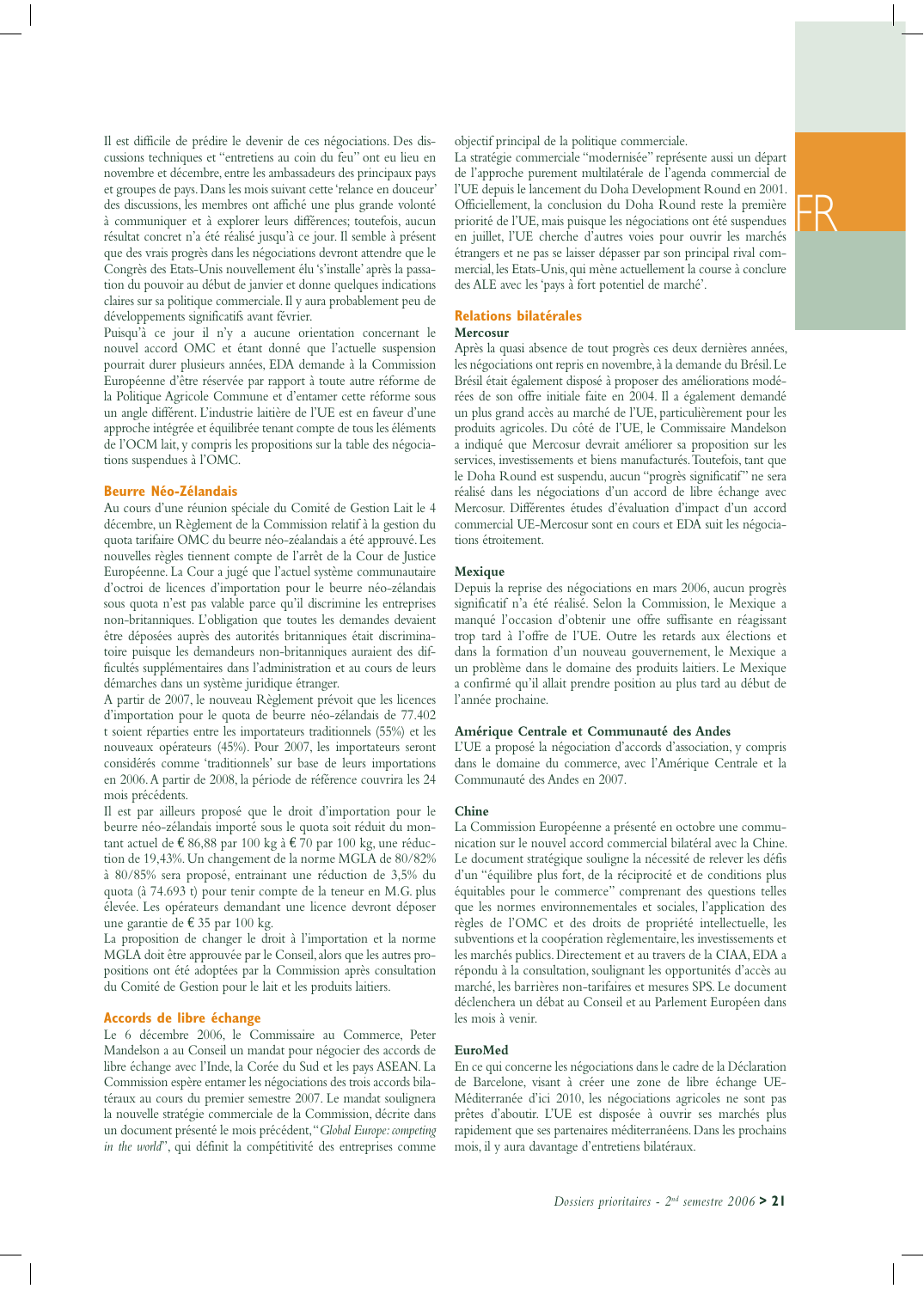Il est difficile de prédire le devenir de ces négociations. Des discussions techniques et "entretiens au coin du feu" ont eu lieu en novembre et décembre, entre les ambassadeurs des principaux pays et groupes de pays. Dans les mois suivant cette 'relance en douceur' des discussions, les membres ont affiché une plus grande volonté à communiquer et à explorer leurs différences; toutefois, aucun résultat concret n'a été réalisé jusqu'à ce jour. Il semble à présent que des vrais progrès dans les négociations devront attendre que le Congrès des Etats-Unis nouvellement élu 's'installe' après la passation du pouvoir au début de janvier et donne quelques indications claires sur sa politique commerciale. Il y aura probablement peu de développements significatifs avant février.

Puisqu'à ce jour il n'y a aucune orientation concernant le nouvel accord OMC et étant donné que l'actuelle suspension pourrait durer plusieurs années, EDA demande à la Commission Européenne d'être réservée par rapport à toute autre réforme de la Politique Agricole Commune et d'entamer cette réforme sous un angle différent. L'industrie laitière de l'UE est en faveur d'une approche intégrée et équilibrée tenant compte de tous les éléments de l'OCM lait, y compris les propositions sur la table des négociations suspendues à l'OMC.

## Beurre Néo-Zélandais

Au cours d'une réunion spéciale du Comité de Gestion Lait le 4 décembre, un Règlement de la Commission relatif à la gestion du quota tarifaire OMC du beurre néo-zélandais a été approuvé. Les nouvelles règles tiennent compte de l'arrêt de la Cour de Justice Européenne. La Cour a jugé que l'actuel système communautaire d'octroi de licences d'importation pour le beurre néo-zélandais sous quota n'est pas valable parce qu'il discrimine les entreprises non-britanniques. L'obligation que toutes les demandes devaient être déposées auprès des autorités britanniques était discriminatoire puisque les demandeurs non-britanniques auraient des difficultés supplémentaires dans l'administration et au cours de leurs démarches dans un système juridique étranger.

A partir de 2007, le nouveau Règlement prévoit que les licences d'importation pour le quota de beurre néo-zélandais de 77.402 t soient réparties entre les importateurs traditionnels (55%) et les nouveaux opérateurs (45%). Pour 2007, les importateurs seront considérés comme 'traditionnels' sur base de leurs importations en 2006. A partir de 2008, la période de référence couvrira les 24 mois précédents.

Il est par ailleurs proposé que le droit d'importation pour le beurre néo-zélandais importé sous le quota soit réduit du montant actuel de € 86,88 par 100 kg à € 70 par 100 kg, une réduction de 19,43%. Un changement de la norme MGLA de 80/82% à 80/85% sera proposé, entraînant une réduction de 3,5% du quota (à 74.693 t) pour tenir compte de la teneur en M.G. plus élevée. Les opérateurs demandant une licence devront déposer une garantie de € 35 par 100 kg.

La proposition de changer le droit à l'importation et la norme MGLA doit être approuvée par le Conseil, alors que les autres propositions ont été adoptées par la Commission après consultation du Comité de Gestion pour le lait et les produits laitiers.

## Accords de libre échange

Le 6 décembre 2006, le Commissaire au Commerce, Peter Mandelson a au Conseil un mandat pour négocier des accords de libre échange avec l'Inde, la Corée du Sud et les pays ASEAN. La Commission espère entamer les négociations des trois accords bilatéraux au cours du premier semestre 2007. Le mandat soulignera la nouvelle stratégie commerciale de la Commission, décrite dans un document présenté le mois précédent, "*Global Europe: competing in the world*", qui définit la compétitivité des entreprises comme objectif principal de la politique commerciale.

La stratégie commerciale "modernisée" représente aussi un départ de l'approche purement multilatérale de l'agenda commercial de l'UE depuis le lancement du Doha Development Round en 2001. Officiellement, la conclusion du Doha Round reste la première priorité de l'UE, mais puisque les négociations ont été suspendues en juillet, l'UE cherche d'autres voies pour ouvrir les marchés étrangers et ne pas se laisser dépasser par son principal rival commercial, les Etats-Unis, qui mène actuellement la course à conclure des ALE avec les 'pays à fort potentiel de marché'.

## Relations bilatérales

### Mercosur

Après la quasi absence de tout progrès ces deux dernières années, les négociations ont repris en novembre, à la demande du Brésil. Le Brésil était également disposé à proposer des améliorations modérées de son offre initiale faite en 2004. Il a également demandé un plus grand accès au marché de l'UE, particulièrement pour les produits agricoles. Du côté de l'UE, le Commissaire Mandelson a indiqué que Mercosur devrait améliorer sa proposition sur les services, investissements et biens manufacturés. Toutefois, tant que le Doha Round est suspendu, aucun "progrès significatif" ne sera réalisé dans les négociations d'un accord de libre échange avec Mercosur. Différentes études d'évaluation d'impact d'un accord commercial UE-Mercosur sont en cours et EDA suit les négociations étroitement.

### Mexique

Depuis la reprise des négociations en mars 2006, aucun progrès significatif n'a été réalisé. Selon la Commission, le Mexique a manqué l'occasion d'obtenir une offre suffisante en réagissant trop tard à l'offre de l'UE. Outre les retards aux élections et dans la formation d'un nouveau gouvernement, le Mexique a un problème dans le domaine des produits laitiers. Le Mexique a confirmé qu'il allait prendre position au plus tard au début de l'année prochaine.

### Amérique Centrale et Communauté des Andes

L'UE a proposé la négociation d'accords d'association, y compris dans le domaine du commerce, avec l'Amérique Centrale et la Communauté des Andes en 2007.

### Chine

La Commission Européenne a présenté en octobre une communication sur le nouvel accord commercial bilatéral avec la Chine. Le document stratégique souligne la nécessité de relever les défis d'un "équilibre plus fort, de la réciprocité et de conditions plus équitables pour le commerce" comprenant des questions telles que les normes environnementales et sociales, l'application des règles de l'OMC et des droits de propriété intellectuelle, les subventions et la coopération règlementaire, les investissements et les marchés publics. Directement et au travers de la CIAA, EDA a répondu à la consultation, soulignant les opportunités d'accès au marché, les barrières non-tarifaires et mesures SPS. Le document déclenchera un débat au Conseil et au Parlement Européen dans les mois à venir.

### EuroMed

En ce qui concerne les négociations dans le cadre de la Déclaration de Barcelone, visant à créer une zone de libre échange UE-Méditerranée d'ici 2010, les négociations agricoles ne sont pas prêtes d'aboutir. L'UE est disposée à ouvrir ses marchés plus rapidement que ses partenaires méditerranéens. Dans les prochains mois, il y aura davantage d'entretiens bilatéraux.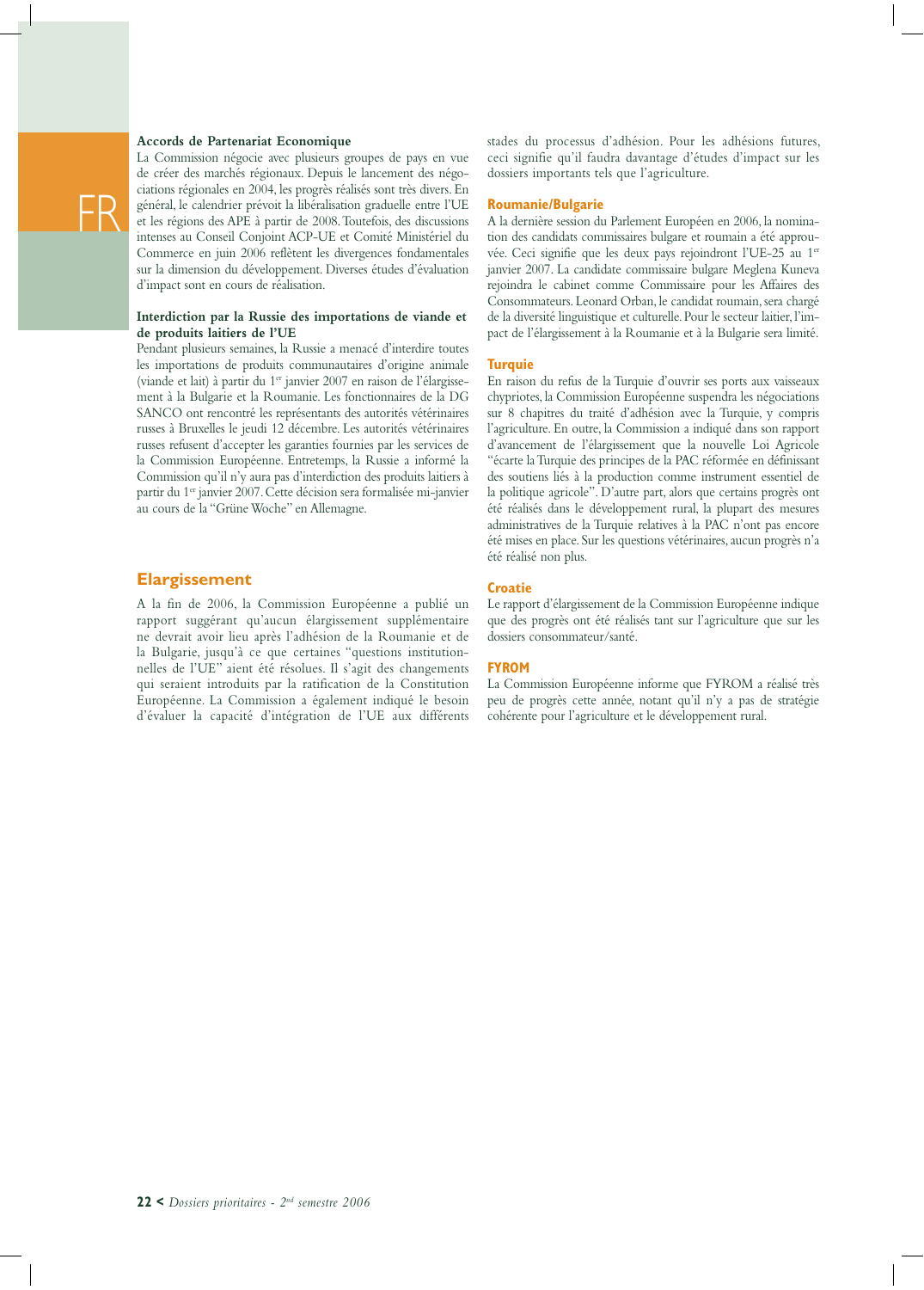### Accords de Partenariat Economique

La Commission négocie avec plusieurs groupes de pays en vue de créer des marchés régionaux. Depuis le lancement des négociations régionales en 2004, les progrès réalisés sont très divers. En général, le calendrier prévoit la libéralisation graduelle entre l'UE et les régions des APE à partir de 2008. Toutefois, des discussions intenses au Conseil Conjoint ACP-UE et Comité Ministériel du Commerce en juin 2006 reflètent les divergences fondamentales sur la dimension du développement. Diverses études d'évaluation d'impact sont en cours de réalisation.

### Interdiction par la Russie des importations de viande et de produits laitiers de l'UE

Pendant plusieurs semaines, la Russie a menacé d'interdire toutes les importations de produits communautaires d'origine animale (viande et lait) à partir du 1er janvier 2007 en raison de l'élargissement à la Bulgarie et la Roumanie. Les fonctionnaires de la DG SANCO ont rencontré les représentants des autorités vétérinaires russes à Bruxelles le jeudi 12 décembre. Les autorités vétérinaires russes refusent d'accepter les garanties fournies par les services de la Commission Européenne. Entretemps, la Russie a informé la Commission qu'il n'y aura pas d'interdiction des produits laitiers à partir du 1er janvier 2007. Cette décision sera formalisée mi-janvier au cours de la "Grüne Woche" en Allemagne.

## Elargissement

A la fin de 2006, la Commission Européenne a publié un rapport suggérant qu'aucun élargissement supplémentaire ne devrait avoir lieu après l'adhésion de la Roumanie et de la Bulgarie, jusqu'à ce que certaines "questions institutionnelles de l'UE" aient été résolues. Il s'agit des changements qui seraient introduits par la ratification de la Constitution Européenne. La Commission a également indiqué le besoin d'évaluer la capacité d'intégration de l'UE aux différents stades du processus d'adhésion. Pour les adhésions futures, ceci signifie qu'il faudra davantage d'études d'impact sur les dossiers importants tels que l'agriculture.

### Roumanie/Bulgarie

A la dernière session du Parlement Européen en 2006, la nomination des candidats commissaires bulgare et roumain a été approuvée. Ceci signifie que les deux pays rejoindront l'UE-25 au 1er janvier 2007. La candidate commissaire bulgare Meglena Kuneva rejoindra le cabinet comme Commissaire pour les Affaires des Consommateurs. Leonard Orban, le candidat roumain, sera chargé de la diversité linguistique et culturelle. Pour le secteur laitier, l'impact de l'élargissement à la Roumanie et à la Bulgarie sera limité.

### Turquie

En raison du refus de la Turquie d'ouvrir ses ports aux vaisseaux chypriotes, la Commission Européenne suspendra les négociations sur 8 chapitres du traité d'adhésion avec la Turquie, y compris l'agriculture. En outre, la Commission a indiqué dans son rapport d'avancement de l'élargissement que la nouvelle Loi Agricole "écarte la Turquie des principes de la PAC réformée en définissant des soutiens liés à la production comme instrument essentiel de la politique agricole". D'autre part, alors que certains progrès ont été réalisés dans le développement rural, la plupart des mesures administratives de la Turquie relatives à la PAC n'ont pas encore été mises en place. Sur les questions vétérinaires, aucun progrès n'a été réalisé non plus.

### Croatie

Le rapport d'élargissement de la Commission Européenne indique que des progrès ont été réalisés tant sur l'agriculture que sur les dossiers consommateur/santé.

### FYROM

La Commission Européenne informe que FYROM a réalisé très peu de progrès cette année, notant qu'il n'y a pas de stratégie cohérente pour l'agriculture et le développement rural.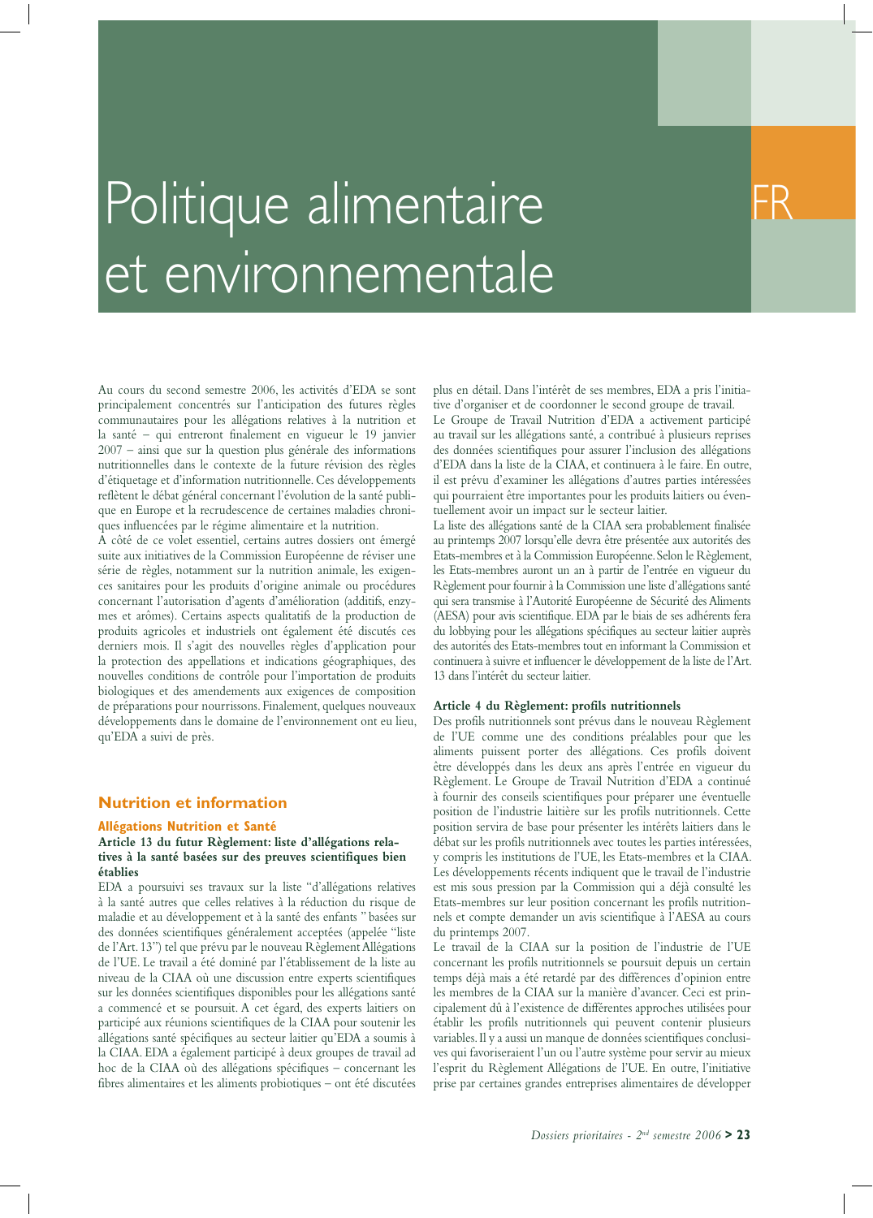# Politique alimentaire et environnementale

FR

Au cours du second semestre 2006, les activités d'EDA se sont principalement concentrés sur l'anticipation des futures règles communautaires pour les allégations relatives à la nutrition et la santé – qui entreront finalement en vigueur le 19 janvier 2007 – ainsi que sur la question plus générale des informations nutritionnelles dans le contexte de la future révision des règles d'étiquetage et d'information nutritionnelle. Ces développements reflètent le débat général concernant l'évolution de la santé publique en Europe et la recrudescence de certaines maladies chroniques influencées par le régime alimentaire et la nutrition.

A côté de ce volet essentiel, certains autres dossiers ont émergé suite aux initiatives de la Commission Européenne de réviser une série de règles, notamment sur la nutrition animale, les exigences sanitaires pour les produits d'origine animale ou procédures concernant l'autorisation d'agents d'amélioration (additifs, enzymes et arômes). Certains aspects qualitatifs de la production de produits agricoles et industriels ont également été discutés ces derniers mois. Il s'agit des nouvelles règles d'application pour la protection des appellations et indications géographiques, des nouvelles conditions de contrôle pour l'importation de produits biologiques et des amendements aux exigences de composition de préparations pour nourrissons. Finalement, quelques nouveaux développements dans le domaine de l'environnement ont eu lieu, qu'EDA a suivi de près.

## Nutrition et information

### Allégations Nutrition et Santé

#### Article 13 du futur Règlement: liste d'allégations relatives à la santé basées sur des preuves scientifiques bien établies

EDA a poursuivi ses travaux sur la liste "d'allégations relatives à la santé autres que celles relatives à la réduction du risque de maladie et au développement et à la santé des enfants " basées sur des données scientifiques généralement acceptées (appelée "liste de l'Art. 13") tel que prévu par le nouveau Règlement Allégations de l'UE. Le travail a été dominé par l'établissement de la liste au niveau de la CIAA où une discussion entre experts scientifiques sur les données scientifiques disponibles pour les allégations santé a commencé et se poursuit. A cet égard, des experts laitiers on participé aux réunions scientifiques de la CIAA pour soutenir les allégations santé spécifiques au secteur laitier qu'EDA a soumis à la CIAA. EDA a également participé à deux groupes de travail ad hoc de la CIAA où des allégations spécifiques – concernant les fibres alimentaires et les aliments probiotiques – ont été discutées plus en détail. Dans l'intérêt de ses membres, EDA a pris l'initiative d'organiser et de coordonner le second groupe de travail.

Le Groupe de Travail Nutrition d'EDA a activement participé au travail sur les allégations santé, a contribué à plusieurs reprises des données scientifiques pour assurer l'inclusion des allégations d'EDA dans la liste de la CIAA, et continuera à le faire. En outre, il est prévu d'examiner les allégations d'autres parties intéressées qui pourraient être importantes pour les produits laitiers ou éventuellement avoir un impact sur le secteur laitier.

La liste des allégations santé de la CIAA sera probablement finalisée au printemps 2007 lorsqu'elle devra être présentée aux autorités des Etats-membres et à la Commission Européenne. Selon le Règlement, les Etats-membres auront un an à partir de l'entrée en vigueur du Règlement pour fournir à la Commission une liste d'allégations santé qui sera transmise à l'Autorité Européenne de Sécurité des Aliments (AESA) pour avis scientifique. EDA par le biais de ses adhérents fera du lobbying pour les allégations spécifiques au secteur laitier auprès des autorités des Etats-membres tout en informant la Commission et continuera à suivre et influencer le développement de la liste de l'Art. 13 dans l'intérêt du secteur laitier.

#### Article 4 du Règlement: profils nutritionnels

Des profils nutritionnels sont prévus dans le nouveau Règlement de l'UE comme une des conditions préalables pour que les aliments puissent porter des allégations. Ces profils doivent être développés dans les deux ans après l'entrée en vigueur du Règlement. Le Groupe de Travail Nutrition d'EDA a continué à fournir des conseils scientifiques pour préparer une éventuelle position de l'industrie laitière sur les profils nutritionnels. Cette position servira de base pour présenter les intérêts laitiers dans le débat sur les profils nutritionnels avec toutes les parties intéressées, y compris les institutions de l'UE, les Etats-membres et la CIAA. Les développements récents indiquent que le travail de l'industrie est mis sous pression par la Commission qui a déjà consulté les Etats-membres sur leur position concernant les profils nutritionnels et compte demander un avis scientifique à l'AESA au cours du printemps 2007.

Le travail de la CIAA sur la position de l'industrie de l'UE concernant les profils nutritionnels se poursuit depuis un certain temps déjà mais a été retardé par des différences d'opinion entre les membres de la CIAA sur la manière d'avancer. Ceci est principalement dû à l'existence de différentes approches utilisées pour établir les profils nutritionnels qui peuvent contenir plusieurs variables. Il y a aussi un manque de données scientifiques conclusives qui favoriseraient l'un ou l'autre système pour servir au mieux l'esprit du Règlement Allégations de l'UE. En outre, l'initiative prise par certaines grandes entreprises alimentaires de développer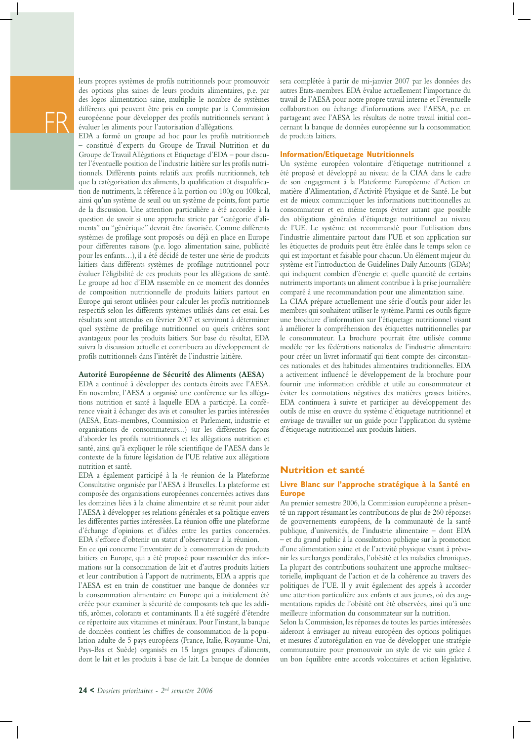leurs propres systèmes de profils nutritionnels pour promouvoir des options plus saines de leurs produits alimentaires, p.e. par des logos alimentation saine, multiplie le nombre de systèmes différents qui peuvent être pris en compte par la Commission européenne pour développer des profils nutritionnels servant à évaluer les aliments pour l'autorisation d'allégations.

EDA a formé un groupe ad hoc pour les profils nutritionnels – constitué d'experts du Groupe de Travail Nutrition et du Groupe de Travail Allégations et Etiquetage d'EDA – pour discuter l'éventuelle position de l'industrie laitière sur les profils nutritionnels. Différents points relatifs aux profils nutritionnels, tels que la catégorisation des aliments, la qualification et disqualification de nutriments, la référence à la portion ou 100g ou 100kcal, ainsi qu'un système de seuil ou un système de points, font partie de la discussion. Une attention particulière a été accordée à la question de savoir si une approche stricte par "catégorie d'aliments" ou "générique" devrait être favorisée. Comme différents systèmes de profilage sont proposés ou déjà en place en Europe pour différentes raisons (p.e. logo alimentation saine, publicité pour les enfants…), il a été décidé de tester une série de produits laitiers dans différents systèmes de profilage nutritionnel pour évaluer l'éligibilité de ces produits pour les allégations de santé. Le groupe ad hoc d'EDA rassemble en ce moment des données de composition nutritionnelle de produits laitiers partout en Europe qui seront utilisées pour calculer les profils nutritionnels respectifs selon les différents systèmes utilisés dans cet essai. Les résultats sont attendus en février 2007 et serviront à déterminer quel système de profilage nutritionnel ou quels critères sont avantageux pour les produits laitiers. Sur base du résultat, EDA suivra la discussion actuelle et contribuera au développement de profils nutritionnels dans l'intérêt de l'industrie laitière.

**Autorité Européenne de Sécurité des Aliments (AESA)**

EDA a continué à développer des contacts étroits avec l'AESA. En novembre, l'AESA a organisé une conférence sur les allégations nutrition et santé à laquelle EDA a participé. La conférence visait à échanger des avis et consulter les parties intéressées (AESA, Etats-membres, Commission et Parlement, industrie et organisations de consommateurs...) sur les différentes façons d'aborder les profils nutritionnels et les allégations nutrition et santé, ainsi qu'à expliquer le rôle scientifique de l'AESA dans le contexte de la future législation de l'UE relative aux allégations nutrition et santé.

EDA a également participé à la 4e réunion de la Plateforme Consultative organisée par l'AESA à Bruxelles. La plateforme est composée des organisations européennes concernées actives dans les domaines liés à la chaine alimentaire et se réunit pour aider l'AESA à développer ses relations générales et sa politique envers les différentes parties intéressées. La réunion offre une plateforme d'échange d'opinions et d'idées entre les parties concernées. EDA s'efforce d'obtenir un statut d'observateur à la réunion.

En ce qui concerne l'inventaire de la consommation de produits laitiers en Europe, qui a été proposé pour rassembler des informations sur la consommation de lait et d'autres produits laitiers et leur contribution à l'apport de nutriments, EDA a appris que l'AESA est en train de constituer une banque de données sur la consommation alimentaire en Europe qui a initialement été créée pour examiner la sécurité de composants tels que les additifs, arômes, colorants et contaminants. Il a été suggéré d'étendre ce répertoire aux vitamines et minéraux. Pour l'instant, la banque de données contient les chiffres de consommation de la population adulte de 5 pays européens (France, Italie, Royaume-Uni, Pays-Bas et Suède) organisés en 15 larges groupes d'aliments, dont le lait et les produits à base de lait. La banque de données sera complétée à partir de mi-janvier 2007 par les données des autres Etats-membres. EDA évalue actuellement l'importance du travail de l'AESA pour notre propre travail interne et l'éventuelle collaboration ou échange d'informations avec l'AESA, p.e. en partageant avec l'AESA les résultats de notre travail initial concernant la banque de données européenne sur la consommation de produits laitiers.

### Information/Etiquetage Nutritionnels

Un système européen volontaire d'étiquetage nutritionnel a été proposé et développé au niveau de la CIAA dans le cadre de son engagement à la Plateforme Européenne d'Action en matière d'Alimentation, d'Activité Physique et de Santé. Le but est de mieux communiquer les informations nutritionnelles au consommateur et en même temps éviter autant que possible des obligations générales d'étiquetage nutritionnel au niveau de l'UE. Le système est recommandé pour l'utilisation dans l'industrie alimentaire partout dans l'UE et son application sur les étiquettes de produits peut être étalée dans le temps selon ce qui est important et faisable pour chacun. Un élément majeur du système est l'introduction de Guidelines Daily Amounts (GDAs) qui indiquent combien d'énergie et quelle quantité de certains nutriments importants un aliment contribue à la prise journalière comparé à une recommandation pour une alimentation saine.

La CIAA prépare actuellement une série d'outils pour aider les membres qui souhaitent utiliser le système. Parmi ces outils figure une brochure d'information sur l'étiquetage nutritionnel visant à améliorer la compréhension des étiquettes nutritionnelles par le consommateur. La brochure pourrait être utilisée comme modèle par les fédérations nationales de l'industrie alimentaire pour créer un livret informatif qui tient compte des circonstances nationales et des habitudes alimentaires traditionnelles. EDA a activement influencé le développement de la brochure pour fournir une information crédible et utile au consommateur et éviter les connotations négatives des matières grasses laitières. EDA continuera à suivre et participer au développement des outils de mise en œuvre du système d'étiquetage nutritionnel et envisage de travailler sur un guide pour l'application du système d'étiquetage nutritionnel aux produits laitiers.

## Nutrition et santé

### Livre Blanc sur l'approche stratégique à la Santé en Europe

Au premier semestre 2006, la Commission européenne a présenté un rapport résumant les contributions de plus de 260 réponses de gouvernements européens, de la communauté de la santé publique, d'universités, de l'industrie alimentaire – dont EDA – et du grand public à la consultation publique sur la promotion d'une alimentation saine et de l'activité physique visant à prévenir les surcharges pondérales, l'obésité et les maladies chroniques. La plupart des contributions souhaitent une approche multisectorielle, impliquant de l'action et de la cohérence au travers des politiques de l'UE. Il y avait également des appels à accorder une attention particulière aux enfants et aux jeunes, où des augmentations rapides de l'obésité ont été observées, ainsi qu'à une meilleure information du consommateur sur la nutrition.

Selon la Commission, les réponses de toutes les parties intéressées aideront à envisager au niveau européen des options politiques et mesures d'autorégulation en vue de développer une stratégie communautaire pour promouvoir un style de vie sain grâce à un bon équilibre entre accords volontaires et action législative.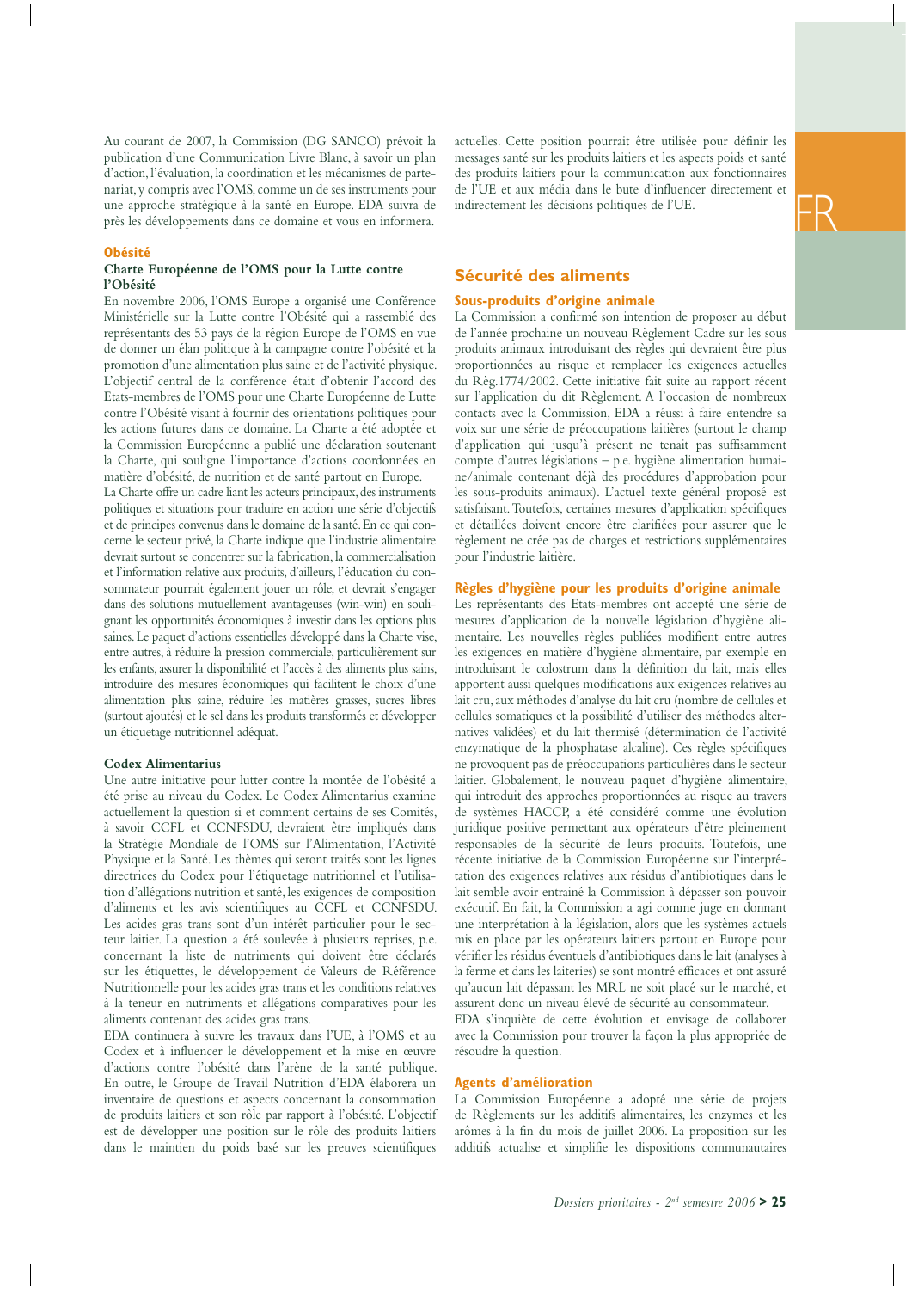Au courant de 2007, la Commission (DG SANCO) prévoit la publication d'une Communication Livre Blanc, à savoir un plan d'action, l'évaluation, la coordination et les mécanismes de partenariat, y compris avec l'OMS, comme un de ses instruments pour une approche stratégique à la santé en Europe. EDA suivra de près les développements dans ce domaine et vous en informera.

## Obésité

### Charte Européenne de l'OMS pour la Lutte contre l'Obésité

En novembre 2006, l'OMS Europe a organisé une Conférence Ministérielle sur la Lutte contre l'Obésité qui a rassemblé des représentants des 53 pays de la région Europe de l'OMS en vue de donner un élan politique à la campagne contre l'obésité et la promotion d'une alimentation plus saine et de l'activité physique. L'objectif central de la conférence était d'obtenir l'accord des Etats-membres de l'OMS pour une Charte Européenne de Lutte contre l'Obésité visant à fournir des orientations politiques pour les actions futures dans ce domaine. La Charte a été adoptée et la Commission Européenne a publié une déclaration soutenant la Charte, qui souligne l'importance d'actions coordonnées en matière d'obésité, de nutrition et de santé partout en Europe.

La Charte offre un cadre liant les acteurs principaux, des instruments politiques et situations pour traduire en action une série d'objectifs et de principes convenus dans le domaine de la santé. En ce qui concerne le secteur privé, la Charte indique que l'industrie alimentaire devrait surtout se concentrer sur la fabrication, la commercialisation et l'information relative aux produits, d'ailleurs, l'éducation du consommateur pourrait également jouer un rôle, et devrait s'engager dans des solutions mutuellement avantageuses (win-win) en soulignant les opportunités économiques à investir dans les options plus saines. Le paquet d'actions essentielles développé dans la Charte vise, entre autres, à réduire la pression commerciale, particulièrement sur les enfants, assurer la disponibilité et l'accès à des aliments plus sains, introduire des mesures économiques qui facilitent le choix d'une alimentation plus saine, réduire les matières grasses, sucres libres (surtout ajoutés) et le sel dans les produits transformés et développer un étiquetage nutritionnel adéquat.

### Codex Alimentarius

Une autre initiative pour lutter contre la montée de l'obésité a été prise au niveau du Codex. Le Codex Alimentarius examine actuellement la question si et comment certains de ses Comités, à savoir CCFL et CCNFSDU, devraient être impliqués dans la Stratégie Mondiale de l'OMS sur l'Alimentation, l'Activité Physique et la Santé. Les thèmes qui seront traités sont les lignes directrices du Codex pour l'étiquetage nutritionnel et l'utilisation d'allégations nutrition et santé, les exigences de composition d'aliments et les avis scientifiques au CCFL et CCNFSDU. Les acides gras trans sont d'un intérêt particulier pour le secteur laitier. La question a été soulevée à plusieurs reprises, p.e. concernant la liste de nutriments qui doivent être déclarés sur les étiquettes, le développement de Valeurs de Référence Nutritionnelle pour les acides gras trans et les conditions relatives à la teneur en nutriments et allégations comparatives pour les aliments contenant des acides gras trans.

EDA continuera à suivre les travaux dans l'UE, à l'OMS et au Codex et à influencer le développement et la mise en œuvre d'actions contre l'obésité dans l'arène de la santé publique. En outre, le Groupe de Travail Nutrition d'EDA élaborera un inventaire de questions et aspects concernant la consommation de produits laitiers et son rôle par rapport à l'obésité. L'objectif est de développer une position sur le rôle des produits laitiers dans le maintien du poids basé sur les preuves scientifiques actuelles. Cette position pourrait être utilisée pour définir les messages santé sur les produits laitiers et les aspects poids et santé des produits laitiers pour la communication aux fonctionnaires de l'UE et aux média dans le bute d'influencer directement et indirectement les décisions politiques de l'UE.

## Sécurité des aliments

### Sous-produits d'origine animale

La Commission a confirmé son intention de proposer au début de l'année prochaine un nouveau Règlement Cadre sur les sous produits animaux introduisant des règles qui devraient être plus proportionnées au risque et remplacer les exigences actuelles du Règ.1774/2002. Cette initiative fait suite au rapport récent sur l'application du dit Règlement. A l'occasion de nombreux contacts avec la Commission, EDA a réussi à faire entendre sa voix sur une série de préoccupations laitières (surtout le champ d'application qui jusqu'à présent ne tenait pas suffisamment compte d'autres législations – p.e. hygiène alimentation humaine/animale contenant déjà des procédures d'approbation pour les sous-produits animaux). L'actuel texte général proposé est satisfaisant. Toutefois, certaines mesures d'application spécifiques et détaillées doivent encore être clarifiées pour assurer que le règlement ne crée pas de charges et restrictions supplémentaires pour l'industrie laitière.

### Règles d'hygiène pour les produits d'origine animale

Les représentants des Etats-membres ont accepté une série de mesures d'application de la nouvelle législation d'hygiène alimentaire. Les nouvelles règles publiées modifient entre autres les exigences en matière d'hygiène alimentaire, par exemple en introduisant le colostrum dans la définition du lait, mais elles apportent aussi quelques modifications aux exigences relatives au lait cru, aux méthodes d'analyse du lait cru (nombre de cellules et cellules somatiques et la possibilité d'utiliser des méthodes alternatives validées) et du lait thermisé (détermination de l'activité enzymatique de la phosphatase alcaline). Ces règles spécifiques ne provoquent pas de préoccupations particulières dans le secteur laitier. Globalement, le nouveau paquet d'hygiène alimentaire, qui introduit des approches proportionnées au risque au travers de systèmes HACCP, a été considéré comme une évolution juridique positive permettant aux opérateurs d'être pleinement responsables de la sécurité de leurs produits. Toutefois, une récente initiative de la Commission Européenne sur l'interprétation des exigences relatives aux résidus d'antibiotiques dans le lait semble avoir entraîné la Commission à dépasser son pouvoir exécutif. En fait, la Commission a agi comme juge en donnant une interprétation à la législation, alors que les systèmes actuels mis en place par les opérateurs laitiers partout en Europe pour vérifier les résidus éventuels d'antibiotiques dans le lait (analyses à la ferme et dans les laiteries) se sont montrés efficaces et ont assuré qu'aucun lait dépassant les MRL ne soit placé sur le marché, et assurent donc un niveau élevé de sécurité au consommateur.

EDA s'inquiète de cette évolution et envisage de collaborer avec la Commission pour trouver la façon la plus appropriée de résoudre la question.

### Agents d'amélioration

La Commission Européenne a adopté une série de projets de Règlements sur les additifs alimentaires, les enzymes et les arômes à la fin du mois de juillet 2006. La proposition sur les additifs actualise et simplifie les dispositions communautaires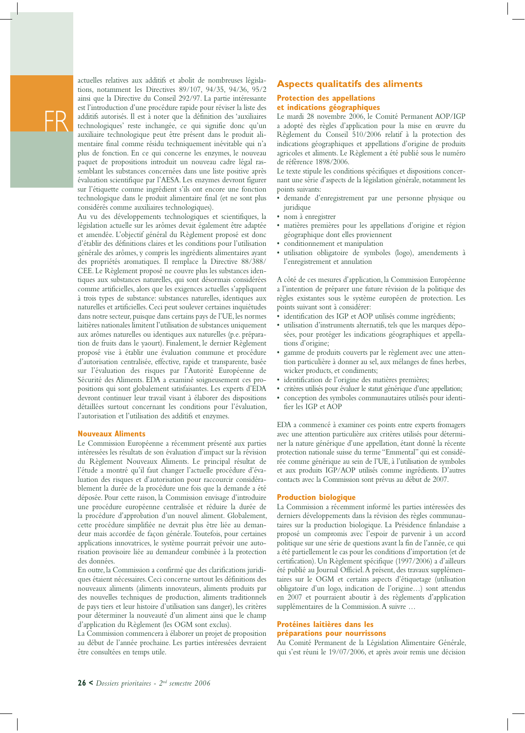actuelles relatives aux additifs et abolit de nombreuses législations, notamment les Directives 89/107, 94/35, 94/36, 95/2 ainsi que la Directive du Conseil 292/97. La partie intéressante est l'introduction d'une procédure rapide pour réviser la liste des additifs autorisés. Il est à noter que la définition des 'auxiliaires technologiques' reste inchangée, ce qui signifie donc qu'un auxiliaire technologique peut être présent dans le produit alimentaire final comme résidu techniquement inévitable qui n'a plus de fonction. En ce qui concerne les enzymes, le nouveau paquet de propositions introduit un nouveau cadre légal rassemblant les substances concernées dans une liste positive après évaluation scientifique par l'AESA. Les enzymes devront figurer sur l'étiquette comme ingrédient s'ils ont encore une fonction technologique dans le produit alimentaire final (et ne sont plus considérés comme auxiliaires technologiques).

Au vu des développements technologiques et scientifiques, la législation actuelle sur les arômes devait également être adaptée et amendée. L'objectif général du Règlement proposé est donc d'établir des définitions claires et les conditions pour l'utilisation générale des arômes, y compris les ingrédients alimentaires ayant des propriétés aromatiques. Il remplace la Directive 88/388/CEE. Le Règlement proposé ne couvre plus les substances identiques aux substances naturelles, qui sont désormais considérées comme artificielles, alors que les exigences actuelles s'appliquent à trois types de substance: substances naturelles, identiques aux naturelles et artificielles. Ceci peut soulever certaines inquiétudes dans notre secteur, puisque dans certains pays de l'UE, les normes laitières nationales limitent l'utilisation de substances uniquement aux arômes naturelles ou identiques aux naturelles (p.e. préparation de fruits dans le yaourt). Finalement, le dernier Règlement proposé vise à établir une évaluation commune et procédure d'autorisation centralisée, effective, rapide et transparente, basée sur l'évaluation des risques par l'Autorité Européenne de Sécurité des Aliments. EDA a examiné soigneusement ces propositions qui sont globalement satisfaisantes. Les experts d'EDA devront continuer leur travail visant à élaborer des dispositions détaillées surtout concernant les conditions pour l'évaluation, l'autorisation et l'utilisation des additifs et enzymes.

### Nouveaux Aliments

Le Commission Européenne a récemment présenté aux parties intéressées les résultats de son évaluation d'impact sur la révision du Règlement Nouveaux Aliments. Le principal résultat de l'étude a montré qu'il faut changer l'actuelle procédure d'évaluation des risques et d'autorisation pour raccourcir considérablement la durée de la procédure une fois que la demande a été déposée. Pour cette raison, la Commission envisage d'introduire une procédure européenne centralisée et réduire la durée de la procédure d'approbation d'un nouvel aliment. Globalement, cette procédure simplifiée ne devrait plus être liée au demandeur mais accordée de façon générale. Toutefois, pour certaines applications innovatrices, le système pourrait prévoir une autorisation provisoire liée au demandeur combinée à la protection des données.

En outre, la Commission a confirmé que des clarifications juridiques étaient nécessaires. Ceci concerne surtout les définitions des nouveaux aliments (aliments innovateurs, aliments produits par des nouvelles techniques de production, aliments traditionnels de pays tiers et leur histoire d'utilisation sans danger), les critères pour déterminer la nouveauté d'un aliment ainsi que le champ d'application du Règlement (les OGM sont exclus).

La Commission commencera à élaborer un projet de proposition au début de l'année prochaine. Les parties intéressées devraient être consultées en temps utile.

## Aspects qualitatifs des aliments

### Protection des appellations et indications géographiques

Le mardi 28 novembre 2006, le Comité Permanent AOP/IGP a adopté des règles d'application pour la mise en œuvre du Règlement du Conseil 510/2006 relatif à la protection des indications géographiques et appellations d'origine de produits agricoles et aliments. Le Règlement a été publié sous le numéro de référence 1898/2006.

Le texte stipule les conditions spécifiques et dispositions concernant une série d'aspects de la législation générale, notamment les points suivants:

- demande d'enregistrement par une personne physique ou juridique
- nom à enregistrer
- matières premières pour les appellations d'origine et région géographique dont elles proviennent
- conditionnement et manipulation
- utilisation obligatoire de symboles (logo), amendements à l'enregistrement et annulation

A côté de ces mesures d'application, la Commission Européenne a l'intention de préparer une future révision de la politique des règles existantes sous le système européen de protection. Les points suivant sont à considérer:

- identification des IGP et AOP utilisés comme ingrédients;
- utilisation d'instruments alternatifs, tels que les marques déposées, pour protéger les indications géographiques et appellations d'origine;
- gamme de produits couverts par le règlement avec une attention particulière à donner au sel, aux mélanges de fines herbes, wicker products, et condiments;
- identification de l'origine des matières premières;
- critères utilisés pour évaluer le statut générique d'une appellation;
- conception des symboles communautaires utilisés pour identifier les IGP et AOP

EDA a commencé à examiner ces points entre experts fromagers avec une attention particulière aux critères utilisés pour déterminer la nature générique d'une appellation, étant donné la récente protection nationale suisse du terme "Emmental" qui est considérée comme générique au sein de l'UE, à l'utilisation de symboles et aux produits IGP/AOP utilisés comme ingrédients. D'autres contacts avec la Commission sont prévus au début de 2007.

### Production biologique

La Commission a récemment informé les parties intéressées des derniers développements dans la révision des règles communautaires sur la production biologique. La Présidence finlandaise a proposé un compromis avec l'espoir de parvenir à un accord politique sur une série de questions avant la fin de l'année, ce qui a été partiellement le cas pour les conditions d'importation (et de certification). Un Règlement spécifique (1997/2006) a d'ailleurs été publié au Journal Officiel. A présent, des travaux supplémentaires sur le OGM et certains aspects d'étiquetage (utilisation obligatoire d'un logo, indication de l'origine…) sont attendus en 2007 et pourraient aboutir à des règlements d'application supplémentaires de la Commission. A suivre …

### Protéines laitières dans les préparations pour nourrissons

Au Comité Permanent de la Législation Alimentaire Générale, qui s'est réuni le 19/07/2006, et après avoir remis une décision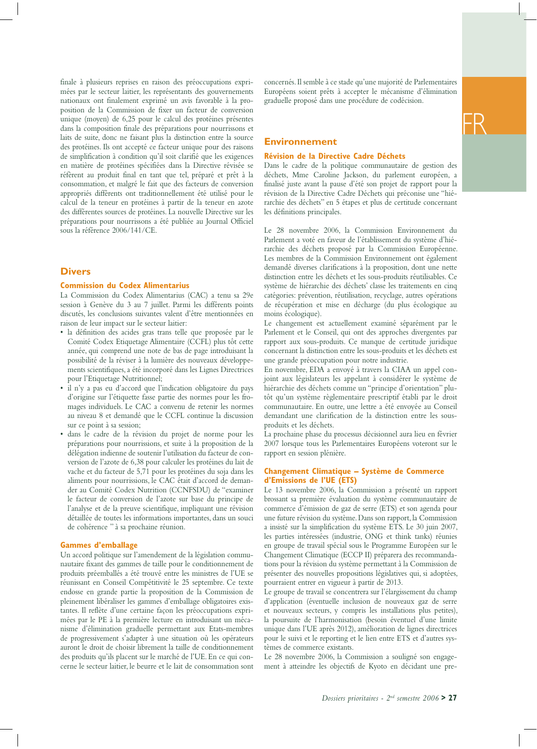finale à plusieurs reprises en raison des préoccupations exprimées par le secteur laitier, les représentants des gouvernements nationaux ont finalement exprimé un avis favorable à la proposition de la Commission de fixer un facteur de conversion unique (moyen) de 6,25 pour le calcul des protéines présentes dans la composition finale des préparations pour nourrissons et laits de suite, donc ne faisant plus la distinction entre la source des protéines. Ils ont accepté ce facteur unique pour des raisons de simplification à condition qu'il soit clarifié que les exigences en matière de protéines spécifiées dans la Directive révisée se réfèrent au produit final en tant que tel, préparé et prêt à la consommation, et malgré le fait que des facteurs de conversion appropriés différents ont traditionnellement été utilisé pour le calcul de la teneur en protéines à partir de la teneur en azote des différentes sources de protéines. La nouvelle Directive sur les préparations pour nourrissons a été publiée au Journal Officiel sous la référence 2006/141/CE.

## Divers

### Commission du Codex Alimentarius

La Commission du Codex Alimentarius (CAC) a tenu sa 29e session à Genève du 3 au 7 juillet. Parmi les différents points discutés, les conclusions suivantes valent d'être mentionnées en raison de leur impact sur le secteur laitier:

- la définition des acides gras trans telle que proposée par le Comité Codex Etiquetage Alimentaire (CCFL) plus tôt cette année, qui comprend une note de bas de page introduisant la possibilité de la réviser à la lumière des nouveaux développements scientifiques, a été incorporé dans les Lignes Directrices pour l'Etiquetage Nutritionnel;
- il n'y a pas eu d'accord que l'indication obligatoire du pays d'origine sur l'étiquette fasse partie des normes pour les fromages individuels. Le CAC a convenu de retenir les normes au niveau 8 et demandé que le CCFL continue la discussion sur ce point à sa session;
- dans le cadre de la révision du projet de norme pour les préparations pour nourrissons, et suite à la proposition de la délégation indienne de soutenir l'utilisation du facteur de conversion de l'azote de 6,38 pour calculer les protéines du lait de vache et du facteur de 5,71 pour les protéines du soja dans les aliments pour nourrissons, le CAC était d'accord de demander au Comité Codex Nutrition (CCNFSDU) de "examiner le facteur de conversion de l'azote sur base du principe de l'analyse et de la preuve scientifique, impliquant une révision détaillée de toutes les informations importantes, dans un souci de cohérence " à sa prochaine réunion.

### Gammes d'emballage

Un accord politique sur l'amendement de la législation communautaire fixant des gammes de taille pour le conditionnement de produits préemballés a été trouvé entre les ministres de l'UE se réunissant en Conseil Compétitivité le 25 septembre. Ce texte endosse en grande partie la proposition de la Commission de pleinement libéraliser les gammes d'emballage obligatoires existantes. Il reflète d'une certaine façon les préoccupations exprimées par le PE à la première lecture en introduisant un mécanisme d'élimination graduelle permettant aux Etats-membres de progressivement s'adapter à une situation où les opérateurs auront le droit de choisir librement la taille de conditionnement des produits qu'ils placent sur le marché de l'UE. En ce qui concerne le secteur laitier, le beurre et le lait de consommation sont concernés. Il semble à ce stade qu'une majorité de Parlementaires Européens soient prêts à accepter le mécanisme d'élimination graduelle proposé dans une procédure de codécision.

## Environnement

### Révision de la Directive Cadre Déchets

Dans le cadre de la politique communautaire de gestion des déchets, Mme Caroline Jackson, du parlement européen, a finalisé juste avant la pause d'été son projet de rapport pour la révision de la Directive Cadre Déchets qui préconise une "hiérarchie des déchets" en 5 étapes et plus de certitude concernant les définitions principales.

Le 28 novembre 2006, la Commission Environnement du Parlement a voté en faveur de l'établissement du système d'hiérarchie des déchets proposé par la Commission Européenne. Les membres de la Commission Environnement ont également demandé diverses clarifications à la proposition, dont une nette distinction entre les déchets et les sous-produits réutilisables. Ce système de hiérarchie des déchets' classe les traitements en cinq catégories: prévention, réutilisation, recyclage, autres opérations de récupération et mise en décharge (du plus écologique au moins écologique).

Le changement est actuellement examiné séparément par le Parlement et le Conseil, qui ont des approches divergentes par rapport aux sous-produits. Ce manque de certitude juridique concernant la distinction entre les sous-produits et les déchets est une grande préoccupation pour notre industrie.

En novembre, EDA a envoyé à travers la CIAA un appel conjoint aux législateurs les appelant à considérer le système de hiérarchie des déchets comme un "principe d'orientation" plutôt qu'un système règlementaire prescriptif établi par le droit communautaire. En outre, une lettre a été envoyée au Conseil demandant une clarification de la distinction entre les sous-produits et les déchets.

La prochaine phase du processus décisionnel aura lieu en février 2007 lorsque tous les Parlementaires Européens voteront sur le rapport en session plénière.

### Changement Climatique – Système de Commerce d'Emissions de l'UE (ETS)

Le 13 novembre 2006, la Commission a présenté un rapport brossant sa première évaluation du système communautaire de commerce d'émission de gaz de serre (ETS) et son agenda pour une future révision du système. Dans son rapport, la Commission a insisté sur la simplification du système ETS. Le 30 juin 2007, les parties intéressées (industrie, ONG et think tanks) réunies en groupe de travail spécial sous le Programme Européen sur le Changement Climatique (ECCP II) préparera des recommandations pour la révision du système permettant à la Commission de présenter des nouvelles propositions législatives qui, si adoptées, pourraient entrer en vigueur à partir de 2013.

Le groupe de travail se concentrera sur l'élargissement du champ d'application (éventuelle inclusion de nouveaux gaz de serre et nouveaux secteurs, y compris les installations plus petites), la poursuite de l'harmonisation (besoin éventuel d'une limite unique dans l'UE après 2012), amélioration de lignes directrices pour le suivi et le reporting et le lien entre ETS et d'autres systèmes de commerce existants.

Le 28 novembre 2006, la Commission a souligné son engagement à atteindre les objectifs de Kyoto en décidant une pre-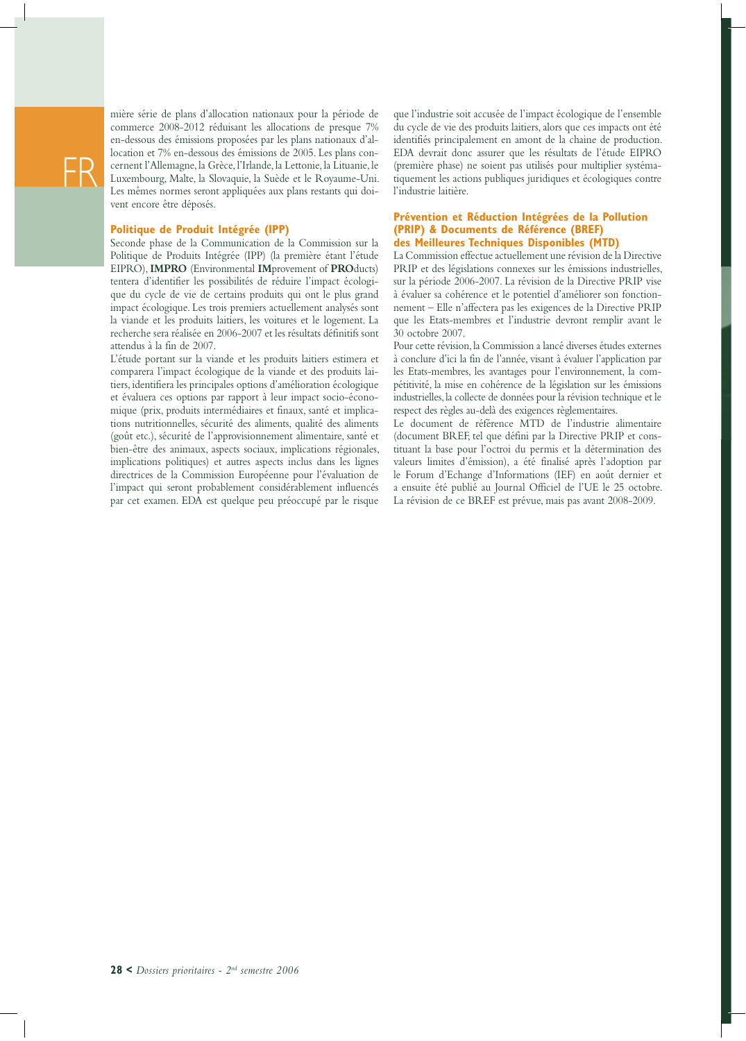mière série de plans d'allocation nationaux pour la période de commerce 2008-2012 réduisant les allocations de presque 7% en-dessous des émissions proposées par les plans nationaux d'allocation et 7% en-dessous des émissions de 2005. Les plans concernent l'Allemagne, la Grèce, l'Irlande, la Lettonie, la Lituanie, le Luxembourg, Malte, la Slovaquie, la Suède et le Royaume-Uni. Les mêmes normes seront appliquées aux plans restants qui doivent encore être déposés.

## Politique de Produit Intégrée (IPP)

Seconde phase de la Communication de la Commission sur la Politique de Produits Intégrée (IPP) (la première étant l'étude EIPRO), **IMPRO** (Environmental **IM**provement of **PRO**ducts) tentera d'identifier les possibilités de réduire l'impact écologique du cycle de vie de certains produits qui ont le plus grand impact écologique. Les trois premiers actuellement analysés sont la viande et les produits laitiers, les voitures et le logement. La recherche sera réalisée en 2006-2007 et les résultats définitifs sont attendus à la fin de 2007.

L'étude portant sur la viande et les produits laitiers estimera et comparera l'impact écologique de la viande et des produits laitiers, identifiera les principales options d'amélioration écologique et évaluera ces options par rapport à leur impact socio-économique (prix, produits intermédiaires et finaux, santé et implications nutritionnelles, sécurité des aliments, qualité des aliments (goût etc.), sécurité de l'approvisionnement alimentaire, santé et bien-être des animaux, aspects sociaux, implications régionales, implications politiques) et autres aspects inclus dans les lignes directrices de la Commission Européenne pour l'évaluation de l'impact qui seront probablement considérablement influencés par cet examen. EDA est quelque peu préoccupé par le risque que l'industrie soit accusée de l'impact écologique de l'ensemble du cycle de vie des produits laitiers, alors que ces impacts ont été identifiés principalement en amont de la chaine de production. EDA devrait donc assurer que les résultats de l'étude EIPRO (première phase) ne soient pas utilisés pour multiplier systématiquement les actions publiques juridiques et écologiques contre l'industrie laitière.

## Prévention et Réduction Intégrées de la Pollution (PRIP) & Documents de Référence (BREF) des Meilleures Techniques Disponibles (MTD)

La Commission effectue actuellement une révision de la Directive PRIP et des législations connexes sur les émissions industrielles, sur la période 2006-2007. La révision de la Directive PRIP vise à évaluer sa cohérence et le potentiel d'améliorer son fonctionnement – Elle n'affectera pas les exigences de la Directive PRIP que les Etats-membres et l'industrie devront remplir avant le 30 octobre 2007.

Pour cette révision, la Commission a lancé diverses études externes à conclure d'ici la fin de l'année, visant à évaluer l'application par les Etats-membres, les avantages pour l'environnement, la compétitivité, la mise en cohérence de la législation sur les émissions industrielles, la collecte de données pour la révision technique et le respect des règles au-delà des exigences règlementaires.

Le document de référence MTD de l'industrie alimentaire (document BREF, tel que défini par la Directive PRIP et constituant la base pour l'octroi du permis et la détermination des valeurs limites d'émission), a été finalisé après l'adoption par le Forum d'Echange d'Informations (IEF) en août dernier et a ensuite été publié au Journal Officiel de l'UE le 25 octobre. La révision de ce BREF est prévue, mais pas avant 2008-2009.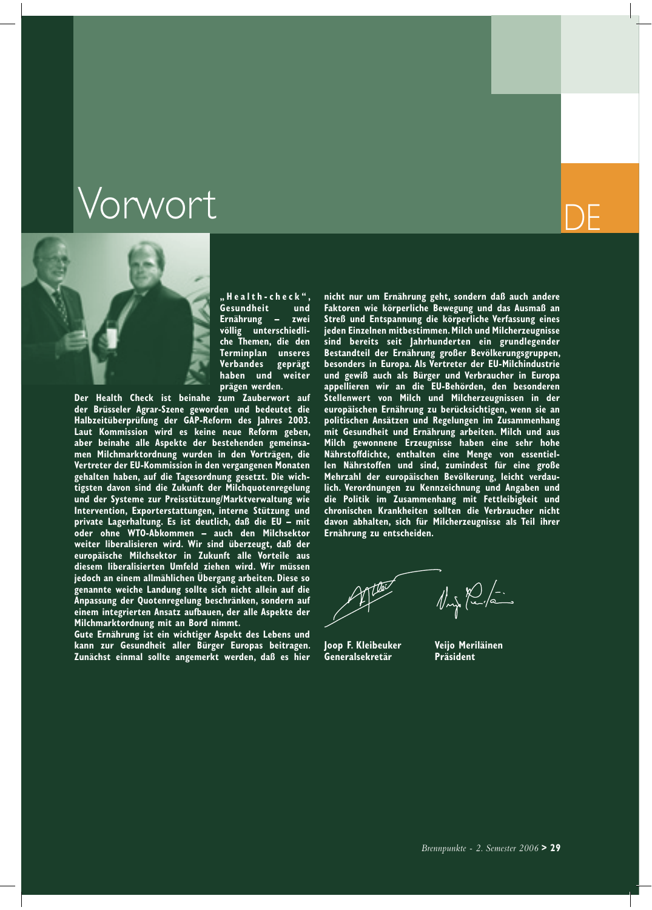# Vorwort

DE

**„Health-check", Gesundheit und Ernährung – zwei völlig unterschiedliche Themen, die den Terminplan unseres Verbandes geprägt haben und weiter prägen werden.**

**Der Health Check ist beinahe zum Zauberwort auf der Brüsseler Agrar-Szene geworden und bedeutet die Halbzeitüberprüfung der GAP-Reform des Jahres 2003. Laut Kommission wird es keine neue Reform geben, aber beinahe alle Aspekte der bestehenden gemeinsamen Milchmarktordnung wurden in den Vorträgen, die Vertreter der EU-Kommission in den vergangenen Monaten gehalten haben, auf die Tagesordnung gesetzt. Die wichtigsten davon sind die Zukunft der Milchquotenregelung und der Systeme zur Preisstützung/Marktverwaltung wie Intervention, Exporterstattungen, interne Stützung und private Lagerhaltung. Es ist deutlich, daß die EU – mit oder ohne WTO-Abkommen – auch den Milchsektor weiter liberalisieren wird. Wir sind überzeugt, daß der europäische Milchsektor in Zukunft alle Vorteile aus diesem liberalisierten Umfeld ziehen wird. Wir müssen jedoch an einem allmählichen Übergang arbeiten. Diese so genannte weiche Landung sollte sich nicht allein auf die Anpassung der Quotenregelung beschränken, sondern auf einem integrierten Ansatz aufbauen, der alle Aspekte der Milchmarktordnung mit an Bord nimmt.**

**Gute Ernährung ist ein wichtiger Aspekt des Lebens und kann zur Gesundheit aller Bürger Europas beitragen. Zunächst einmal sollte angemerkt werden, daß es hier nicht nur um Ernährung geht, sondern daß auch andere Faktoren wie körperliche Bewegung und das Ausmaß an Streß und Entspannung die körperliche Verfassung eines jeden Einzelnen mitbestimmen. Milch und Milcherzeugnisse sind bereits seit Jahrhunderten ein grundlegender Bestandteil der Ernährung großer Bevölkerungsgruppen, besonders in Europa. Als Vertreter der EU-Milchindustrie und gewiß auch als Bürger und Verbraucher in Europa appellieren wir an die EU-Behörden, den besonderen Stellenwert von Milch und Milcherzeugnissen in der europäischen Ernährung zu berücksichtigen, wenn sie an politischen Ansätzen und Regelungen im Zusammenhang mit Gesundheit und Ernährung arbeiten. Milch und aus Milch gewonnene Erzeugnisse haben eine sehr hohe Nährstoffdichte, enthalten eine Menge von essentiellen Nährstoffen und sind, zumindest für eine große Mehrzahl der europäischen Bevölkerung, leicht verdaulich. Verordnungen zu Kennzeichnung und Angaben und die Politik im Zusammenhang mit Fettleibigkeit und chronischen Krankheiten sollten die Verbraucher nicht davon abhalten, sich für Milcherzeugnisse als Teil ihrer Ernährung zu entscheiden.**

**Joop F. Kleibeuker**
**Generalsekretär**

**Veijo Meriläinen**
**Präsident**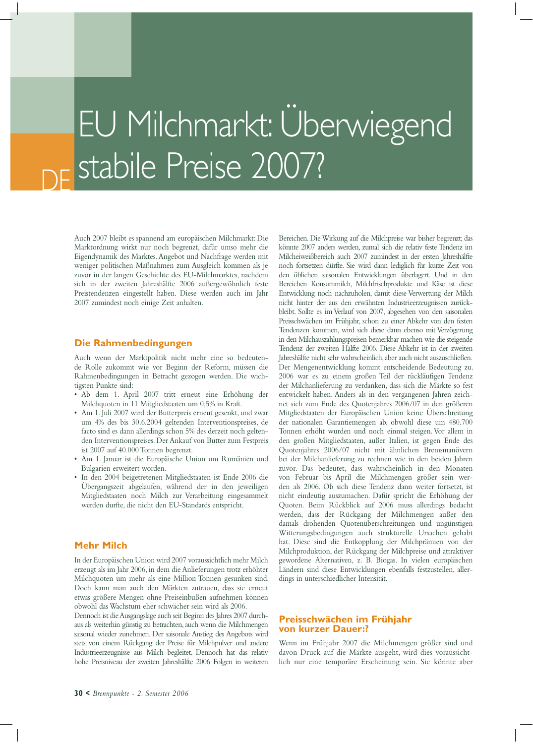# EU Milchmarkt: Überwiegend stabile Preise 2007?

DE

Auch 2007 bleibt es spannend am europäischen Milchmarkt: Die Marktordnung wirkt nur noch begrenzt, dafür umso mehr die Eigendynamik des Marktes. Angebot und Nachfrage werden mit weniger politischen Maßnahmen zum Ausgleich kommen als je zuvor in der langen Geschichte des EU-Milchmarktes, nachdem sich in der zweiten Jahreshälfte 2006 außergewöhnlich feste Preistendenzen eingestellt haben. Diese werden auch im Jahr 2007 zumindest noch einige Zeit anhalten.

## Die Rahmenbedingungen

Auch wenn der Marktpolitik nicht mehr eine so bedeutende Rolle zukommt wie vor Beginn der Reform, müssen die Rahmenbedingungen in Betracht gezogen werden. Die wichtigsten Punkte sind:

- Ab dem 1. April 2007 tritt erneut eine Erhöhung der Milchquoten in 11 Mitgliedstaaten um 0,5% in Kraft.
- Am 1. Juli 2007 wird der Butterpreis erneut gesenkt, und zwar um 4% des bis 30.6.2004 geltenden Interventionspreises, de facto sind es dann allerdings schon 5% des derzeit noch geltenden Interventionspreises. Der Ankauf von Butter zum Festpreis ist 2007 auf 40.000 Tonnen begrenzt.
- Am 1. Januar ist die Europäische Union um Rumänien und Bulgarien erweitert worden.
- In den 2004 beigetretenen Mitgliedstaaten ist Ende 2006 die Übergangszeit abgelaufen, während der in den jeweiligen Mitgliedstaaten noch Milch zur Verarbeitung eingesammelt werden durfte, die nicht den EU-Standards entspricht.

## Mehr Milch

In der Europäischen Union wird 2007 voraussichtlich mehr Milch erzeugt als im Jahr 2006, in dem die Anlieferungen trotz erhöhter Milchquoten um mehr als eine Million Tonnen gesunken sind. Doch kann man auch den Märkten zutrauen, dass sie erneut etwas größere Mengen ohne Preiseinbußen aufnehmen können obwohl das Wachstum eher schwächer sein wird als 2006.

Dennoch ist die Ausgangslage auch seit Beginn des Jahres 2007 durchaus als weiterhin günstig zu betrachten, auch wenn die Milchmengen saisonal wieder zunehmen. Der saisonale Anstieg des Angebots wird stets von einem Rückgang der Preise für Milchpulver und andere Industrieerzeugnisse aus Milch begleitet. Dennoch hat das relativ hohe Preisniveau der zweiten Jahreshälfte 2006 Folgen in weiteren Bereichen. Die Wirkung auf die Milchpreise war bisher begrenzt; das könnte 2007 anders werden, zumal sich die relativ feste Tendenz im Milcheiweißbereich auch 2007 zumindest in der ersten Jahreshälfte noch fortsetzen dürfte. Sie wird dann lediglich für kurze Zeit von den üblichen saisonalen Entwicklungen überlagert. Und in den Bereichen Konsummilch, Milchfrischprodukte und Käse ist diese Entwicklung noch nachzuholen, damit diese Verwertung der Milch nicht hinter der aus den erwähnten Industrieerzeugnissen zurückbleibt. Sollte es im Verlauf von 2007, abgesehen von den saisonalen Preisschwächen im Frühjahr, schon zu einer Abkehr von den festen Tendenzen kommen, wird sich diese dann ebenso mit Verzögerung in den Milchauszahlungspreisen bemerkbar machen wie die steigende Tendenz der zweiten Hälfte 2006. Diese Abkehr ist in der zweiten Jahreshälfte nicht sehr wahrscheinlich, aber auch nicht auszuschließen.

Der Mengenentwicklung kommt entscheidende Bedeutung zu. 2006 war es zu einem großen Teil der rückläufigen Tendenz der Milchanlieferung zu verdanken, dass sich die Märkte so fest entwickelt haben. Anders als in den vergangenen Jahren zeichnet sich zum Ende des Quotenjahres 2006/07 in den größeren Mitgliedstaaten der Europäischen Union keine Überschreitung der nationalen Garantiemengen ab, obwohl diese um 480.700 Tonnen erhöht wurden und noch einmal steigen. Vor allem in den großen Mitgliedstaaten, außer Italien, ist gegen Ende des Quotenjahres 2006/07 nicht mit ähnlichen Bremsmanövern bei der Milchanlieferung zu rechnen wie in den beiden Jahren zuvor. Das bedeutet, dass wahrscheinlich in den Monaten von Februar bis April die Milchmengen größer sein werden als 2006. Ob sich diese Tendenz dann weiter fortsetzt, ist nicht eindeutig auszumachen. Dafür spricht die Erhöhung der Quoten. Beim Rückblick auf 2006 muss allerdings bedacht werden, dass der Rückgang der Milchmengen außer den damals drohenden Quotenüberschreitungen und ungünstigen Witterungsbedingungen auch strukturelle Ursachen gehabt hat. Diese sind die Entkopplung der Milchprämien von der Milchproduktion, der Rückgang der Milchpreise und attraktiver gewordene Alternativen, z. B. Biogas. In vielen europäischen Ländern sind diese Entwicklungen ebenfalls festzustellen, allerdings in unterschiedlicher Intensität.

## Preisschwächen im Frühjahr von kurzer Dauer:?

Wenn im Frühjahr 2007 die Milchmengen größer sind und davon Druck auf die Märkte ausgeht, wird dies voraussichtlich nur eine temporäre Erscheinung sein. Sie könnte aber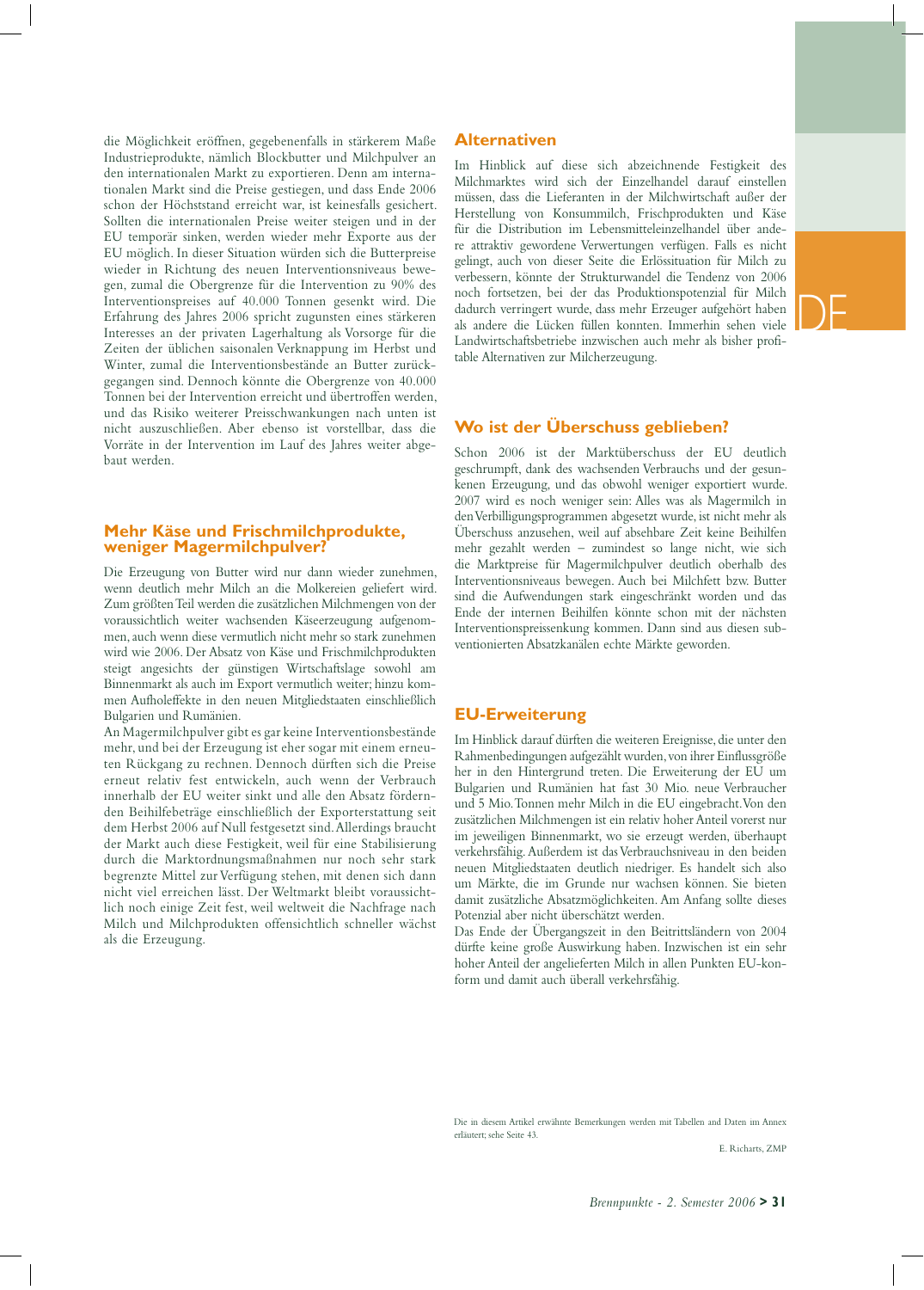die Möglichkeit eröffnen, gegebenenfalls in stärkerem Maße Industrieprodukte, nämlich Blockbutter und Milchpulver an den internationalen Markt zu exportieren. Denn am internationalen Markt sind die Preise gestiegen, und dass Ende 2006 schon der Höchststand erreicht war, ist keinesfalls gesichert. Sollten die internationalen Preise weiter steigen und in der EU temporär sinken, werden wieder mehr Exporte aus der EU möglich. In dieser Situation würden sich die Butterpreise wieder in Richtung des neuen Interventionsniveaus bewegen, zumal die Obergrenze für die Intervention zu 90% des Interventionspreises auf 40.000 Tonnen gesenkt wird. Die Erfahrung des Jahres 2006 spricht zugunsten eines stärkeren Interesses an der privaten Lagerhaltung als Vorsorge für die Zeiten der üblichen saisonalen Verknappung im Herbst und Winter, zumal die Interventionsbestände an Butter zurückgegangen sind. Dennoch könnte die Obergrenze von 40.000 Tonnen bei der Intervention erreicht und übertroffen werden, und das Risiko weiterer Preisschwankungen nach unten ist nicht auszuschließen. Aber ebenso ist vorstellbar, dass die Vorräte in der Intervention im Lauf des Jahres weiter abgebaut werden.

## Mehr Käse und Frischmilchprodukte, weniger Magermilchpulver?

Die Erzeugung von Butter wird nur dann wieder zunehmen, wenn deutlich mehr Milch an die Molkereien geliefert wird. Zum größten Teil werden die zusätzlichen Milchmengen von der voraussichtlich weiter wachsenden Käseerzeugung aufgenommen, auch wenn diese vermutlich nicht mehr so stark zunehmen wird wie 2006. Der Absatz von Käse und Frischmilchprodukten steigt angesichts der günstigen Wirtschaftslage sowohl am Binnenmarkt als auch im Export vermutlich weiter; hinzu kommen Aufholeffekte in den neuen Mitgliedstaaten einschließlich Bulgarien und Rumänien.

An Magermilchpulver gibt es gar keine Interventionsbestände mehr, und bei der Erzeugung ist eher sogar mit einem erneuten Rückgang zu rechnen. Dennoch dürften sich die Preise erneut relativ fest entwickeln, auch wenn der Verbrauch innerhalb der EU weiter sinkt und alle den Absatz fördernden Beihilfebeträge einschließlich der Exporterstattung seit dem Herbst 2006 auf Null festgesetzt sind. Allerdings braucht der Markt auch diese Festigkeit, weil für eine Stabilisierung durch die Marktordnungsmaßnahmen nur noch sehr stark begrenzte Mittel zur Verfügung stehen, mit denen sich dann nicht viel erreichen lässt. Der Weltmarkt bleibt voraussichtlich noch einige Zeit fest, weil weltweit die Nachfrage nach Milch und Milchprodukten offensichtlich schneller wächst als die Erzeugung.

## Alternativen

Im Hinblick auf diese sich abzeichnende Festigkeit des Milchmarktes wird sich der Einzelhandel darauf einstellen müssen, dass die Lieferanten in der Milchwirtschaft außer der Herstellung von Konsummilch, Frischprodukten und Käse für die Distribution im Lebensmitteleinzelhandel über andere attraktiv gewordene Verwertungen verfügen. Falls es nicht gelingt, auch von dieser Seite die Erlössituation für Milch zu verbessern, könnte der Strukturwandel die Tendenz von 2006 noch fortsetzen, bei der das Produktionspotenzial für Milch dadurch verringert wurde, dass mehr Erzeuger aufgehört haben als andere die Lücken füllen konnten. Immerhin sehen viele Landwirtschaftsbetriebe inzwischen auch mehr als bisher profitable Alternativen zur Milcherzeugung.

## Wo ist der Überschuss geblieben?

Schon 2006 ist der Marktüberschuss der EU deutlich geschrumpft, dank des wachsenden Verbrauchs und der gesunkenen Erzeugung, und das obwohl weniger exportiert wurde. 2007 wird es noch weniger sein: Alles was als Magermilch in den Verbilligungsprogrammen abgesetzt wurde, ist nicht mehr als Überschuss anzusehen, weil auf absehbare Zeit keine Beihilfen mehr gezahlt werden – zumindest so lange nicht, wie sich die Marktpreise für Magermilchpulver deutlich oberhalb des Interventionsniveaus bewegen. Auch bei Milchfett bzw. Butter sind die Aufwendungen stark eingeschränkt worden und das Ende der internen Beihilfen könnte schon mit der nächsten Interventionspreissenkung kommen. Dann sind aus diesen subventionierten Absatzkanälen echte Märkte geworden.

## EU-Erweiterung

Im Hinblick darauf dürften die weiteren Ereignisse, die unter den Rahmenbedingungen aufgezählt wurden, von ihrer Einflussgröße her in den Hintergrund treten. Die Erweiterung der EU um Bulgarien und Rumänien hat fast 30 Mio. neue Verbraucher und 5 Mio. Tonnen mehr Milch in die EU eingebracht. Von den zusätzlichen Milchmengen ist ein relativ hoher Anteil vorerst nur im jeweiligen Binnenmarkt, wo sie erzeugt werden, überhaupt verkehrsfähig. Außerdem ist das Verbrauchsniveau in den beiden neuen Mitgliedstaaten deutlich niedriger. Es handelt sich also um Märkte, die im Grunde nur wachsen können. Sie bieten damit zusätzliche Absatzmöglichkeiten. Am Anfang sollte dieses Potenzial aber nicht überschätzt werden.

Das Ende der Übergangszeit in den Beitrittsländern von 2004 dürfte keine große Auswirkung haben. Inzwischen ist ein sehr hoher Anteil der angelieferten Milch in allen Punkten EU-konform und damit auch überall verkehrsfähig.

Die in diesem Artikel erwähnte Bemerkungen werden mit Tabellen und Daten im Annex erläutert; sehe Seite 43.

E. Richarts, ZMP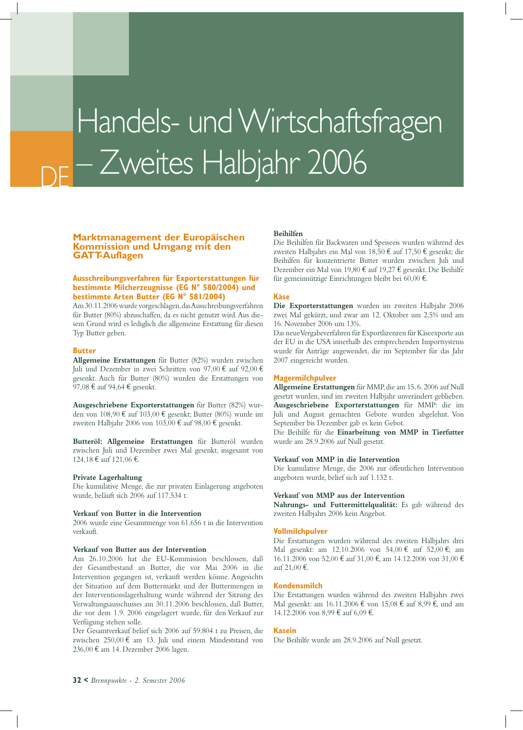# Handels- und Wirtschaftsfragen – Zweites Halbjahr 2006

DE

## Marktmanagement der Europäischen Kommission und Umgang mit den GATT-Auflagen

### Ausschreibungsverfahren für Exporterstattungen für bestimmte Milcherzeugnisse (EG N° 580/2004) und bestimmte Arten Butter (EG N° 581/2004)

Am 30.11.2006 wurde vorgeschlagen, das Ausschreibungsverfahren für Butter (80%) abzuschaffen, da es nicht genutzt wird. Aus diesem Grund wird es lediglich die allgemeine Erstattung für diesen Typ Butter geben.

### Butter

**Allgemeine Erstattungen** für Butter (82%) wurden zwischen Juli und Dezember in zwei Schritten von 97,00 € auf 92,00 € gesenkt. Auch für Butter (80%) wurden die Erstattungen von 97,08 € auf 94,64 € gesenkt.

**Ausgeschriebene Exporterstattungen** für Butter (82%) wurden von 108,90 € auf 103,00 € gesenkt; Butter (80%) wurde im zweiten Halbjahr 2006 von 103,00 € auf 98,00 € gesenkt.

**Butteröl: Allgemeine Erstattungen** für Butteröl wurden zwischen Juli und Dezember zwei Mal gesenkt, insgesamt von 124,18 € auf 121,06 €.

**Private Lagerhaltung**

Die kumulative Menge, die zur privaten Einlagerung angeboten wurde, beläuft sich 2006 auf 117.534 t.

**Verkauf von Butter in die Intervention**

2006 wurde eine Gesamtmenge von 61.656 t in die Intervention verkauft.

**Verkauf von Butter aus der Intervention**

Am 26.10.2006 hat die EU-Kommission beschlossen, daß der Gesamtbestand an Butter, die vor Mai 2006 in die Intervention gegangen ist, verkauft werden könne. Angesichts der Situation auf dem Buttermarkt und der Buttermengen in der Interventionslagerhaltung wurde während der Sitzung des Verwaltungsausschusses am 30.11.2006 beschlossen, daß Butter, die vor dem 1.9. 2006 eingelagert wurde, für den Verkauf zur Verfügung stehen solle.

Der Gesamtverkauf belief sich 2006 auf 59.804 t zu Preisen, die zwischen 250,00 € am 13. Juli und einem Mindeststand von 236,00 € am 14. Dezember 2006 lagen.

**Beihilfen**

Die Beihilfen für Backwaren und Speiseeis wurden während des zweiten Halbjahrs ein Mal von 18,50 € auf 17,50 € gesenkt; die Beihilfen für konzentrierte Butter wurden zwischen Juli und Dezember ein Mal von 19,80 € auf 19,27 € gesenkt. Die Beihilfe für gemeinnützige Einrichtungen bleibt bei 60,00 €.

### Käse

**Die Exporterstattungen** wurden im zweiten Halbjahr 2006 zwei Mal gekürzt, und zwar am 12. Oktober um 2,5% und am 16. November 2006 um 13%.

Das neue Vergabeverfahren für Exportlizenzen für Käseexporte aus der EU in die USA innerhalb des entsprechenden Importsystems wurde für Anträge angewendet, die im September für das Jahr 2007 eingereicht wurden.

### Magermilchpulver

**Allgemeine Erstattungen** für MMP, die am 15. 6. 2006 auf Null gesetzt wurden, sind im zweiten Halbjahr unverändert geblieben.

**Ausgeschriebene Exporterstattungen** für MMP: die im Juli und August gemachten Gebote wurden abgelehnt. Von September bis Dezember gab es kein Gebot.

Die Beihilfe für die **Einarbeitung von MMP in Tierfutter** wurde am 28.9.2006 auf Null gesetzt.

**Verkauf von MMP in die Intervention**

Die kumulative Menge, die 2006 zur öffentlichen Intervention angeboten wurde, belief sich auf 1.132 t.

**Verkauf von MMP aus der Intervention**

**Nahrungs- und Futtermittelqualität:** Es gab während des zweiten Halbjahrs 2006 kein Angebot.

### Vollmilchpulver

Die Erstattungen wurden während des zweiten Halbjahrs drei Mal gesenkt: am 12.10.2006 von 54,00 € auf 52,00 €; am 16.11.2006 von 52,00 € auf 31,00 €, am 14.12.2006 von 31,00 € auf 21,00 €.

### Kondensmilch

Die Erstattungen wurden während des zweiten Halbjahrs zwei Mal gesenkt: am 16.11.2006 € von 15,08 € auf 8,99 €, und am 14.12.2006 von 8,99 € auf 6,09 €.

### Kasein

Die Beihilfe wurde am 28.9.2006 auf Null gesetzt.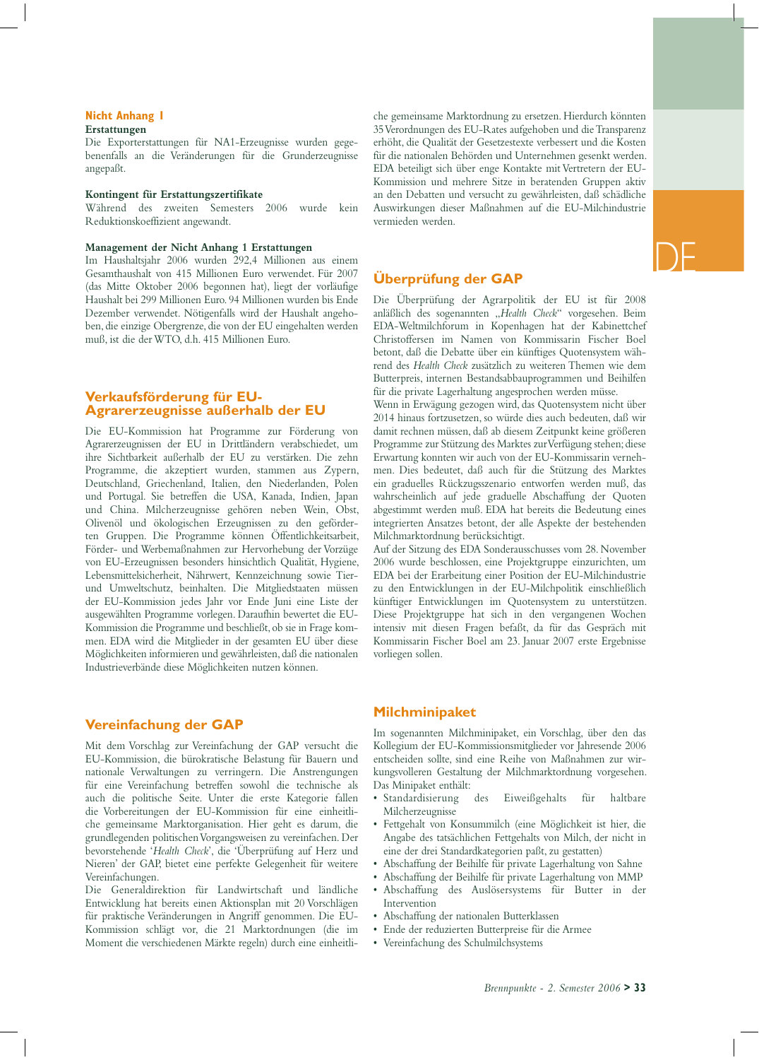### Nicht Anhang I

**Erstattungen**

Die Exporterstattungen für NA1-Erzeugnisse wurden gegebenenfalls an die Veränderungen für die Grunderzeugnisse angepaßt.

**Kontingent für Erstattungszertifikate**

Während des zweiten Semesters 2006 wurde kein Reduktionskoeffizient angewandt.

**Management der Nicht Anhang 1 Erstattungen**

Im Haushaltsjahr 2006 wurden 292,4 Millionen aus einem Gesamthaushalt von 415 Millionen Euro verwendet. Für 2007 (das Mitte Oktober 2006 begonnen hat), liegt der vorläufige Haushalt bei 299 Millionen Euro. 94 Millionen wurden bis Ende Dezember verwendet. Nötigenfalls wird der Haushalt angehoben, die einzige Obergrenze, die von der EU eingehalten werden muß, ist die der WTO, d.h. 415 Millionen Euro.

## Verkaufsförderung für EU-Agrarerzeugnisse außerhalb der EU

Die EU-Kommission hat Programme zur Förderung von Agrarerzeugnissen der EU in Drittländern verabschiedet, um ihre Sichtbarkeit außerhalb der EU zu verstärken. Die zehn Programme, die akzeptiert wurden, stammen aus Zypern, Deutschland, Griechenland, Italien, den Niederlanden, Polen und Portugal. Sie betreffen die USA, Kanada, Indien, Japan und China. Milcherzeugnisse gehören neben Wein, Obst, Olivenöl und ökologischen Erzeugnissen zu den geförderten Gruppen. Die Programme können Öffentlichkeitsarbeit, Förder- und Werbemaßnahmen zur Hervorhebung der Vorzüge von EU-Erzeugnissen besonders hinsichtlich Qualität, Hygiene, Lebensmittelsicherheit, Nährwert, Kennzeichnung sowie Tier- und Umweltschutz, beinhalten. Die Mitgliedstaaten müssen der EU-Kommission jedes Jahr vor Ende Juni eine Liste der ausgewählten Programme vorlegen. Daraufhin bewertet die EU-Kommission die Programme und beschließt, ob sie in Frage kommen. EDA wird die Mitglieder in der gesamten EU über diese Möglichkeiten informieren und gewährleisten, daß die nationalen Industrieverbände diese Möglichkeiten nutzen können.

## Vereinfachung der GAP

Mit dem Vorschlag zur Vereinfachung der GAP versucht die EU-Kommission, die bürokratische Belastung für Bauern und nationale Verwaltungen zu verringern. Die Anstrengungen für eine Vereinfachung betreffen sowohl die technische als auch die politische Seite. Unter die erste Kategorie fallen die Vorbereitungen der EU-Kommission für eine einheitliche gemeinsame Marktorganisation. Hier geht es darum, die grundlegenden politischen Vorgangsweisen zu vereinfachen. Der bevorstehende '*Health Check*', die 'Überprüfung auf Herz und Nieren' der GAP, bietet eine perfekte Gelegenheit für weitere Vereinfachungen.

Die Generaldirektion für Landwirtschaft und ländliche Entwicklung hat bereits einen Aktionsplan mit 20 Vorschlägen für praktische Veränderungen in Angriff genommen. Die EU-Kommission schlägt vor, die 21 Marktordnungen (die im Moment die verschiedenen Märkte regeln) durch eine einheitliche gemeinsame Marktordnung zu ersetzen. Hierdurch könnten 35 Verordnungen des EU-Rates aufgehoben und die Transparenz erhöht, die Qualität der Gesetzestexte verbessert und die Kosten für die nationalen Behörden und Unternehmen gesenkt werden. EDA beteiligt sich über enge Kontakte mit Vertretern der EU-Kommission und mehrere Sitze in beratenden Gruppen aktiv an den Debatten und versucht zu gewährleisten, daß schädliche Auswirkungen dieser Maßnahmen auf die EU-Milchindustrie vermieden werden.

## Überprüfung der GAP

Die Überprüfung der Agrarpolitik der EU ist für 2008 anläßlich des sogenannten „*Health Check*" vorgesehen. Beim EDA-Weltmilchforum in Kopenhagen hat der Kabinettchef Christoffersen im Namen von Kommissarin Fischer Boel betont, daß die Debatte über ein künftiges Quotensystem während des *Health Check* zusätzlich zu weiteren Themen wie dem Butterpreis, internen Bestandsabbauprogrammen und Beihilfen für die private Lagerhaltung angesprochen werden müsse.

Wenn in Erwägung gezogen wird, das Quotensystem nicht über 2014 hinaus fortzusetzen, so würde dies auch bedeuten, daß wir damit rechnen müssen, daß ab diesem Zeitpunkt keine größeren Programme zur Stützung des Marktes zur Verfügung stehen; diese Erwartung konnten wir auch von der EU-Kommissarin vernehmen. Dies bedeutet, daß auch für die Stützung des Marktes ein graduelles Rückzugsszenario entworfen werden muß, das wahrscheinlich auf jede graduelle Abschaffung der Quoten abgestimmt werden muß. EDA hat bereits die Bedeutung eines integrierten Ansatzes betont, der alle Aspekte der bestehenden Milchmarktordnung berücksichtigt.

Auf der Sitzung des EDA Sonderausschusses vom 28. November 2006 wurde beschlossen, eine Projektgruppe einzurichten, um EDA bei der Erarbeitung einer Position der EU-Milchindustrie zu den Entwicklungen in der EU-Milchpolitik einschließlich künftiger Entwicklungen im Quotensystem zu unterstützen. Diese Projektgruppe hat sich in den vergangenen Wochen intensiv mit diesen Fragen befaßt, da für das Gespräch mit Kommissarin Fischer Boel am 23. Januar 2007 erste Ergebnisse vorliegen sollen.

## Milchminipaket

Im sogenannten Milchminipaket, ein Vorschlag, über den das Kollegium der EU-Kommissionsmitglieder vor Jahresende 2006 entscheiden sollte, sind eine Reihe von Maßnahmen zur wirkungsvolleren Gestaltung der Milchmarktordnung vorgesehen. Das Minipaket enthält:

- Standardisierung des Eiweißgehalts für haltbare Milcherzeugnisse
- Fettgehalt von Konsummilch (eine Möglichkeit ist hier, die Angabe des tatsächlichen Fettgehalts von Milch, der nicht in eine der drei Standardkategorien paßt, zu gestatten)
- Abschaffung der Beihilfe für private Lagerhaltung von Sahne
- Abschaffung der Beihilfe für private Lagerhaltung von MMP
- Abschaffung des Auslösersystems für Butter in der Intervention
- Abschaffung der nationalen Butterklassen
- Ende der reduzierten Butterpreise für die Armee
- Vereinfachung des Schulmilchsystems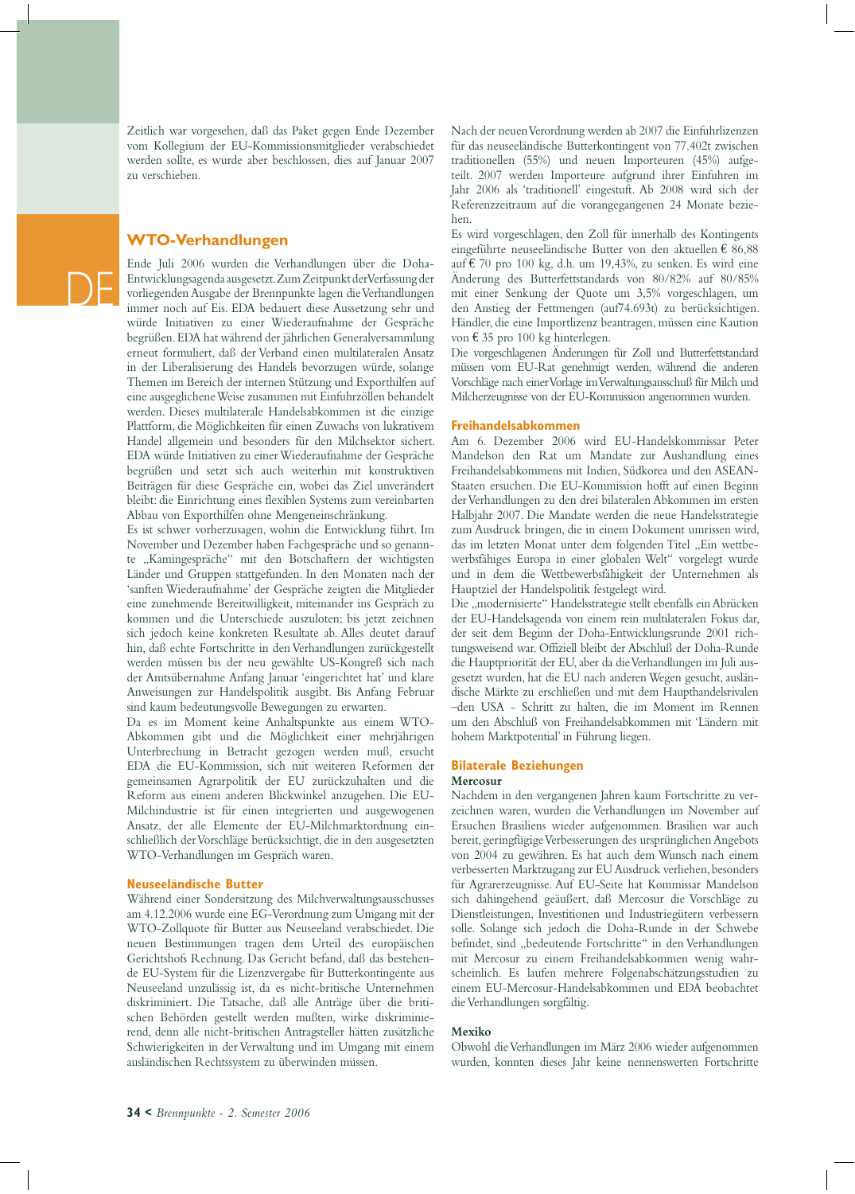Zeitlich war vorgesehen, daß das Paket gegen Ende Dezember vom Kollegium der EU-Kommissionsmitglieder verabschiedet werden sollte, es wurde aber beschlossen, dies auf Januar 2007 zu verschieben.

## WTO-Verhandlungen

Ende Juli 2006 wurden die Verhandlungen über die Doha-Entwicklungsagenda ausgesetzt. Zum Zeitpunkt der Verfassung der vorliegenden Ausgabe der Brennpunkte lagen die Verhandlungen immer noch auf Eis. EDA bedauert diese Aussetzung sehr und würde Initiativen zu einer Wiederaufnahme der Gespräche begrüßen. EDA hat während der jährlichen Generalversammlung erneut formuliert, daß der Verband einen multilateralen Ansatz in der Liberalisierung des Handels bevorzugen würde, solange Themen im Bereich der internen Stützung und Exporthilfen auf eine ausgeglichene Weise zusammen mit Einfuhrzöllen behandelt werden. Dieses multilaterale Handelsabkommen ist die einzige Plattform, die Möglichkeiten für einen Zuwachs von lukrativem Handel allgemein und besonders für den Milchsektor sichert. EDA würde Initiativen zu einer Wiederaufnahme der Gespräche begrüßen und setzt sich auch weiterhin mit konstruktiven Beiträgen für diese Gespräche ein, wobei das Ziel unverändert bleibt: die Einrichtung eines flexiblen Systems zum vereinbarten Abbau von Exporthilfen ohne Mengeneinschränkung.

Es ist schwer vorherzusagen, wohin die Entwicklung führt. Im November und Dezember haben Fachgespräche und so genannte „Kamingespräche" mit den Botschaftern der wichtigsten Länder und Gruppen stattgefunden. In den Monaten nach der 'sanften Wiederaufnahme' der Gespräche zeigten die Mitglieder eine zunehmende Bereitwilligkeit, miteinander ins Gespräch zu kommen und die Unterschiede auszuloten; bis jetzt zeichnen sich jedoch keine konkreten Resultate ab. Alles deutet darauf hin, daß echte Fortschritte in den Verhandlungen zurückgestellt werden müssen bis der neu gewählte US-Kongreß sich nach der Amtsübernahme Anfang Januar 'eingerichtet hat' und klare Anweisungen zur Handelspolitik ausgibt. Bis Anfang Februar sind kaum bedeutungsvolle Bewegungen zu erwarten.

Da es im Moment keine Anhaltspunkte aus einem WTO-Abkommen gibt und die Möglichkeit einer mehrjährigen Unterbrechung in Betracht gezogen werden muß, ersucht EDA die EU-Kommission, sich mit weiteren Reformen der gemeinsamen Agrarpolitik der EU zurückzuhalten und die Reform aus einem anderen Blickwinkel anzugehen. Die EU-Milchindustrie ist für einen integrierten und ausgewogenen Ansatz, der alle Elemente der EU-Milchmarktordnung einschließlich der Vorschläge berücksichtigt, die in den ausgesetzten WTO-Verhandlungen im Gespräch waren.

### Neuseeländische Butter

Während einer Sondersitzung des Milchverwaltungsausschusses am 4.12.2006 wurde eine EG-Verordnung zum Umgang mit der WTO-Zollquote für Butter aus Neuseeland verabschiedet. Die neuen Bestimmungen tragen dem Urteil des europäischen Gerichtshofs Rechnung. Das Gericht befand, daß das bestehende EU-System für die Lizenzvergabe für Butterkontingente aus Neuseeland unzulässig ist, da es nicht-britische Unternehmen diskriminiert. Die Tatsache, daß alle Anträge über die britischen Behörden gestellt werden mußten, wirke diskriminierend, denn alle nicht-britischen Antragsteller hätten zusätzliche Schwierigkeiten in der Verwaltung und im Umgang mit einem ausländischen Rechtssystem zu überwinden müssen.

Nach der neuen Verordnung werden ab 2007 die Einfuhrlizenzen für das neuseeländische Butterkontingent von 77.402t zwischen traditionellen (55%) und neuen Importeuren (45%) aufgeteilt. 2007 werden Importeure aufgrund ihrer Einfuhren im Jahr 2006 als 'traditionell' eingestuft. Ab 2008 wird sich der Referenzzeitraum auf die vorangegangenen 24 Monate beziehen.

Es wird vorgeschlagen, den Zoll für innerhalb des Kontingents eingeführte neuseeländische Butter von den aktuellen € 86,88 auf € 70 pro 100 kg, d.h. um 19,43%, zu senken. Es wird eine Änderung des Butterfettstandards von 80/82% auf 80/85% mit einer Senkung der Quote um 3,5% vorgeschlagen, um den Anstieg der Fettmengen (auf74.693t) zu berücksichtigen. Händler, die eine Importlizenz beantragen, müssen eine Kaution von € 35 pro 100 kg hinterlegen.

Die vorgeschlagenen Änderungen für Zoll und Butterfettstandard müssen vom EU-Rat genehmigt werden, während die anderen Vorschläge nach einer Vorlage im Verwaltungsausschuß für Milch und Milcherzeugnisse von der EU-Kommission angenommen wurden.

### Freihandelsabkommen

Am 6. Dezember 2006 wird EU-Handelskommissar Peter Mandelson den Rat um Mandate zur Aushandlung eines Freihandelsabkommens mit Indien, Südkorea und den ASEAN-Staaten ersuchen. Die EU-Kommission hofft auf einen Beginn der Verhandlungen zu den drei bilateralen Abkommen im ersten Halbjahr 2007. Die Mandate werden die neue Handelsstrategie zum Ausdruck bringen, die in einem Dokument umrissen wird, das im letzten Monat unter dem folgenden Titel „Ein wettbewerbsfähiges Europa in einer globalen Welt" vorgelegt wurde und in dem die Wettbewerbsfähigkeit der Unternehmen als Hauptziel der Handelspolitik festgelegt wird.

Die „modernisierte" Handelsstrategie stellt ebenfalls ein Abrücken der EU-Handelsagenda von einem rein multilateralen Fokus dar, der seit dem Beginn der Doha-Entwicklungsrunde 2001 richtungsweisend war. Offiziell bleibt der Abschluß der Doha-Runde die Hauptpriorität der EU, aber da die Verhandlungen im Juli ausgesetzt wurden, hat die EU nach anderen Wegen gesucht, ausländische Märkte zu erschließen und mit dem Haupthandelsrivalen –den USA - Schritt zu halten, die im Moment im Rennen um den Abschluß von Freihandelsabkommen mit 'Ländern mit hohem Marktpotential' in Führung liegen.

### Bilaterale Beziehungen

**Mercosur**

Nachdem in den vergangenen Jahren kaum Fortschritte zu verzeichnen waren, wurden die Verhandlungen im November auf Ersuchen Brasiliens wieder aufgenommen. Brasilien war auch bereit, geringfügige Verbesserungen des ursprünglichen Angebots von 2004 zu gewähren. Es hat auch dem Wunsch nach einem verbesserten Marktzugang zur EU Ausdruck verliehen, besonders für Agrarerzeugnisse. Auf EU-Seite hat Kommissar Mandelson sich dahingehend geäußert, daß Mercosur die Vorschläge zu Dienstleistungen, Investitionen und Industriegütern verbessern solle. Solange sich jedoch die Doha-Runde in der Schwebe befindet, sind „bedeutende Fortschritte" in den Verhandlungen mit Mercosur zu einem Freihandelsabkommen wenig wahrscheinlich. Es laufen mehrere Folgenabschätzungsstudien zu einem EU-Mercosur-Handelsabkommen und EDA beobachtet die Verhandlungen sorgfältig.

**Mexiko**

Obwohl die Verhandlungen im März 2006 wieder aufgenommen wurden, konnten dieses Jahr keine nennenswerten Fortschritte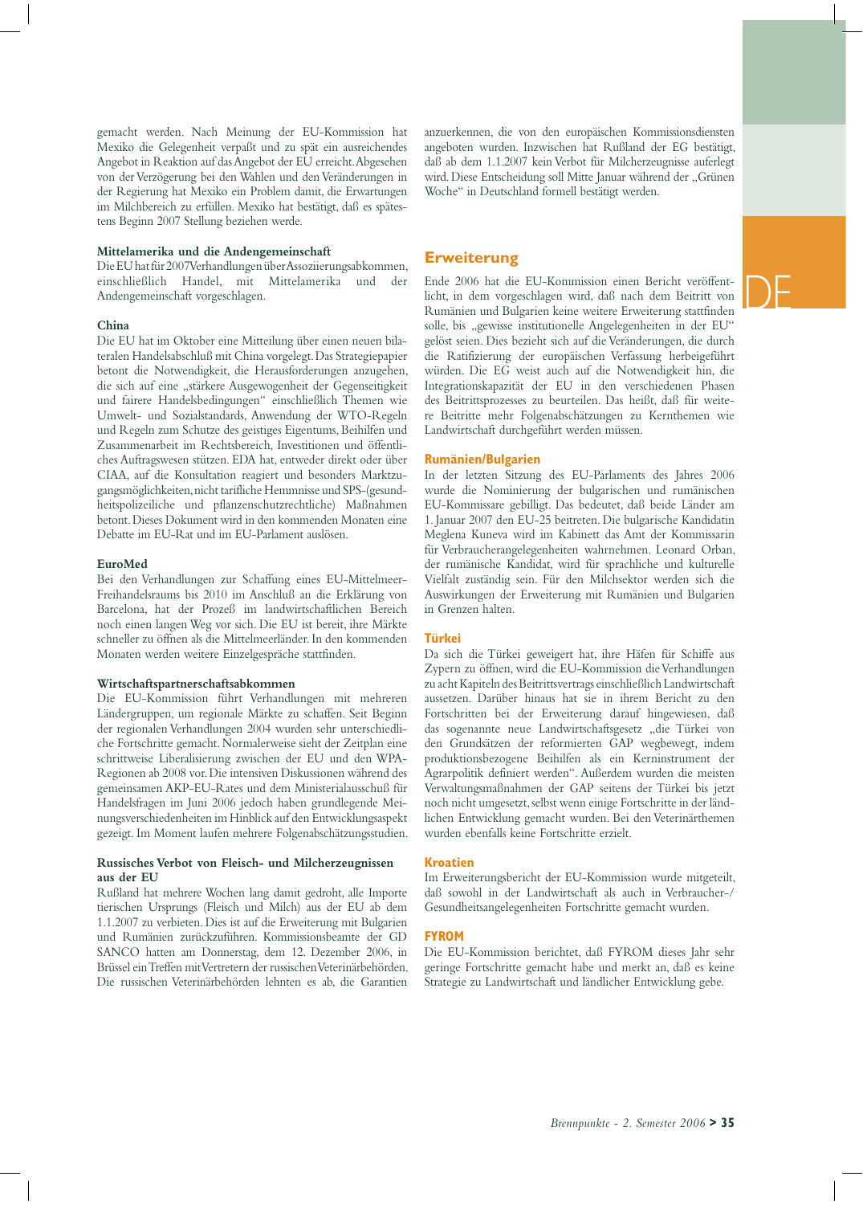gemacht werden. Nach Meinung der EU-Kommission hat Mexiko die Gelegenheit verpaßt und zu spät ein ausreichendes Angebot in Reaktion auf das Angebot der EU erreicht. Abgesehen von der Verzögerung bei den Wahlen und den Veränderungen in der Regierung hat Mexiko ein Problem damit, die Erwartungen im Milchbereich zu erfüllen. Mexiko hat bestätigt, daß es spätestens Beginn 2007 Stellung beziehen werde.

### Mittelamerika und die Andengemeinschaft

Die EU hat für 2007 Verhandlungen über Assoziierungsabkommen, einschließlich Handel, mit Mittelamerika und der Andengemeinschaft vorgeschlagen.

### China

Die EU hat im Oktober eine Mitteilung über einen neuen bilateralen Handelsabschluß mit China vorgelegt. Das Strategiepapier betont die Notwendigkeit, die Herausforderungen anzugehen, die sich auf eine „stärkere Ausgewogenheit der Gegenseitigkeit und fairere Handelsbedingungen" einschließlich Themen wie Umwelt- und Sozialstandards, Anwendung der WTO-Regeln und Regeln zum Schutze des geistigen Eigentums, Beihilfen und Zusammenarbeit im Rechtsbereich, Investitionen und öffentliches Auftragswesen stützen. EDA hat, entweder direkt oder über CIAA, auf die Konsultation reagiert und besonders Marktzugangsmöglichkeiten, nicht tarifliche Hemmnisse und SPS-(gesundheitspolizeiliche und pflanzenschutzrechtliche) Maßnahmen betont. Dieses Dokument wird in den kommenden Monaten eine Debatte im EU-Rat und im EU-Parlament auslösen.

### EuroMed

Bei den Verhandlungen zur Schaffung eines EU-Mittelmeer-Freihandelsraums bis 2010 im Anschluß an die Erklärung von Barcelona, hat der Prozeß im landwirtschaftlichen Bereich noch einen langen Weg vor sich. Die EU ist bereit, ihre Märkte schneller zu öffnen als die Mittelmeerländer. In den kommenden Monaten werden weitere Einzelgespräche stattfinden.

### Wirtschaftspartnerschaftsabkommen

Die EU-Kommission führt Verhandlungen mit mehreren Ländergruppen, um regionale Märkte zu schaffen. Seit Beginn der regionalen Verhandlungen 2004 wurden sehr unterschiedliche Fortschritte gemacht. Normalerweise sieht der Zeitplan eine schrittweise Liberalisierung zwischen der EU und den WPA-Regionen ab 2008 vor. Die intensiven Diskussionen während des gemeinsamen AKP-EU-Rates und dem Ministerialausschuß für Handelsfragen im Juni 2006 jedoch haben grundlegende Meinungsverschiedenheiten im Hinblick auf den Entwicklungsaspekt gezeigt. Im Moment laufen mehrere Folgenabschätzungsstudien.

### Russisches Verbot von Fleisch- und Milcherzeugnissen aus der EU

Rußland hat mehrere Wochen lang damit gedroht, alle Importe tierischen Ursprungs (Fleisch und Milch) aus der EU ab dem 1.1.2007 zu verbieten. Dies ist auf die Erweiterung mit Bulgarien und Rumänien zurückzuführen. Kommissionsbeamte der GD SANCO hatten am Donnerstag, dem 12. Dezember 2006, in Brüssel ein Treffen mit Vertretern der russischen Veterinärbehörden. Die russischen Veterinärbehörden lehnten es ab, die Garantien anzuerkennen, die von den europäischen Kommissionsdiensten angeboten wurden. Inzwischen hat Rußland der EG bestätigt, daß ab dem 1.1.2007 kein Verbot für Milcherzeugnisse auferlegt wird. Diese Entscheidung soll Mitte Januar während der „Grünen Woche" in Deutschland formell bestätigt werden.

## Erweiterung

Ende 2006 hat die EU-Kommission einen Bericht veröffentlicht, in dem vorgeschlagen wird, daß nach dem Beitritt von Rumänien und Bulgarien keine weitere Erweiterung stattfinden solle, bis „gewisse institutionelle Angelegenheiten in der EU" gelöst seien. Dies bezieht sich auf die Veränderungen, die durch die Ratifizierung der europäischen Verfassung herbeigeführt würden. Die EG weist auch auf die Notwendigkeit hin, die Integrationskapazität der EU in den verschiedenen Phasen des Beitrittsprozesses zu beurteilen. Das heißt, daß für weitere Beitritte mehr Folgenabschätzungen zu Kernthemen wie Landwirtschaft durchgeführt werden müssen.

### Rumänien/Bulgarien

In der letzten Sitzung des EU-Parlaments des Jahres 2006 wurde die Nominierung der bulgarischen und rumänischen EU-Kommissare gebilligt. Das bedeutet, daß beide Länder am 1. Januar 2007 den EU-25 beitreten. Die bulgarische Kandidatin Meglena Kuneva wird im Kabinett das Amt der Kommissarin für Verbraucherangelegenheiten wahrnehmen. Leonard Orban, der rumänische Kandidat, wird für sprachliche und kulturelle Vielfalt zuständig sein. Für den Milchsektor werden sich die Auswirkungen der Erweiterung mit Rumänien und Bulgarien in Grenzen halten.

### Türkei

Da sich die Türkei geweigert hat, ihre Häfen für Schiffe aus Zypern zu öffnen, wird die EU-Kommission die Verhandlungen zu acht Kapiteln des Beitrittsvertrags einschließlich Landwirtschaft aussetzen. Darüber hinaus hat sie in ihrem Bericht zu den Fortschritten bei der Erweiterung darauf hingewiesen, daß das sogenannte neue Landwirtschaftsgesetz „die Türkei von den Grundsätzen der reformierten GAP wegbewegt, indem produktionsbezogene Beihilfen als ein Kerninstrument der Agrarpolitik definiert werden". Außerdem wurden die meisten Verwaltungsmaßnahmen der GAP seitens der Türkei bis jetzt noch nicht umgesetzt, selbst wenn einige Fortschritte in der ländlichen Entwicklung gemacht wurden. Bei den Veterinärthemen wurden ebenfalls keine Fortschritte erzielt.

### Kroatien

Im Erweiterungsbericht der EU-Kommission wurde mitgeteilt, daß sowohl in der Landwirtschaft als auch in Verbraucher-/Gesundheitsangelegenheiten Fortschritte gemacht wurden.

### FYROM

Die EU-Kommission berichtet, daß FYROM dieses Jahr sehr geringe Fortschritte gemacht habe und merkt an, daß es keine Strategie zu Landwirtschaft und ländlicher Entwicklung gebe.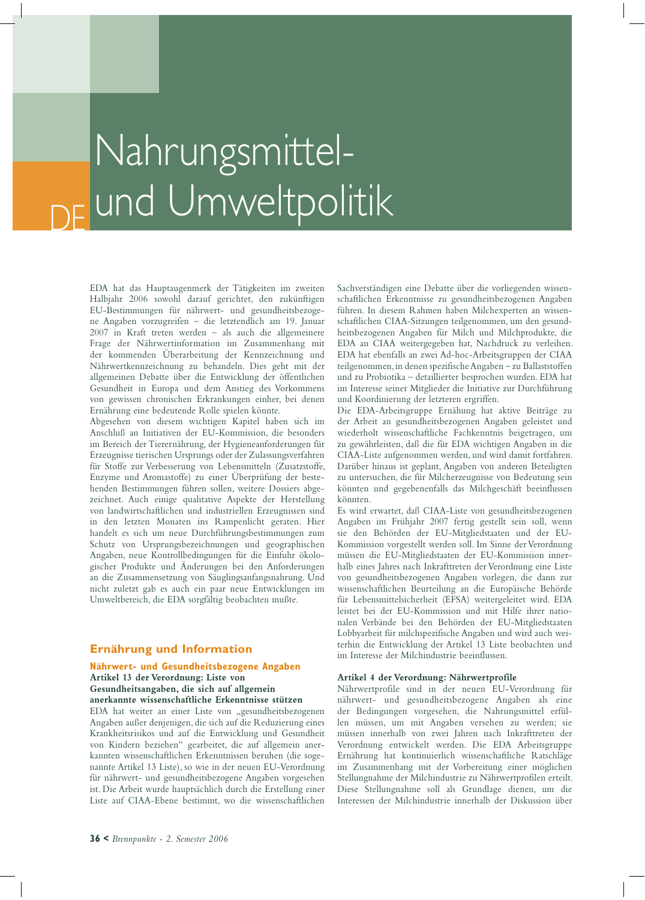# Nahrungsmittel- und Umweltpolitik

EDA hat das Hauptaugenmerk der Tätigkeiten im zweiten Halbjahr 2006 sowohl darauf gerichtet, den zukünftigen EU-Bestimmungen für nährwert- und gesundheitsbezogene Angaben vorzugreifen – die letztendlich am 19. Januar 2007 in Kraft treten werden – als auch die allgemeinere Frage der Nährwertinformation im Zusammenhang mit der kommenden Überarbeitung der Kennzeichnung und Nährwertkennzeichnung zu behandeln. Dies geht mit der allgemeinen Debatte über die Entwicklung der öffentlichen Gesundheit in Europa und dem Anstieg des Vorkommens von gewissen chronischen Erkrankungen einher, bei denen Ernährung eine bedeutende Rolle spielen könnte.

Abgesehen von diesem wichtigen Kapitel haben sich im Anschluß an Initiativen der EU-Kommission, die besonders im Bereich der Tierernährung, der Hygieneanforderungen für Erzeugnisse tierischen Ursprungs oder der Zulassungsverfahren für Stoffe zur Verbesserung von Lebensmitteln (Zusatzstoffe, Enzyme und Aromastoffe) zu einer Überprüfung der bestehenden Bestimmungen führen sollen, weitere Dossiers abgezeichnet. Auch einige qualitative Aspekte der Herstellung von landwirtschaftlichen und industriellen Erzeugnissen sind in den letzten Monaten ins Rampenlicht geraten. Hier handelt es sich um neue Durchführungsbestimmungen zum Schutz von Ursprungsbezeichnungen und geographischen Angaben, neue Kontrollbedingungen für die Einfuhr ökologischer Produkte und Änderungen bei den Anforderungen an die Zusammensetzung von Säuglingsanfangsnahrung. Und nicht zuletzt gab es auch ein paar neue Entwicklungen im Umweltbereich, die EDA sorgfältig beobachten mußte.

## Ernährung und Information

### Nährwert- und Gesundheitsbezogene Angaben

**Artikel 13 der Verordnung: Liste von Gesundheitsangaben, die sich auf allgemein anerkannte wissenschaftliche Erkenntnisse stützen**

EDA hat weiter an einer Liste von „gesundheitsbezogenen Angaben außer denjenigen, die sich auf die Reduzierung eines Krankheitsrisikos und auf die Entwicklung und Gesundheit von Kindern beziehen" gearbeitet, die auf allgemein anerkannten wissenschaftlichen Erkenntnissen beruhen (die sogenannte Artikel 13 Liste), so wie in der neuen EU-Verordnung für nährwert- und gesundheitsbezogene Angaben vorgesehen ist. Die Arbeit wurde hauptsächlich durch die Erstellung einer Liste auf CIAA-Ebene bestimmt, wo die wissenschaftlichen Sachverständigen eine Debatte über die vorliegenden wissenschaftlichen Erkenntnisse zu gesundheitsbezogenen Angaben führen. In diesem Rahmen haben Milchexperten an wissenschaftlichen CIAA-Sitzungen teilgenommen, um den gesundheitsbezogenen Angaben für Milch und Milchprodukte, die EDA an CIAA weitergegeben hat, Nachdruck zu verleihen. EDA hat ebenfalls an zwei Ad-hoc-Arbeitsgruppen der CIAA teilgenommen, in denen spezifische Angaben – zu Ballaststoffen und zu Probiotika – detaillierter besprochen wurden. EDA hat im Interesse seiner Mitglieder die Initiative zur Durchführung und Koordinierung der letzteren ergriffen.

Die EDA-Arbeitsgruppe Ernährung hat aktive Beiträge zu der Arbeit an gesundheitsbezogenen Angaben geleistet und wiederholt wissenschaftliche Fachkenntnis beigetragen, um zu gewährleisten, daß die für EDA wichtigen Angaben in die CIAA-Liste aufgenommen werden, und wird damit fortfahren. Darüber hinaus ist geplant, Angaben von anderen Beteiligten zu untersuchen, die für Milcherzeugnisse von Bedeutung sein könnten und gegebenenfalls das Milchgeschäft beeinflussen könnten.

Es wird erwartet, daß CIAA-Liste von gesundheitsbezogenen Angaben im Frühjahr 2007 fertig gestellt sein soll, wenn sie den Behörden der EU-Mitgliedstaaten und der EU-Kommission vorgestellt werden soll. Im Sinne der Verordnung müssen die EU-Mitgliedstaaten der EU-Kommission innerhalb eines Jahres nach Inkrafttreten der Verordnung eine Liste von gesundheitsbezogenen Angaben vorlegen, die dann zur wissenschaftlichen Beurteilung an die Europäische Behörde für Lebensmittelsicherheit (EFSA) weitergeleitet wird. EDA leistet bei der EU-Kommission und mit Hilfe ihrer nationalen Verbände bei den Behörden der EU-Mitgliedstaaten Lobbyarbeit für milchspezifische Angaben und wird auch weiterhin die Entwicklung der Artikel 13 Liste beobachten und im Interesse der Milchindustrie beeinflussen.

**Artikel 4 der Verordnung: Nährwertprofile**

Nährwertprofile sind in der neuen EU-Verordnung für nährwert- und gesundheitsbezogene Angaben als eine der Bedingungen vorgesehen, die Nahrungsmittel erfüllen müssen, um mit Angaben versehen zu werden; sie müssen innerhalb von zwei Jahren nach Inkrafttreten der Verordnung entwickelt werden. Die EDA Arbeitsgruppe Ernährung hat kontinuierlich wissenschaftliche Ratschläge im Zusammenhang mit der Vorbereitung einer möglichen Stellungnahme der Milchindustrie zu Nährwertprofilen erteilt. Diese Stellungnahme soll als Grundlage dienen, um die Interessen der Milchindustrie innerhalb der Diskussion über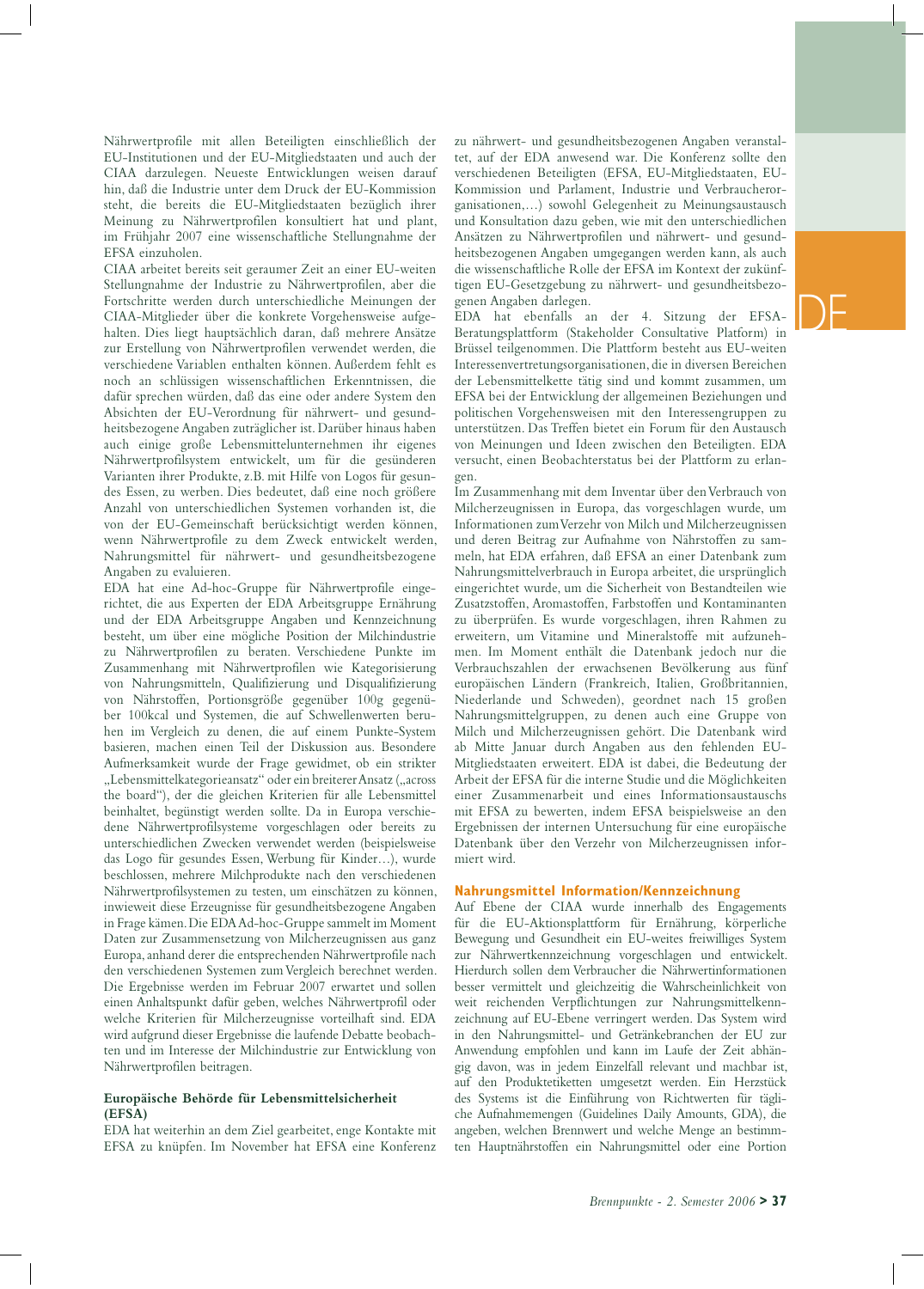Nährwertprofile mit allen Beteiligten einschließlich der EU-Institutionen und der EU-Mitgliedstaaten und auch der CIAA darzulegen. Neueste Entwicklungen weisen darauf hin, daß die Industrie unter dem Druck der EU-Kommission steht, die bereits die EU-Mitgliedstaaten bezüglich ihrer Meinung zu Nährwertprofilen konsultiert hat und plant, im Frühjahr 2007 eine wissenschaftliche Stellungnahme der EFSA einzuholen.

CIAA arbeitet bereits seit geraumer Zeit an einer EU-weiten Stellungnahme der Industrie zu Nährwertprofilen, aber die Fortschritte werden durch unterschiedliche Meinungen der CIAA-Mitglieder über die konkrete Vorgehensweise aufgehalten. Dies liegt hauptsächlich daran, daß mehrere Ansätze zur Erstellung von Nährwertprofilen verwendet werden, die verschiedene Variablen enthalten können. Außerdem fehlt es noch an schlüssigen wissenschaftlichen Erkenntnissen, die dafür sprechen würden, daß das eine oder andere System den Absichten der EU-Verordnung für nährwert- und gesundheitsbezogene Angaben zuträglicher ist. Darüber hinaus haben auch einige große Lebensmittelunternehmen ihr eigenes Nährwertprofilsystem entwickelt, um für die gesünderen Varianten ihrer Produkte, z.B. mit Hilfe von Logos für gesundes Essen, zu werben. Dies bedeutet, daß eine noch größere Anzahl von unterschiedlichen Systemen vorhanden ist, die von der EU-Gemeinschaft berücksichtigt werden können, wenn Nährwertprofile zu dem Zweck entwickelt werden, Nahrungsmittel für nährwert- und gesundheitsbezogene Angaben zu evaluieren.

EDA hat eine Ad-hoc-Gruppe für Nährwertprofile eingerichtet, die aus Experten der EDA Arbeitsgruppe Ernährung und der EDA Arbeitsgruppe Angaben und Kennzeichnung besteht, um über eine mögliche Position der Milchindustrie zu Nährwertprofilen zu beraten. Verschiedene Punkte im Zusammenhang mit Nährwertprofilen wie Kategorisierung von Nahrungsmitteln, Qualifizierung und Disqualifizierung von Nährstoffen, Portionsgröße gegenüber 100g gegenüber 100kcal und Systemen, die auf Schwellenwerten beruhen im Vergleich zu denen, die auf einem Punkte-System basieren, machen einen Teil der Diskussion aus. Besondere Aufmerksamkeit wurde der Frage gewidmet, ob ein strikter „Lebensmittelkategorieansatz" oder ein breiterer Ansatz („across the board"), der die gleichen Kriterien für alle Lebensmittel beinhaltet, begünstigt werden sollte. Da in Europa verschiedene Nährwertprofilsysteme vorgeschlagen oder bereits zu unterschiedlichen Zwecken verwendet werden (beispielsweise das Logo für gesundes Essen, Werbung für Kinder…), wurde beschlossen, mehrere Milchprodukte nach den verschiedenen Nährwertprofilsystemen zu testen, um einschätzen zu können, inwieweit diese Erzeugnisse für gesundheitsbezogene Angaben in Frage kämen. Die EDA Ad-hoc-Gruppe sammelt im Moment Daten zur Zusammensetzung von Milcherzeugnissen aus ganz Europa, anhand derer die entsprechenden Nährwertprofile nach den verschiedenen Systemen zum Vergleich berechnet werden. Die Ergebnisse werden im Februar 2007 erwartet und sollen einen Anhaltspunkt dafür geben, welches Nährwertprofil oder welche Kriterien für Milcherzeugnisse vorteilhaft sind. EDA wird aufgrund dieser Ergebnisse die laufende Debatte beobachten und im Interesse der Milchindustrie zur Entwicklung von Nährwertprofilen beitragen.

### Europäische Behörde für Lebensmittelsicherheit (EFSA)

EDA hat weiterhin an dem Ziel gearbeitet, enge Kontakte mit EFSA zu knüpfen. Im November hat EFSA eine Konferenz zu nährwert- und gesundheitsbezogenen Angaben veranstaltet, auf der EDA anwesend war. Die Konferenz sollte den verschiedenen Beteiligten (EFSA, EU-Mitgliedstaaten, EU-Kommission und Parlament, Industrie und Verbraucherorganisationen,…) sowohl Gelegenheit zu Meinungsaustausch und Konsultation dazu geben, wie mit den unterschiedlichen Ansätzen zu Nährwertprofilen und nährwert- und gesundheitsbezogenen Angaben umgegangen werden kann, als auch die wissenschaftliche Rolle der EFSA im Kontext der zukünftigen EU-Gesetzgebung zu nährwert- und gesundheitsbezogenen Angaben darlegen.

EDA hat ebenfalls an der 4. Sitzung der EFSA-Beratungsplattform (Stakeholder Consultative Platform) in Brüssel teilgenommen. Die Plattform besteht aus EU-weiten Interessenvertretungsorganisationen, die in diversen Bereichen der Lebensmittelkette tätig sind und kommt zusammen, um EFSA bei der Entwicklung der allgemeinen Beziehungen und politischen Vorgehensweisen mit den Interessengruppen zu unterstützen. Das Treffen bietet ein Forum für den Austausch von Meinungen und Ideen zwischen den Beteiligten. EDA versucht, einen Beobachterstatus bei der Plattform zu erlangen.

Im Zusammenhang mit dem Inventar über den Verbrauch von Milcherzeugnissen in Europa, das vorgeschlagen wurde, um Informationen zum Verzehr von Milch und Milcherzeugnissen und deren Beitrag zur Aufnahme von Nährstoffen zu sammeln, hat EDA erfahren, daß EFSA an einer Datenbank zum Nahrungsmittelverbrauch in Europa arbeitet, die ursprünglich eingerichtet wurde, um die Sicherheit von Bestandteilen wie Zusatzstoffen, Aromastoffen, Farbstoffen und Kontaminanten zu überprüfen. Es wurde vorgeschlagen, ihren Rahmen zu erweitern, um Vitamine und Mineralstoffe mit aufzunehmen. Im Moment enthält die Datenbank jedoch nur die Verbrauchszahlen der erwachsenen Bevölkerung aus fünf europäischen Ländern (Frankreich, Italien, Großbritannien, Niederlande und Schweden), geordnet nach 15 großen Nahrungsmittelgruppen, zu denen auch eine Gruppe von Milch und Milcherzeugnissen gehört. Die Datenbank wird ab Mitte Januar durch Angaben aus den fehlenden EU-Mitgliedstaaten erweitert. EDA ist dabei, die Bedeutung der Arbeit der EFSA für die interne Studie und die Möglichkeiten einer Zusammenarbeit und eines Informationsaustauschs mit EFSA zu bewerten, indem EFSA beispielsweise an den Ergebnissen der internen Untersuchung für eine europäische Datenbank über den Verzehr von Milcherzeugnissen informiert wird.

### Nahrungsmittel Information/Kennzeichnung

Auf Ebene der CIAA wurde innerhalb des Engagements für die EU-Aktionsplattform für Ernährung, körperliche Bewegung und Gesundheit ein EU-weites freiwilliges System zur Nährwertkennzeichnung vorgeschlagen und entwickelt. Hierdurch sollen dem Verbraucher die Nährwertinformationen besser vermittelt und gleichzeitig die Wahrscheinlichkeit von weit reichenden Verpflichtungen zur Nahrungsmittelkennzeichnung auf EU-Ebene verringert werden. Das System wird in den Nahrungsmittel- und Getränkebranchen der EU zur Anwendung empfohlen und kann im Laufe der Zeit abhängig davon, was in jedem Einzelfall relevant und machbar ist, auf den Produktetiketten umgesetzt werden. Ein Herzstück des Systems ist die Einführung von Richtwerten für tägliche Aufnahmemengen (Guidelines Daily Amounts, GDA), die angeben, welchen Brennwert und welche Menge an bestimmten Hauptnährstoffen ein Nahrungsmittel oder eine Portion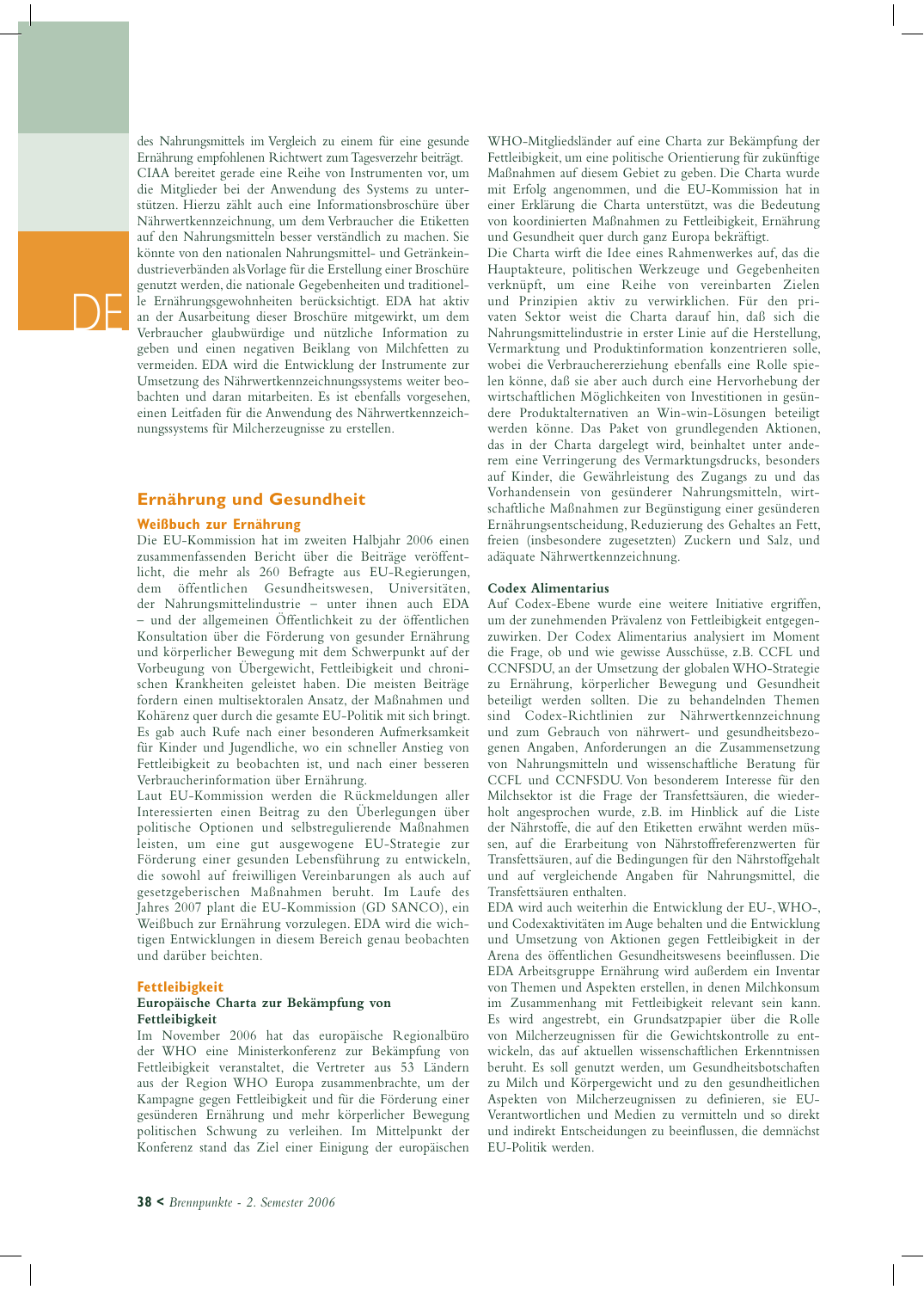des Nahrungsmittels im Vergleich zu einem für eine gesunde Ernährung empfohlenen Richtwert zum Tagesverzehr beiträgt. CIAA bereitet gerade eine Reihe von Instrumenten vor, um die Mitglieder bei der Anwendung des Systems zu unterstützen. Hierzu zählt auch eine Informationsbroschüre über Nährwertkennzeichnung, um dem Verbraucher die Etiketten auf den Nahrungsmitteln besser verständlich zu machen. Sie könnte von den nationalen Nahrungsmittel- und Getränkeindustrieverbänden als Vorlage für die Erstellung einer Broschüre genutzt werden, die nationale Gegebenheiten und traditionelle Ernährungsgewohnheiten berücksichtigt. EDA hat aktiv an der Ausarbeitung dieser Broschüre mitgewirkt, um dem Verbraucher glaubwürdige und nützliche Information zu geben und einen negativen Beiklang von Milchfetten zu vermeiden. EDA wird die Entwicklung der Instrumente zur Umsetzung des Nährwertkennzeichnungssystems weiter beobachten und daran mitarbeiten. Es ist ebenfalls vorgesehen, einen Leitfaden für die Anwendung des Nährwertkennzeichnungssystems für Milcherzeugnisse zu erstellen.

## Ernährung und Gesundheit

### Weißbuch zur Ernährung

Die EU-Kommission hat im zweiten Halbjahr 2006 einen zusammenfassenden Bericht über die Beiträge veröffentlicht, die mehr als 260 Befragte aus EU-Regierungen, dem öffentlichen Gesundheitswesen, Universitäten, der Nahrungsmittelindustrie – unter ihnen auch EDA – und der allgemeinen Öffentlichkeit zu der öffentlichen Konsultation über die Förderung von gesunder Ernährung und körperlicher Bewegung mit dem Schwerpunkt auf der Vorbeugung von Übergewicht, Fettleibigkeit und chronischen Krankheiten geleistet haben. Die meisten Beiträge fordern einen multisektoralen Ansatz, der Maßnahmen und Kohärenz quer durch die gesamte EU-Politik mit sich bringt. Es gab auch Rufe nach einer besonderen Aufmerksamkeit für Kinder und Jugendliche, wo ein schneller Anstieg von Fettleibigkeit zu beobachten ist, und nach einer besseren Verbraucherinformation über Ernährung.

Laut EU-Kommission werden die Rückmeldungen aller Interessierten einen Beitrag zu den Überlegungen über politische Optionen und selbstregulierende Maßnahmen leisten, um eine gut ausgewogene EU-Strategie zur Förderung einer gesunden Lebensführung zu entwickeln, die sowohl auf freiwilligen Vereinbarungen als auch auf gesetzgeberischen Maßnahmen beruht. Im Laufe des Jahres 2007 plant die EU-Kommission (GD SANCO), ein Weißbuch zur Ernährung vorzulegen. EDA wird die wichtigen Entwicklungen in diesem Bereich genau beobachten und darüber beichten.

### Fettleibigkeit

#### Europäische Charta zur Bekämpfung von Fettleibigkeit

Im November 2006 hat das europäische Regionalbüro der WHO eine Ministerkonferenz zur Bekämpfung von Fettleibigkeit veranstaltet, die Vertreter aus 53 Ländern aus der Region WHO Europa zusammenbrachte, um der Kampagne gegen Fettleibigkeit und für die Förderung einer gesünderen Ernährung und mehr körperlicher Bewegung politischen Schwung zu verleihen. Im Mittelpunkt der Konferenz stand das Ziel einer Einigung der europäischen WHO-Mitgliedsländer auf eine Charta zur Bekämpfung der Fettleibigkeit, um eine politische Orientierung für zukünftige Maßnahmen auf diesem Gebiet zu geben. Die Charta wurde mit Erfolg angenommen, und die EU-Kommission hat in einer Erklärung die Charta unterstützt, was die Bedeutung von koordinierten Maßnahmen zu Fettleibigkeit, Ernährung und Gesundheit quer durch ganz Europa bekräftigt.

Die Charta wirft die Idee eines Rahmenwerkes auf, das die Hauptakteure, politischen Werkzeuge und Gegebenheiten verknüpft, um eine Reihe von vereinbarten Zielen und Prinzipien aktiv zu verwirklichen. Für den privaten Sektor weist die Charta darauf hin, daß sich die Nahrungsmittelindustrie in erster Linie auf die Herstellung, Vermarktung und Produktinformation konzentrieren solle, wobei die Verbrauchererziehung ebenfalls eine Rolle spielen könne, daß sie aber auch durch eine Hervorhebung der wirtschaftlichen Möglichkeiten von Investitionen in gesündere Produktalternativen an Win-win-Lösungen beteiligt werden könne. Das Paket von grundlegenden Aktionen, das in der Charta dargelegt wird, beinhaltet unter anderem eine Verringerung des Vermarktungsdrucks, besonders auf Kinder, die Gewährleistung des Zugangs zu und das Vorhandensein von gesünderer Nahrungsmitteln, wirtschaftliche Maßnahmen zur Begünstigung einer gesünderen Ernährungsentscheidung, Reduzierung des Gehaltes an Fett, freien (insbesondere zugesetzten) Zuckern und Salz, und adäquate Nährwertkennzeichnung.

#### Codex Alimentarius

Auf Codex-Ebene wurde eine weitere Initiative ergriffen, um der zunehmenden Prävalenz von Fettleibigkeit entgegenzuwirken. Der Codex Alimentarius analysiert im Moment die Frage, ob und wie gewisse Ausschüsse, z.B. CCFL und CCNFSDU, an der Umsetzung der globalen WHO-Strategie zu Ernährung, körperlicher Bewegung und Gesundheit beteiligt werden sollten. Die zu behandelnden Themen sind Codex-Richtlinien zur Nährwertkennzeichnung und zum Gebrauch von nährwert- und gesundheitsbezogenen Angaben, Anforderungen an die Zusammensetzung von Nahrungsmitteln und wissenschaftliche Beratung für CCFL und CCNFSDU. Von besonderem Interesse für den Milchsektor ist die Frage der Transfettsäuren, die wiederholt angesprochen wurde, z.B. im Hinblick auf die Liste der Nährstoffe, die auf den Etiketten erwähnt werden müssen, auf die Erarbeitung von Nährstoffreferenzwerten für Transfettsäuren, auf die Bedingungen für den Nährstoffgehalt und auf vergleichende Angaben für Nahrungsmittel, die Transfettsäuren enthalten.

EDA wird auch weiterhin die Entwicklung der EU-, WHO-, und Codexaktivitäten im Auge behalten und die Entwicklung und Umsetzung von Aktionen gegen Fettleibigkeit in der Arena des öffentlichen Gesundheitswesens beeinflussen. Die EDA Arbeitsgruppe Ernährung wird außerdem ein Inventar von Themen und Aspekten erstellen, in denen Milchkonsum im Zusammenhang mit Fettleibigkeit relevant sein kann. Es wird angestrebt, ein Grundsatzpapier über die Rolle von Milcherzeugnissen für die Gewichtskontrolle zu entwickeln, das auf aktuellen wissenschaftlichen Erkenntnissen beruht. Es soll genutzt werden, um Gesundheitsbotschaften zu Milch und Körpergewicht und zu den gesundheitlichen Aspekten von Milcherzeugnissen zu definieren, sie EU-Verantwortlichen und Medien zu vermitteln und so direkt und indirekt Entscheidungen zu beeinflussen, die demnächst EU-Politik werden.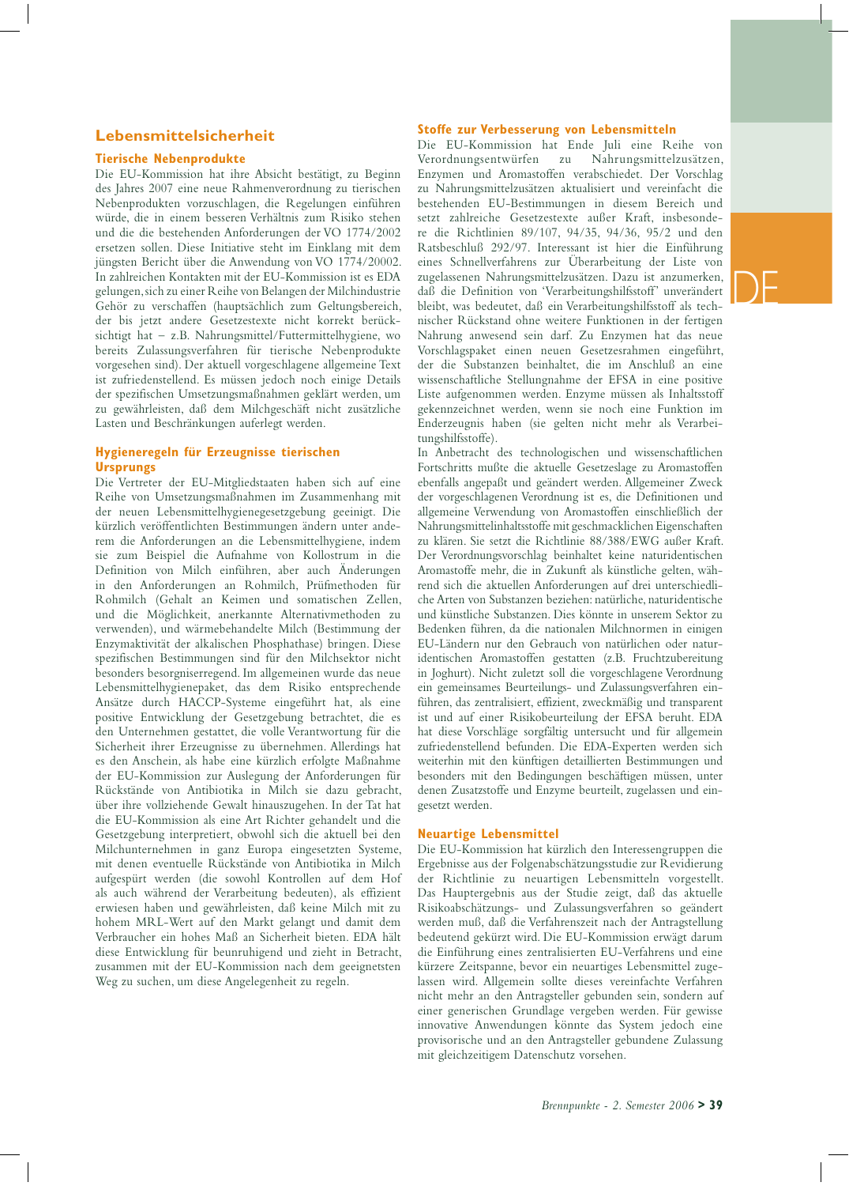## Lebensmittelsicherheit

### Tierische Nebenprodukte

Die EU-Kommission hat ihre Absicht bestätigt, zu Beginn des Jahres 2007 eine neue Rahmenverordnung zu tierischen Nebenprodukten vorzuschlagen, die Regelungen einführen würde, die in einem besseren Verhältnis zum Risiko stehen und die die bestehenden Anforderungen der VO 1774/2002 ersetzen sollen. Diese Initiative steht im Einklang mit dem jüngsten Bericht über die Anwendung von VO 1774/20002. In zahlreichen Kontakten mit der EU-Kommission ist es EDA gelungen, sich zu einer Reihe von Belangen der Milchindustrie Gehör zu verschaffen (hauptsächlich zum Geltungsbereich, der bis jetzt andere Gesetzestexte nicht korrekt berücksichtigt hat – z.B. Nahrungsmittel/Futtermittelhygiene, wo bereits Zulassungsverfahren für tierische Nebenprodukte vorgesehen sind). Der aktuell vorgeschlagene allgemeine Text ist zufriedenstellend. Es müssen jedoch noch einige Details der spezifischen Umsetzungsmaßnahmen geklärt werden, um zu gewährleisten, daß dem Milchgeschäft nicht zusätzliche Lasten und Beschränkungen auferlegt werden.

### Hygieneregeln für Erzeugnisse tierischen Ursprungs

Die Vertreter der EU-Mitgliedstaaten haben sich auf eine Reihe von Umsetzungsmaßnahmen im Zusammenhang mit der neuen Lebensmittelhygienegesetzgebung geeinigt. Die kürzlich veröffentlichten Bestimmungen ändern unter anderem die Anforderungen an die Lebensmittelhygiene, indem sie zum Beispiel die Aufnahme von Kollostrum in die Definition von Milch einführen, aber auch Änderungen in den Anforderungen an Rohmilch, Prüfmethoden für Rohmilch (Gehalt an Keimen und somatischen Zellen, und die Möglichkeit, anerkannte Alternativmethoden zu verwenden), und wärmebehandelte Milch (Bestimmung der Enzymaktivität der alkalischen Phosphathase) bringen. Diese spezifischen Bestimmungen sind für den Milchsektor nicht besonders besorgniserregend. Im allgemeinen wurde das neue Lebensmittelhygienepaket, das dem Risiko entsprechende Ansätze durch HACCP-Systeme eingeführt hat, als eine positive Entwicklung der Gesetzgebung betrachtet, die es den Unternehmen gestattet, die volle Verantwortung für die Sicherheit ihrer Erzeugnisse zu übernehmen. Allerdings hat es den Anschein, als habe eine kürzlich erfolgte Maßnahme der EU-Kommission zur Auslegung der Anforderungen für Rückstände von Antibiotika in Milch sie dazu gebracht, über ihre vollziehende Gewalt hinauszugehen. In der Tat hat die EU-Kommission als eine Art Richter gehandelt und die Gesetzgebung interpretiert, obwohl sich die aktuell bei den Milchunternehmen in ganz Europa eingesetzten Systeme, mit denen eventuelle Rückstände von Antibiotika in Milch aufgespürt werden (die sowohl Kontrollen auf dem Hof als auch während der Verarbeitung bedeuten), als effizient erwiesen haben und gewährleisten, daß keine Milch mit zu hohem MRL-Wert auf den Markt gelangt und damit dem Verbraucher ein hohes Maß an Sicherheit bieten. EDA hält diese Entwicklung für beunruhigend und zieht in Betracht, zusammen mit der EU-Kommission nach dem geeignetsten Weg zu suchen, um diese Angelegenheit zu regeln.

### Stoffe zur Verbesserung von Lebensmitteln

Die EU-Kommission hat Ende Juli eine Reihe von Verordnungsentwürfen zu Nahrungsmittelzusätzen, Enzymen und Aromastoffen verabschiedet. Der Vorschlag zu Nahrungsmittelzusätzen aktualisiert und vereinfacht die bestehenden EU-Bestimmungen in diesem Bereich und setzt zahlreiche Gesetzestexte außer Kraft, insbesondere die Richtlinien 89/107, 94/35, 94/36, 95/2 und den Ratsbeschluß 292/97. Interessant ist hier die Einführung eines Schnellverfahrens zur Überarbeitung der Liste von zugelassenen Nahrungsmittelzusätzen. Dazu ist anzumerken, daß die Definition von 'Verarbeitungshilfsstoff' unverändert bleibt, was bedeutet, daß ein Verarbeitungshilfsstoff als technischer Rückstand ohne weitere Funktionen in der fertigen Nahrung anwesend sein darf. Zu Enzymen hat das neue Vorschlagspaket einen neuen Gesetzesrahmen eingeführt, der die Substanzen beinhaltet, die im Anschluß an eine wissenschaftliche Stellungnahme der EFSA in eine positive Liste aufgenommen werden. Enzyme müssen als Inhaltsstoff gekennzeichnet werden, wenn sie noch eine Funktion im Enderzeugnis haben (sie gelten nicht mehr als Verarbeitungshilfsstoffe).

In Anbetracht des technologischen und wissenschaftlichen Fortschritts mußte die aktuelle Gesetzeslage zu Aromastoffen ebenfalls angepaßt und geändert werden. Allgemeiner Zweck der vorgeschlagenen Verordnung ist es, die Definitionen und allgemeine Verwendung von Aromastoffen einschließlich der Nahrungsmittelinhaltsstoffe mit geschmacklichen Eigenschaften zu klären. Sie setzt die Richtlinie 88/388/EWG außer Kraft. Der Verordnungsvorschlag beinhaltet keine naturidentischen Aromastoffe mehr, die in Zukunft als künstliche gelten, während sich die aktuellen Anforderungen auf drei unterschiedliche Arten von Substanzen beziehen: natürliche, naturidentische und künstliche Substanzen. Dies könnte in unserem Sektor zu Bedenken führen, da die nationalen Milchnormen in einigen EU-Ländern nur den Gebrauch von natürlichen oder naturidentischen Aromastoffen gestatten (z.B. Fruchtzubereitung in Joghurt). Nicht zuletzt soll die vorgeschlagene Verordnung ein gemeinsames Beurteilungs- und Zulassungsverfahren einführen, das zentralisiert, effizient, zweckmäßig und transparent ist und auf einer Risikobeurteilung der EFSA beruht. EDA hat diese Vorschläge sorgfältig untersucht und für allgemein zufriedenstellend befunden. Die EDA-Experten werden sich weiterhin mit den künftigen detaillierten Bestimmungen und besonders mit den Bedingungen beschäftigen müssen, unter denen Zusatzstoffe und Enzyme beurteilt, zugelassen und eingesetzt werden.

### Neuartige Lebensmittel

Die EU-Kommission hat kürzlich den Interessengruppen die Ergebnisse aus der Folgenabschätzungsstudie zur Revidierung der Richtlinie zu neuartigen Lebensmitteln vorgestellt. Das Hauptergebnis aus der Studie zeigt, daß das aktuelle Risikoabschätzungs- und Zulassungsverfahren so geändert werden muß, daß die Verfahrenszeit nach der Antragstellung bedeutend gekürzt wird. Die EU-Kommission erwägt darum die Einführung eines zentralisierten EU-Verfahrens und eine kürzere Zeitspanne, bevor ein neuartiges Lebensmittel zugelassen wird. Allgemein sollte dieses vereinfachte Verfahren nicht mehr an den Antragsteller gebunden sein, sondern auf einer generischen Grundlage vergeben werden. Für gewisse innovative Anwendungen könnte das System jedoch eine provisorische und an den Antragsteller gebundene Zulassung mit gleichzeitigem Datenschutz vorsehen.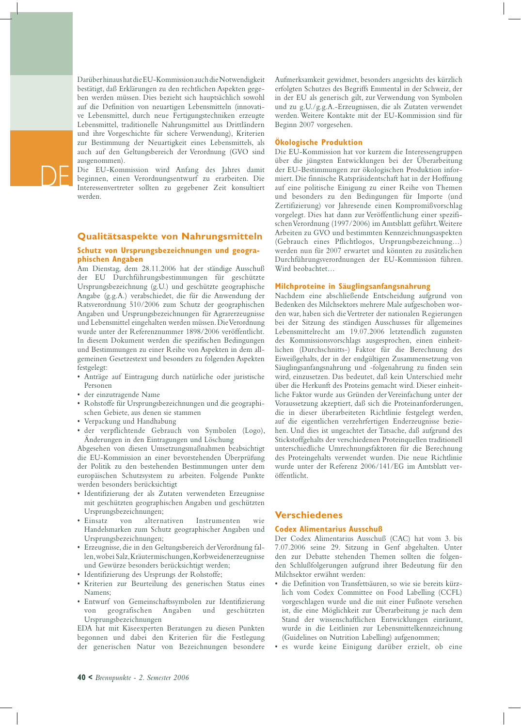Darüber hinaus hat die EU-Kommission auch die Notwendigkeit bestätigt, daß Erklärungen zu den rechtlichen Aspekten gegeben werden müssen. Dies bezieht sich hauptsächlich sowohl auf die Definition von neuartigen Lebensmitteln (innovative Lebensmittel, durch neue Fertigungstechniken erzeugte Lebensmittel, traditionelle Nahrungsmittel aus Drittländern und ihre Vorgeschichte für sichere Verwendung), Kriterien zur Bestimmung der Neuartigkeit eines Lebensmittels, als auch auf den Geltungsbereich der Verordnung (GVO sind ausgenommen).

Die EU-Kommission wird Anfang des Jahres damit beginnen, einen Verordnungsentwurf zu erarbeiten. Die Interessenvertreter sollten zu gegebener Zeit konsultiert werden.

## Qualitätsaspekte von Nahrungsmitteln

### Schutz von Ursprungsbezeichnungen und geographischen Angaben

Am Dienstag, dem 28.11.2006 hat der ständige Ausschuß der EU Durchführungsbestimmungen für geschützte Ursprungsbezeichnung (g.U.) und geschützte geographische Angabe (g.g.A.) verabschiedet, die für die Anwendung der Ratsverordnung 510/2006 zum Schutz der geographischen Angaben und Ursprungsbezeichnungen für Agrarerzeugnisse und Lebensmittel eingehalten werden müssen. Die Verordnung wurde unter der Referenznummer 1898/2006 veröffentlicht. In diesem Dokument werden die spezifischen Bedingungen und Bestimmungen zu einer Reihe von Aspekten in dem allgemeinen Gesetzestext und besonders zu folgenden Aspekten festgelegt:

- Anträge auf Eintragung durch natürliche oder juristische Personen
- der einzutragende Name
- Rohstoffe für Ursprungsbezeichnungen und die geographischen Gebiete, aus denen sie stammen
- Verpackung und Handhabung
- der verpflichtende Gebrauch von Symbolen (Logo), Änderungen in den Eintragungen und Löschung

Abgesehen von diesen Umsetzungsmaßnahmen beabsichtigt die EU-Kommission an einer bevorstehenden Überprüfung der Politik zu den bestehenden Bestimmungen unter dem europäischen Schutzsystem zu arbeiten. Folgende Punkte werden besonders berücksichtigt

- Identifizierung der als Zutaten verwendeten Erzeugnisse mit geschützten geographischen Angaben und geschützten Ursprungsbezeichnungen;
- Einsatz von alternativen Instrumenten wie Handelsmarken zum Schutz geographischer Angaben und Ursprungsbezeichnungen;
- Erzeugnisse, die in den Geltungsbereich der Verordnung fallen, wobei Salz, Kräutermischungen, Korbweidenerzeugnisse und Gewürze besonders berücksichtigt werden;
- Identifizierung des Ursprungs der Rohstoffe;
- Kriterien zur Beurteilung des generischen Status eines Namens;
- Entwurf von Gemeinschaftssymbolen zur Identifizierung von geografischen Angaben und geschützten Ursprungsbezeichnungen

EDA hat mit Käseexperten Beratungen zu diesen Punkten begonnen und dabei den Kriterien für die Festlegung der generischen Natur von Bezeichnungen besondere Aufmerksamkeit gewidmet, besonders angesichts des kürzlich erfolgten Schutzes des Begriffs Emmental in der Schweiz, der in der EU als generisch gilt, zur Verwendung von Symbolen und zu g.U./g.g.A.-Erzeugnissen, die als Zutaten verwendet werden. Weitere Kontakte mit der EU-Kommission sind für Beginn 2007 vorgesehen.

### Ökologische Produktion

Die EU-Kommission hat vor kurzem die Interessengruppen über die jüngsten Entwicklungen bei der Überarbeitung der EU-Bestimmungen zur ökologischen Produktion informiert. Die finnische Ratspräsidentschaft hat in der Hoffnung auf eine politische Einigung zu einer Reihe von Themen und besonders zu den Bedingungen für Importe (und Zertifizierung) vor Jahresende einen Kompromißvorschlag vorgelegt. Dies hat dann zur Veröffentlichung einer spezifischen Verordnung (1997/2006) im Amtsblatt geführt. Weitere Arbeiten zu GVO und bestimmten Kennzeichnungsaspekten (Gebrauch eines Pflichtlogos, Ursprungsbezeichnung…) werden nun für 2007 erwartet und könnten zu zusätzlichen Durchführungsverordnungen der EU-Kommission führen. Wird beobachtet…

### Milchproteine in Säuglingsanfangsnahrung

Nachdem eine abschließende Entscheidung aufgrund von Bedenken des Milchsektors mehrere Male aufgeschoben worden war, haben sich die Vertreter der nationalen Regierungen bei der Sitzung des ständigen Ausschusses für allgemeines Lebensmittelrecht am 19.07.2006 letztendlich zugunsten des Kommissionsvorschlags ausgesprochen, einen einheitlichen (Durchschnitts-) Faktor für die Berechnung des Eiweißgehalts, der in der endgültigen Zusammensetzung von Säuglingsanfangsnahrung und -folgenahrung zu finden sein wird, einzusetzen. Das bedeutet, daß kein Unterschied mehr über die Herkunft des Proteins gemacht wird. Dieser einheitliche Faktor wurde aus Gründen der Vereinfachung unter der Voraussetzung akzeptiert, daß sich die Proteinanforderungen, die in dieser überarbeiteten Richtlinie festgelegt werden, auf die eigentlichen verzehrfertigen Enderzeugnisse beziehen. Und dies ist ungeachtet der Tatsache, daß aufgrund des Stickstoffgehalts der verschiedenen Proteinquellen traditionell unterschiedliche Umrechnungsfaktoren für die Berechnung des Proteingehalts verwendet wurden. Die neue Richtlinie wurde unter der Referenz 2006/141/EG im Amtsblatt veröffentlicht.

## Verschiedenes

### Codex Alimentarius Ausschuß

Der Codex Alimentarius Ausschuß (CAC) hat vom 3. bis 7.07.2006 seine 29. Sitzung in Genf abgehalten. Unter den zur Debatte stehenden Themen sollten die folgenden Schlußfolgerungen aufgrund ihrer Bedeutung für den Milchsektor erwähnt werden:

- die Definition von Transfettsäuren, so wie sie bereits kürzlich vom Codex Committee on Food Labelling (CCFL) vorgeschlagen wurde und die mit einer Fußnote versehen ist, die eine Möglichkeit zur Überarbeitung je nach dem Stand der wissenschaftlichen Entwicklungen einräumt, wurde in die Leitlinien zur Lebensmittelkennzeichnung (Guidelines on Nutrition Labelling) aufgenommen;
- es wurde keine Einigung darüber erzielt, ob eine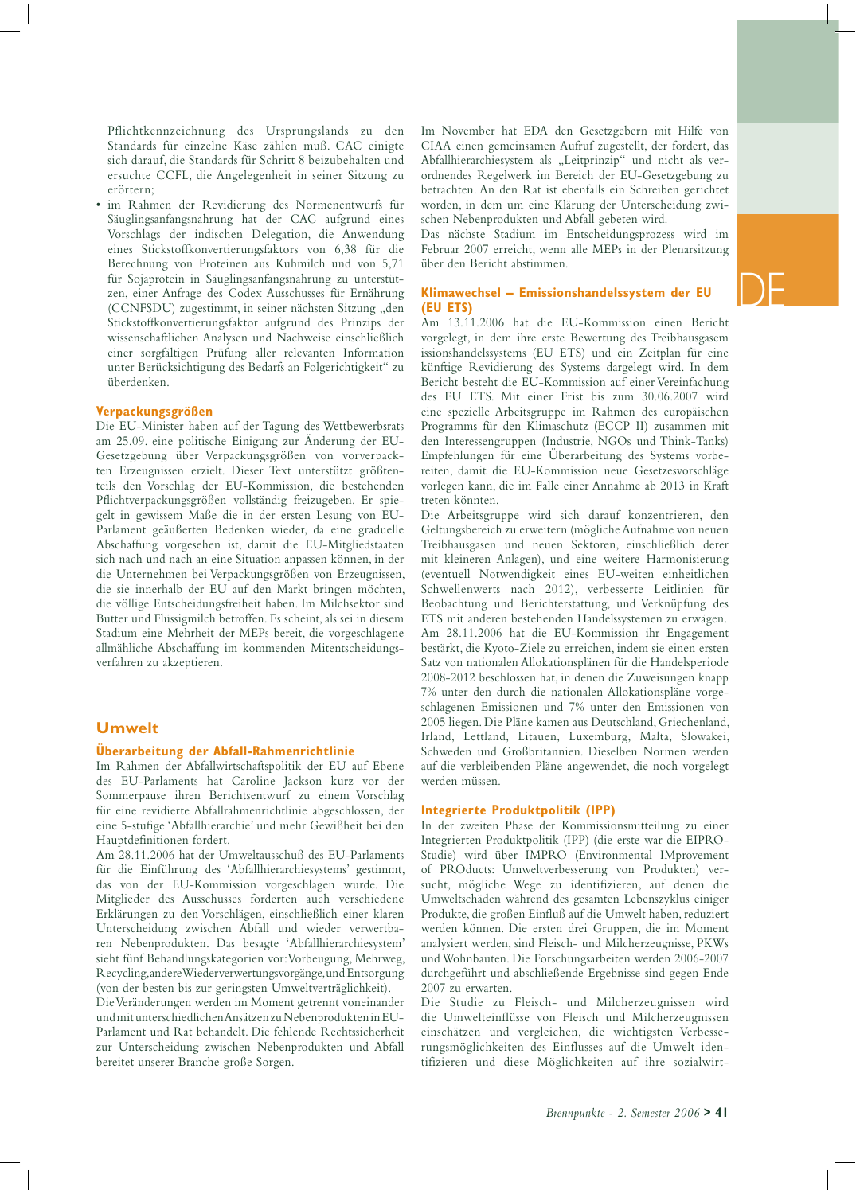Pflichtkennzeichnung des Ursprungslands zu den Standards für einzelne Käse zählen muß. CAC einigte sich darauf, die Standards für Schritt 8 beizubehalten und ersuchte CCFL, die Angelegenheit in seiner Sitzung zu erörtern;

- im Rahmen der Revidierung des Normenentwurfs für Säuglingsanfangsnahrung hat der CAC aufgrund eines Vorschlags der indischen Delegation, die Anwendung eines Stickstoffkonvertierungsfaktors von 6,38 für die Berechnung von Proteinen aus Kuhmilch und von 5,71 für Sojaprotein in Säuglingsanfangsnahrung zu unterstützen, einer Anfrage des Codex Ausschusses für Ernährung (CCNFSDU) zugestimmt, in seiner nächsten Sitzung „den Stickstoffkonvertierungsfaktor aufgrund des Prinzips der wissenschaftlichen Analysen und Nachweise einschließlich einer sorgfältigen Prüfung aller relevanten Information unter Berücksichtigung des Bedarfs an Folgerichtigkeit" zu überdenken.

### Verpackungsgrößen

Die EU-Minister haben auf der Tagung des Wettbewerbsrats am 25.09. eine politische Einigung zur Änderung der EU-Gesetzgebung über Verpackungsgrößen von vorverpackten Erzeugnissen erzielt. Dieser Text unterstützt größtenteils den Vorschlag der EU-Kommission, die bestehenden Pflichtverpackungsgrößen vollständig freizugeben. Er spiegelt in gewissem Maße die in der ersten Lesung vom EU-Parlament geäußerten Bedenken wieder, da eine graduelle Abschaffung vorgesehen ist, damit die EU-Mitgliedstaaten sich nach und nach an eine Situation anpassen können, in der die Unternehmen bei Verpackungsgrößen von Erzeugnissen, die sie innerhalb der EU auf den Markt bringen möchten, die völlige Entscheidungsfreiheit haben. Im Milchsektor sind Butter und Flüssigmilch betroffen. Es scheint, als sei in diesem Stadium eine Mehrheit der MEPs bereit, die vorgeschlagene allmähliche Abschaffung im kommenden Mitentscheidungsverfahren zu akzeptieren.

## Umwelt

### Überarbeitung der Abfall-Rahmenrichtlinie

Im Rahmen der Abfallwirtschaftspolitik der EU auf Ebene des EU-Parlaments hat Caroline Jackson kurz vor der Sommerpause ihren Berichtsentwurf zu einem Vorschlag für eine revidierte Abfallrahmenrichtlinie abgeschlossen, der eine 5-stufige 'Abfallhierarchie' und mehr Gewißheit bei den Hauptdefinitionen fordert.

Am 28.11.2006 hat der Umweltausschuß des EU-Parlaments für die Einführung des 'Abfallhierarchiesystems' gestimmt, das von der EU-Kommission vorgeschlagen wurde. Die Mitglieder des Ausschusses forderten auch verschiedene Erklärungen zu den Vorschlägen, einschließlich einer klaren Unterscheidung zwischen Abfall und wieder verwertbaren Nebenprodukten. Das besagte 'Abfallhierarchiesystem' sieht fünf Behandlungskategorien vor: Vorbeugung, Mehrweg, Recycling, andere Wiederverwertungsvorgänge, und Entsorgung (von der besten bis zur geringsten Umweltverträglichkeit).

Die Veränderungen werden im Moment getrennt voneinander und mit unterschiedlichen Ansätzen zu Nebenprodukten in EU-Parlament und Rat behandelt. Die fehlende Rechtssicherheit zur Unterscheidung zwischen Nebenprodukten und Abfall bereitet unserer Branche große Sorgen.

Im November hat EDA den Gesetzgebern mit Hilfe von CIAA einen gemeinsamen Aufruf zugestellt, der fordert, das Abfallhierarchiesystem als „Leitprinzip" und nicht als verordnendes Regelwerk im Bereich der EU-Gesetzgebung zu betrachten. An den Rat ist ebenfalls ein Schreiben gerichtet worden, in dem um eine Klärung der Unterscheidung zwischen Nebenprodukten und Abfall gebeten wird.

Das nächste Stadium im Entscheidungsprozess wird im Februar 2007 erreicht, wenn alle MEPs in der Plenarsitzung über den Bericht abstimmen.

### Klimawechsel – Emissionshandelssystem der EU (EU ETS)

Am 13.11.2006 hat die EU-Kommission einen Bericht vorgelegt, in dem ihre erste Bewertung des Treibhausgasemissionshandelssystems (EU ETS) und ein Zeitplan für eine künftige Revidierung des Systems dargelegt wird. In dem Bericht besteht die EU-Kommission auf einer Vereinfachung des EU ETS. Mit einer Frist bis zum 30.06.2007 wird eine spezielle Arbeitsgruppe im Rahmen des europäischen Programms für den Klimaschutz (ECCP II) zusammen mit den Interessengruppen (Industrie, NGOs und Think-Tanks) Empfehlungen für eine Überarbeitung des Systems vorbereiten, damit die EU-Kommission neue Gesetzesvorschläge vorlegen kann, die im Falle einer Annahme ab 2013 in Kraft treten könnten.

Die Arbeitsgruppe wird sich darauf konzentrieren, den Geltungsbereich zu erweitern (mögliche Aufnahme von neuen Treibhausgasen und neuen Sektoren, einschließlich derer mit kleineren Anlagen), und eine weitere Harmonisierung (eventuell Notwendigkeit eines EU-weiten einheitlichen Schwellenwerts nach 2012), verbesserte Leitlinien für Beobachtung und Berichterstattung, und Verknüpfung des ETS mit anderen bestehenden Handelssystemen zu erwägen.

Am 28.11.2006 hat die EU-Kommission ihr Engagement bestärkt, die Kyoto-Ziele zu erreichen, indem sie einen ersten Satz von nationalen Allokationsplänen für die Handelsperiode 2008-2012 beschlossen hat, in denen die Zuweisungen knapp 7% unter den durch die nationalen Allokationspläne vorgeschlagenen Emissionen und 7% unter den Emissionen von 2005 liegen. Die Pläne kamen aus Deutschland, Griechenland, Irland, Lettland, Litauen, Luxemburg, Malta, Slowakei, Schweden und Großbritannien. Dieselben Normen werden auf die verbleibenden Pläne angewendet, die noch vorgelegt werden müssen.

### Integrierte Produktpolitik (IPP)

In der zweiten Phase der Kommissionsmitteilung zu einer Integrierten Produktpolitik (IPP) (die erste war die EIPRO-Studie) wird über IMPRO (Environmental IMprovement of PROducts: Umweltverbesserung von Produkten) versucht, mögliche Wege zu identifizieren, auf denen die Umweltschäden während des gesamten Lebenszyklus einiger Produkte, die großen Einfluß auf die Umwelt haben, reduziert werden können. Die ersten drei Gruppen, die im Moment analysiert werden, sind Fleisch- und Milcherzeugnisse, PKWs und Wohnbauten. Die Forschungsarbeiten werden 2006-2007 durchgeführt und abschließende Ergebnisse sind gegen Ende 2007 zu erwarten.

Die Studie zu Fleisch- und Milcherzeugnissen wird die Umwelteinflüsse von Fleisch und Milcherzeugnissen einschätzen und vergleichen, die wichtigsten Verbesserungsmöglichkeiten des Einflusses auf die Umwelt identifizieren und diese Möglichkeiten auf ihre sozialwirt-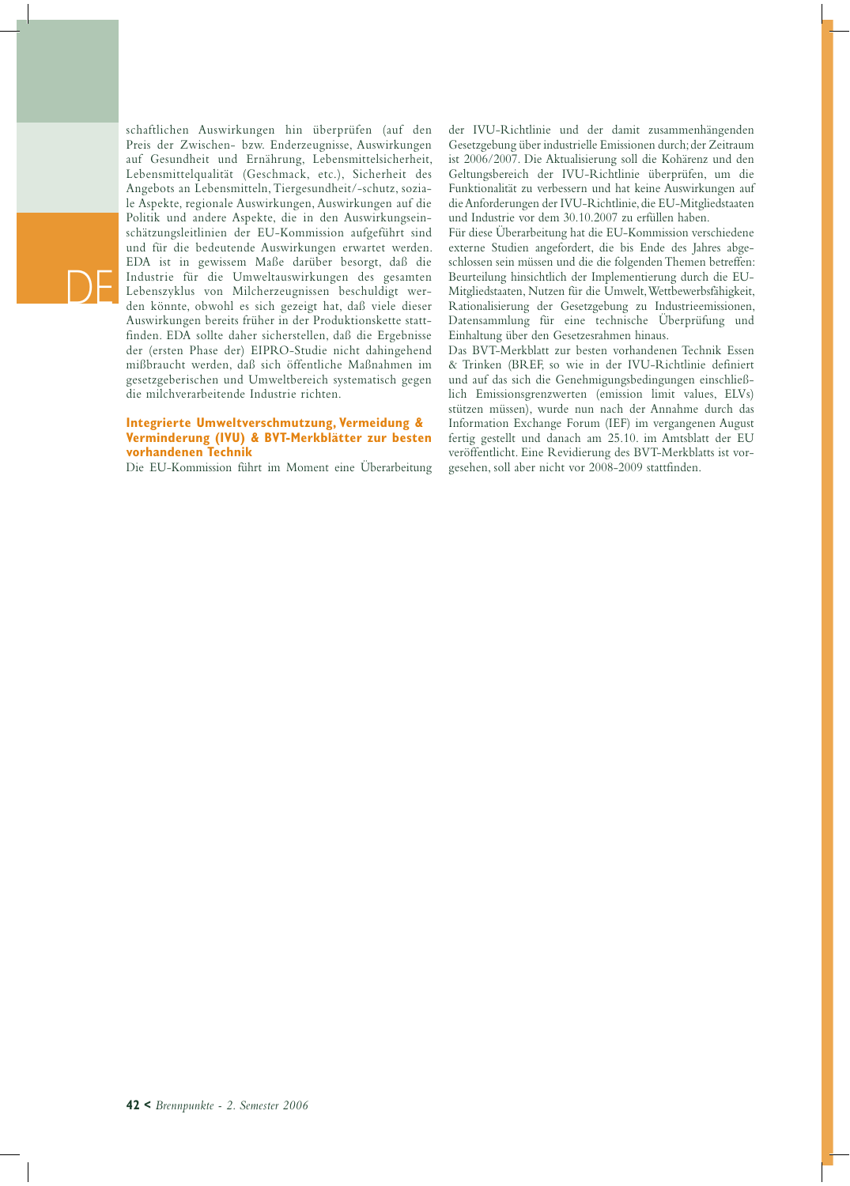schaftlichen Auswirkungen hin überprüfen (auf den Preis der Zwischen- bzw. Enderzeugnisse, Auswirkungen auf Gesundheit und Ernährung, Lebensmittelsicherheit, Lebensmittelqualität (Geschmack, etc.), Sicherheit des Angebots an Lebensmitteln, Tiergesundheit/-schutz, soziale Aspekte, regionale Auswirkungen, Auswirkungen auf die Politik und andere Aspekte, die in den Auswirkungseinschätzungsleitlinien der EU-Kommission aufgeführt sind und für die bedeutende Auswirkungen erwartet werden. EDA ist in gewissem Maße darüber besorgt, daß die Industrie für die Umweltauswirkungen des gesamten Lebenszyklus von Milcherzeugnissen beschuldigt werden könnte, obwohl es sich gezeigt hat, daß viele dieser Auswirkungen bereits früher in der Produktionskette stattfinden. EDA sollte daher sicherstellen, daß die Ergebnisse der (ersten Phase der) EIPRO-Studie nicht dahingehend mißbraucht werden, daß sich öffentliche Maßnahmen im gesetzgeberischen und Umweltbereich systematisch gegen die milchverarbeitende Industrie richten.

### Integrierte Umweltverschmutzung, Vermeidung & Verminderung (IVU) & BVT-Merkblätter zur besten vorhandenen Technik

Die EU-Kommission führt im Moment eine Überarbeitung der IVU-Richtlinie und der damit zusammenhängenden Gesetzgebung über industrielle Emissionen durch; der Zeitraum ist 2006/2007. Die Aktualisierung soll die Kohärenz und den Geltungsbereich der IVU-Richtlinie überprüfen, um die Funktionalität zu verbessern und hat keine Auswirkungen auf die Anforderungen der IVU-Richtlinie, die EU-Mitgliedstaaten und Industrie vor dem 30.10.2007 zu erfüllen haben.

Für diese Überarbeitung hat die EU-Kommission verschiedene externe Studien angefordert, die bis Ende des Jahres abgeschlossen sein müssen und die die folgenden Themen betreffen: Beurteilung hinsichtlich der Implementierung durch die EU-Mitgliedstaaten, Nutzen für die Umwelt, Wettbewerbsfähigkeit, Rationalisierung der Gesetzgebung zu Industrieemissionen, Datensammlung für eine technische Überprüfung und Einhaltung über den Gesetzesrahmen hinaus.

Das BVT-Merkblatt zur besten vorhandenen Technik Essen & Trinken (BREF, so wie in der IVU-Richtlinie definiert und auf das sich die Genehmigungsbedingungen einschließlich Emissionsgrenzwerten (emission limit values, ELVs) stützen müssen), wurde nun nach der Annahme durch das Information Exchange Forum (IEF) im vergangenen August fertig gestellt und danach am 25.10. im Amtsblatt der EU veröffentlicht. Eine Revidierung des BVT-Merkblatts ist vorgesehen, soll aber nicht vor 2008-2009 stattfinden.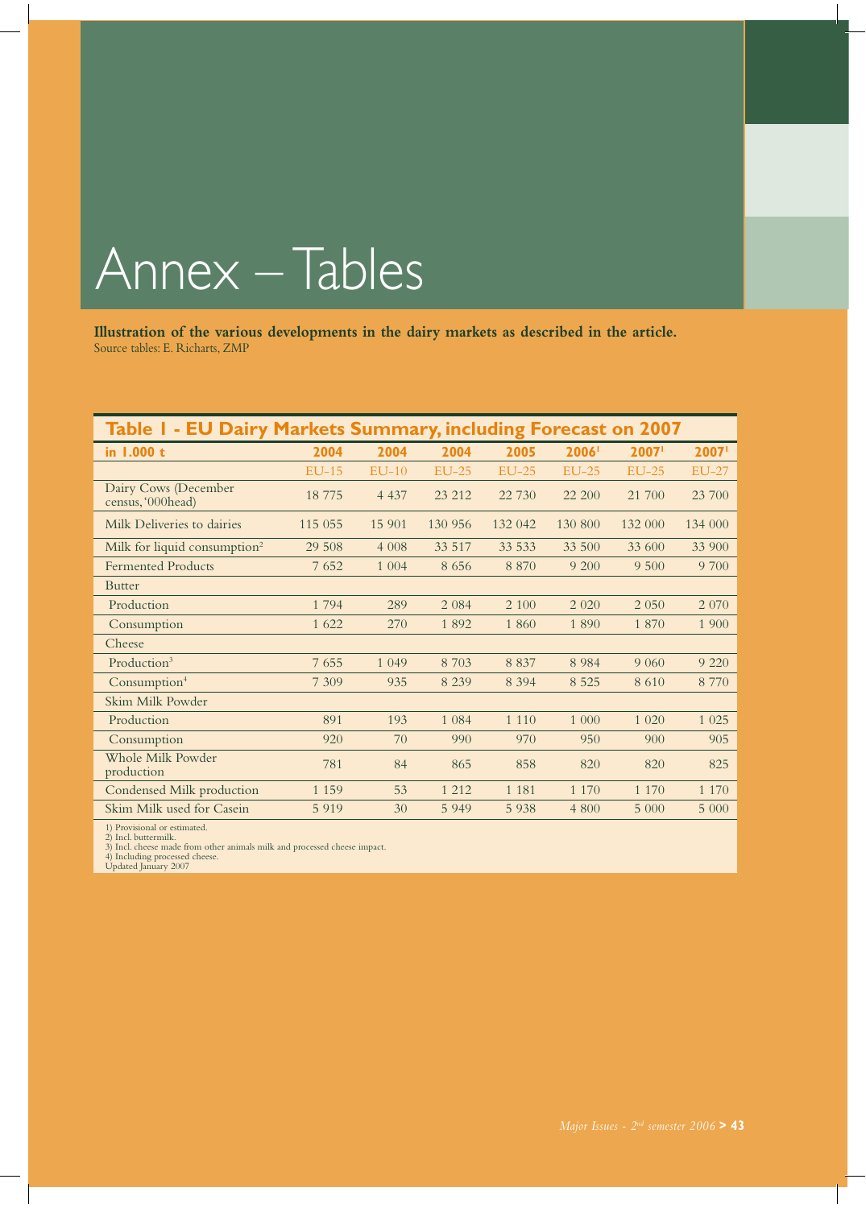# Annex – Tables

**Illustration of the various developments in the dairy markets as described in the article.**
Source tables: E. Richarts, ZMP

## Table 1 - EU Dairy Markets Summary, including Forecast on 2007

| in 1.000 t | 2004 | 2004 | 2004 | 2005 | 2006[1] | 2007[1] | 2007[1] |
|---|---|---|---|---|---|---|---|
| | EU-15 | EU-10 | EU-25 | EU-25 | EU-25 | EU-25 | EU-27 |
| Dairy Cows (December census, '000head) | 18 775 | 4 437 | 23 212 | 22 730 | 22 200 | 21 700 | 23 700 |
| Milk Deliveries to dairies | 115 055 | 15 901 | 130 956 | 132 042 | 130 800 | 132 000 | 134 000 |
| Milk for liquid consumption[2] | 29 508 | 4 008 | 33 517 | 33 533 | 33 500 | 33 600 | 33 900 |
| Fermented Products | 7 652 | 1 004 | 8 656 | 8 870 | 9 200 | 9 500 | 9 700 |
| Butter | | | | | | | |
| Production | 1 794 | 289 | 2 084 | 2 100 | 2 020 | 2 050 | 2 070 |
| Consumption | 1 622 | 270 | 1 892 | 1 860 | 1 890 | 1 870 | 1 900 |
| Cheese | | | | | | | |
| Production[3] | 7 655 | 1 049 | 8 703 | 8 837 | 8 984 | 9 060 | 9 220 |
| Consumption[4] | 7 309 | 935 | 8 239 | 8 394 | 8 525 | 8 610 | 8 770 |
| Skim Milk Powder | | | | | | | |
| Production | 891 | 193 | 1 084 | 1 110 | 1 000 | 1 020 | 1 025 |
| Consumption | 920 | 70 | 990 | 970 | 950 | 900 | 905 |
| Whole Milk Powder production | 781 | 84 | 865 | 858 | 820 | 820 | 825 |
| Condensed Milk production | 1 159 | 53 | 1 212 | 1 181 | 1 170 | 1 170 | 1 170 |
| Skim Milk used for Casein | 5 919 | 30 | 5 949 | 5 938 | 4 800 | 5 000 | 5 000 |

1) Provisional or estimated.
2) Incl. buttermilk.
3) Incl. cheese made from other animals milk and processed cheese impact.
4) Including processed cheese.
Updated January 2007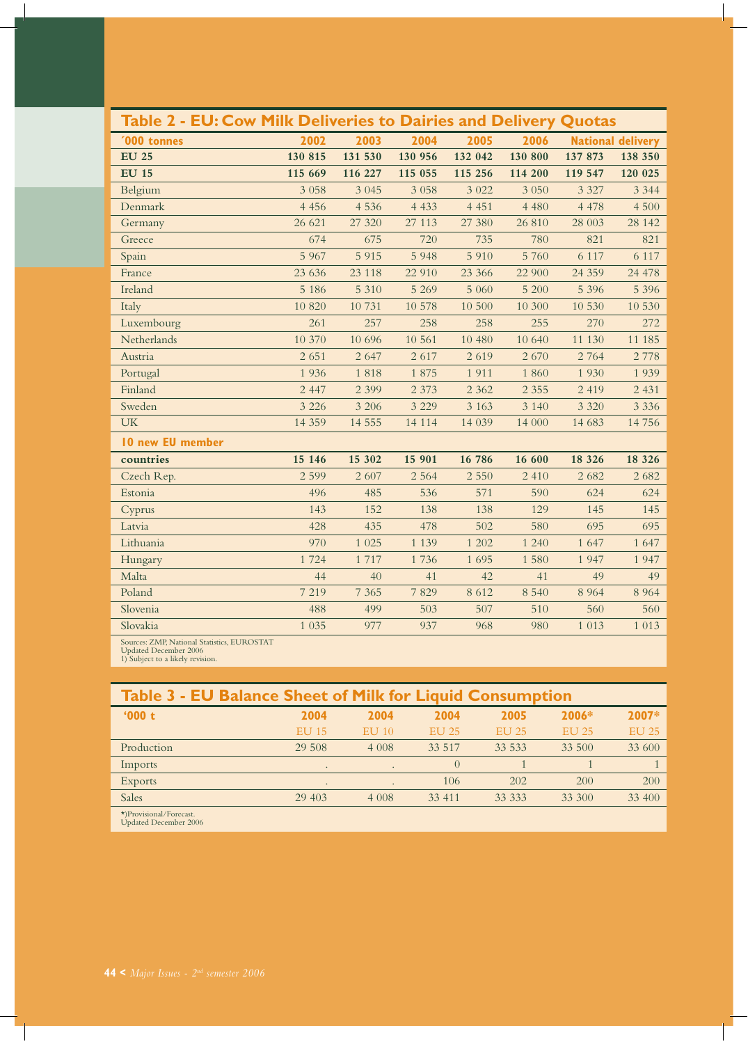## Table 2 - EU: Cow Milk Deliveries to Dairies and Delivery Quotas

| ´000 tonnes | 2002 | 2003 | 2004 | 2005 | 2006 | National delivery | |
|---|---|---|---|---|---|---|---|
| **EU 25** | **130 815** | **131 530** | **130 956** | **132 042** | **130 800** | **137 873** | **138 350** |
| **EU 15** | **115 669** | **116 227** | **115 055** | **115 256** | **114 200** | **119 547** | **120 025** |
| Belgium | 3 058 | 3 045 | 3 058 | 3 022 | 3 050 | 3 327 | 3 344 |
| Denmark | 4 456 | 4 536 | 4 433 | 4 451 | 4 480 | 4 478 | 4 500 |
| Germany | 26 621 | 27 320 | 27 113 | 27 380 | 26 810 | 28 003 | 28 142 |
| Greece | 674 | 675 | 720 | 735 | 780 | 821 | 821 |
| Spain | 5 967 | 5 915 | 5 948 | 5 910 | 5 760 | 6 117 | 6 117 |
| France | 23 636 | 23 118 | 22 910 | 23 366 | 22 900 | 24 359 | 24 478 |
| Ireland | 5 186 | 5 310 | 5 269 | 5 060 | 5 200 | 5 396 | 5 396 |
| Italy | 10 820 | 10 731 | 10 578 | 10 500 | 10 300 | 10 530 | 10 530 |
| Luxembourg | 261 | 257 | 258 | 258 | 255 | 270 | 272 |
| Netherlands | 10 370 | 10 696 | 10 561 | 10 480 | 10 640 | 11 130 | 11 185 |
| Austria | 2 651 | 2 647 | 2 617 | 2 619 | 2 670 | 2 764 | 2 778 |
| Portugal | 1 936 | 1 818 | 1 875 | 1 911 | 1 860 | 1 930 | 1 939 |
| Finland | 2 447 | 2 399 | 2 373 | 2 362 | 2 355 | 2 419 | 2 431 |
| Sweden | 3 226 | 3 206 | 3 229 | 3 163 | 3 140 | 3 320 | 3 336 |
| UK | 14 359 | 14 555 | 14 114 | 14 039 | 14 000 | 14 683 | 14 756 |
| **10 new EU member countries** | **15 146** | **15 302** | **15 901** | **16 786** | **16 600** | **18 326** | **18 326** |
| Czech Rep. | 2 599 | 2 607 | 2 564 | 2 550 | 2 410 | 2 682 | 2 682 |
| Estonia | 496 | 485 | 536 | 571 | 590 | 624 | 624 |
| Cyprus | 143 | 152 | 138 | 138 | 129 | 145 | 145 |
| Latvia | 428 | 435 | 478 | 502 | 580 | 695 | 695 |
| Lithuania | 970 | 1 025 | 1 139 | 1 202 | 1 240 | 1 647 | 1 647 |
| Hungary | 1 724 | 1 717 | 1 736 | 1 695 | 1 580 | 1 947 | 1 947 |
| Malta | 44 | 40 | 41 | 42 | 41 | 49 | 49 |
| Poland | 7 219 | 7 365 | 7 829 | 8 612 | 8 540 | 8 964 | 8 964 |
| Slovenia | 488 | 499 | 503 | 507 | 510 | 560 | 560 |
| Slovakia | 1 035 | 977 | 937 | 968 | 980 | 1 013 | 1 013 |

Sources: ZMP, National Statistics, EUROSTAT
Updated December 2006
1) Subject to a likely revision.

## Table 3 - EU Balance Sheet of Milk for Liquid Consumption

| '000 t | 2004 | 2004 | 2004 | 2005 | 2006* | 2007* |
|---|---|---|---|---|---|---|
| | EU 15 | EU 10 | EU 25 | EU 25 | EU 25 | EU 25 |
| Production | 29 508 | 4 008 | 33 517 | 33 533 | 33 500 | 33 600 |
| Imports | . | . | 0 | 1 | 1 | 1 |
| Exports | . | . | 106 | 202 | 200 | 200 |
| Sales | 29 403 | 4 008 | 33 411 | 33 333 | 33 300 | 33 400 |

*)Provisional/Forecast.
Updated December 2006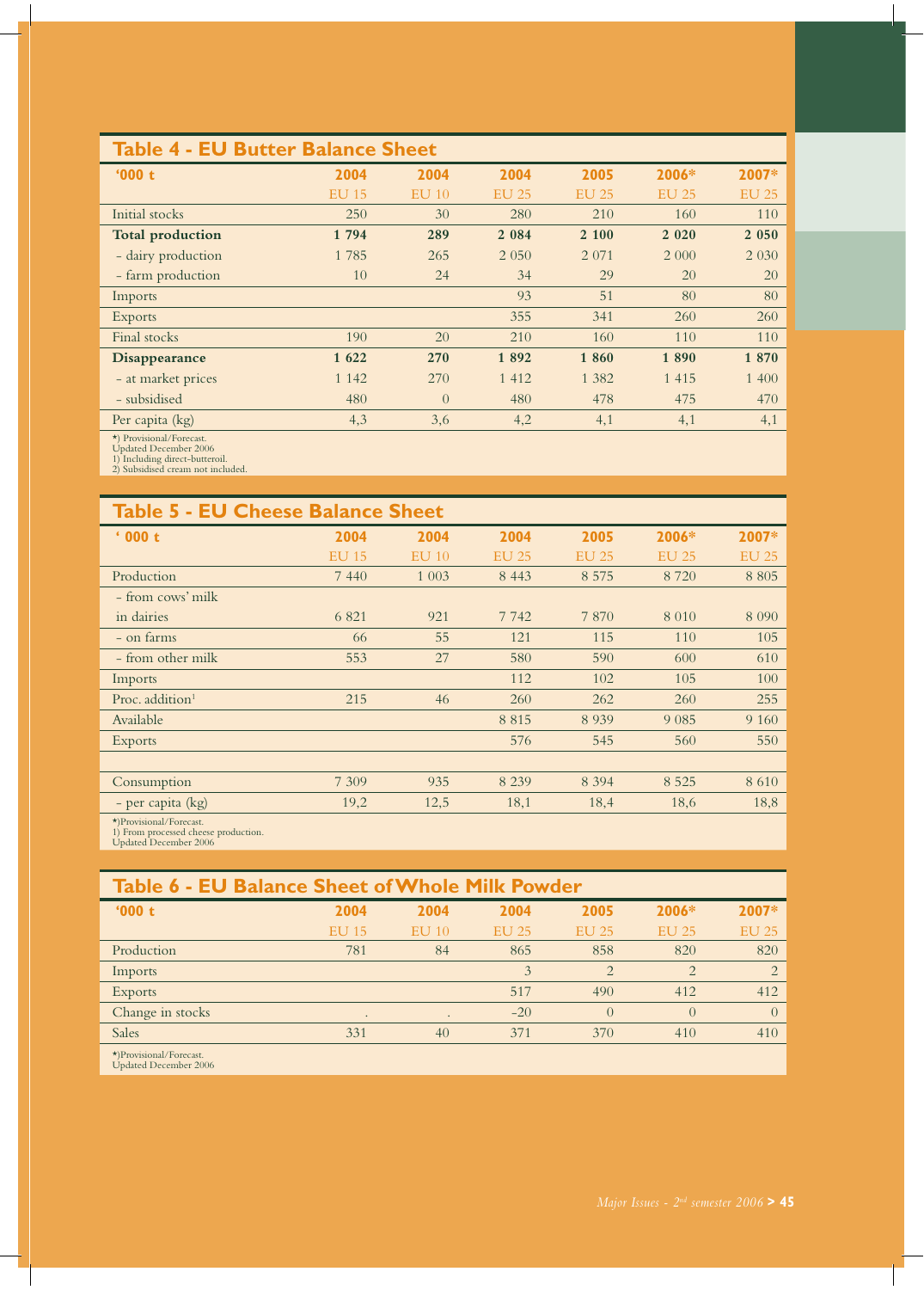## Table 4 - EU Butter Balance Sheet

| '000 t | 2004 | 2004 | 2004 | 2005 | 2006* | 2007* |
|---|---|---|---|---|---|---|
| | EU 15 | EU 10 | EU 25 | EU 25 | EU 25 | EU 25 |
| Initial stocks | 250 | 30 | 280 | 210 | 160 | 110 |
| **Total production** | **1 794** | **289** | **2 084** | **2 100** | **2 020** | **2 050** |
| - dairy production | 1 785 | 265 | 2 050 | 2 071 | 2 000 | 2 030 |
| - farm production | 10 | 24 | 34 | 29 | 20 | 20 |
| Imports | | | 93 | 51 | 80 | 80 |
| Exports | | | 355 | 341 | 260 | 260 |
| Final stocks | 190 | 20 | 210 | 160 | 110 | 110 |
| **Disappearance** | **1 622** | **270** | **1 892** | **1 860** | **1 890** | **1 870** |
| - at market prices | 1 142 | 270 | 1 412 | 1 382 | 1 415 | 1 400 |
| - subsidised | 480 | 0 | 480 | 478 | 475 | 470 |
| Per capita (kg) | 4,3 | 3,6 | 4,2 | 4,1 | 4,1 | 4,1 |

*) Provisional/Forecast.
Updated December 2006
1) Including direct-butteroil.
2) Subsidised cream not included.

## Table 5 - EU Cheese Balance Sheet

| '000 t | 2004 | 2004 | 2004 | 2005 | 2006* | 2007* |
|---|---|---|---|---|---|---|
| | EU 15 | EU 10 | EU 25 | EU 25 | EU 25 | EU 25 |
| Production | 7 440 | 1 003 | 8 443 | 8 575 | 8 720 | 8 805 |
| - from cows' milk | | | | | | |
| in dairies | 6 821 | 921 | 7 742 | 7 870 | 8 010 | 8 090 |
| - on farms | 66 | 55 | 121 | 115 | 110 | 105 |
| - from other milk | 553 | 27 | 580 | 590 | 600 | 610 |
| Imports | | | 112 | 102 | 105 | 100 |
| Proc. addition[1] | 215 | 46 | 260 | 262 | 260 | 255 |
| Available | | | 8 815 | 8 939 | 9 085 | 9 160 |
| Exports | | | 576 | 545 | 560 | 550 |
| | | | | | | |
| Consumption | 7 309 | 935 | 8 239 | 8 394 | 8 525 | 8 610 |
| - per capita (kg) | 19,2 | 12,5 | 18,1 | 18,4 | 18,6 | 18,8 |

*)Provisional/Forecast.
1) From processed cheese production.
Updated December 2006

## Table 6 - EU Balance Sheet of Whole Milk Powder

| '000 t | 2004 | 2004 | 2004 | 2005 | 2006* | 2007* |
|---|---|---|---|---|---|---|
| | EU 15 | EU 10 | EU 25 | EU 25 | EU 25 | EU 25 |
| Production | 781 | 84 | 865 | 858 | 820 | 820 |
| Imports | | | 3 | 2 | 2 | 2 |
| Exports | | | 517 | 490 | 412 | 412 |
| Change in stocks | . | . | -20 | 0 | 0 | 0 |
| Sales | 331 | 40 | 371 | 370 | 410 | 410 |

*)Provisional/Forecast.
Updated December 2006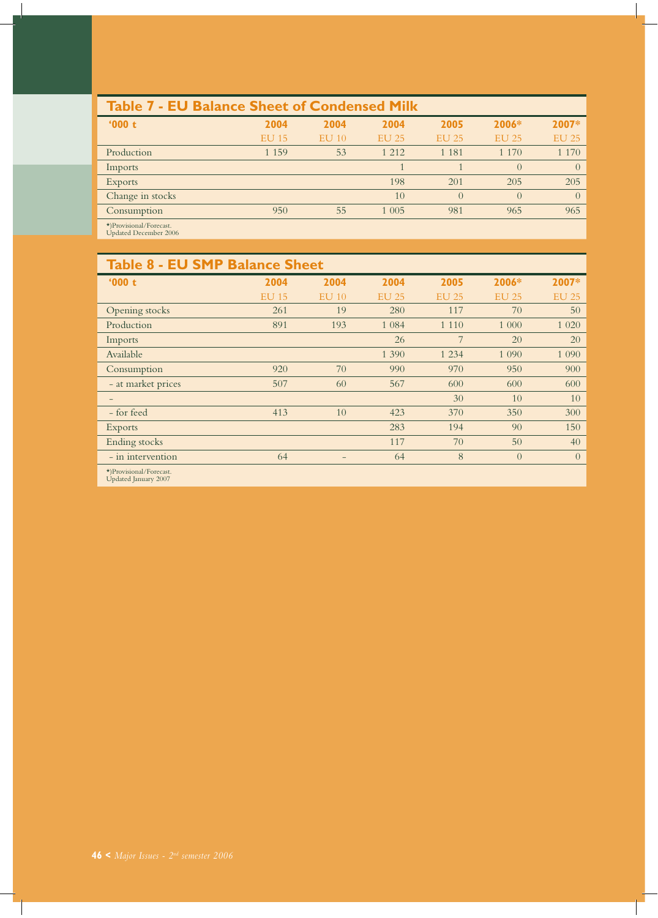## Table 7 - EU Balance Sheet of Condensed Milk

| '000 t | 2004 | 2004 | 2004 | 2005 | 2006* | 2007* |
|---|---|---|---|---|---|---|
| | EU 15 | EU 10 | EU 25 | EU 25 | EU 25 | EU 25 |
| Production | 1 159 | 53 | 1 212 | 1 181 | 1 170 | 1 170 |
| Imports | | | 1 | 1 | 0 | 0 |
| Exports | | | 198 | 201 | 205 | 205 |
| Change in stocks | | | 10 | 0 | 0 | 0 |
| Consumption | 950 | 55 | 1 005 | 981 | 965 | 965 |

*)Provisional/Forecast.
Updated December 2006

## Table 8 - EU SMP Balance Sheet

| '000 t | 2004 | 2004 | 2004 | 2005 | 2006* | 2007* |
|---|---|---|---|---|---|---|
| | EU 15 | EU 10 | EU 25 | EU 25 | EU 25 | EU 25 |
| Opening stocks | 261 | 19 | 280 | 117 | 70 | 50 |
| Production | 891 | 193 | 1 084 | 1 110 | 1 000 | 1 020 |
| Imports | | | 26 | 7 | 20 | 20 |
| Available | | | 1 390 | 1 234 | 1 090 | 1 090 |
| Consumption | 920 | 70 | 990 | 970 | 950 | 900 |
| - at market prices | 507 | 60 | 567 | 600 | 600 | 600 |
| - | | | | 30 | 10 | 10 |
| - for feed | 413 | 10 | 423 | 370 | 350 | 300 |
| Exports | | | 283 | 194 | 90 | 150 |
| Ending stocks | | | 117 | 70 | 50 | 40 |
| - in intervention | 64 | - | 64 | 8 | 0 | 0 |

*)Provisional/Forecast.
Updated January 2007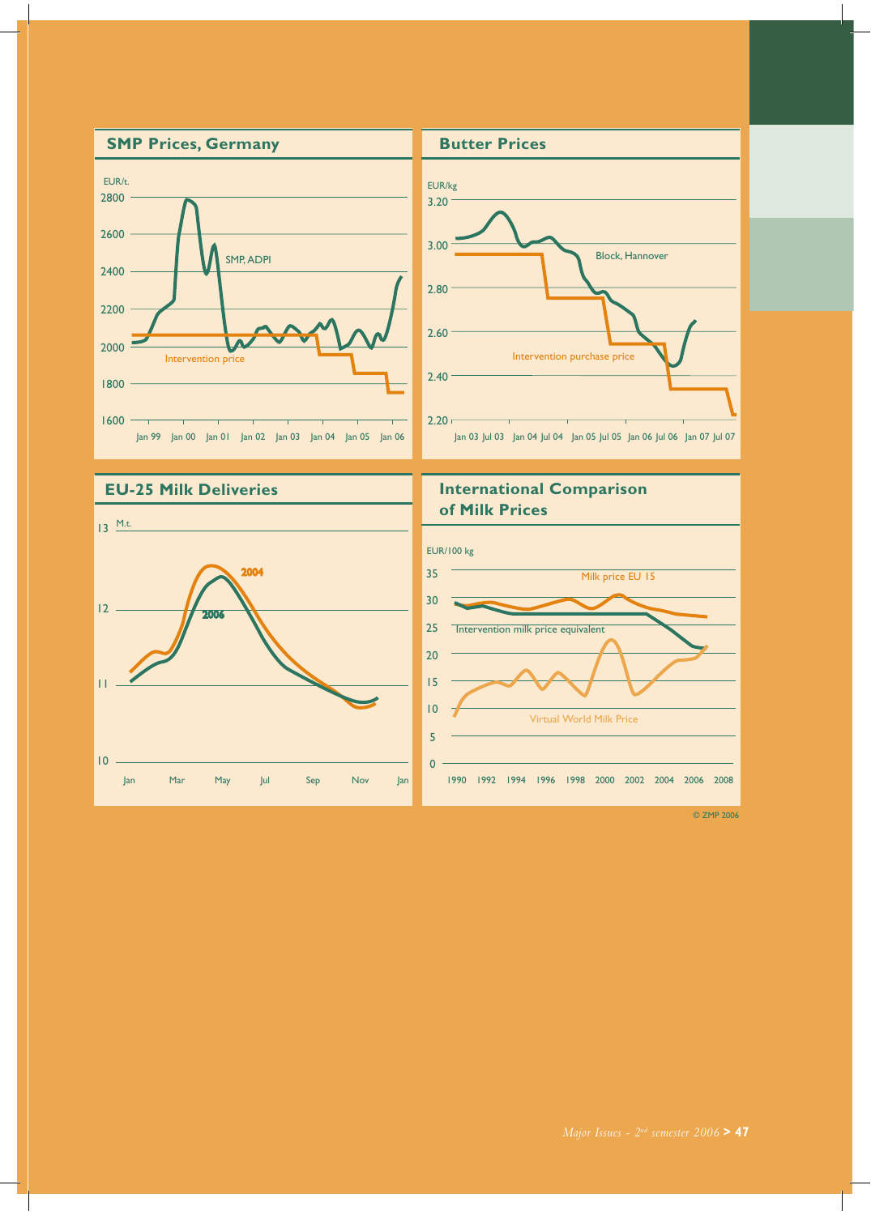## SMP Prices, Germany

EUR/t.

SMP, ADPI

Intervention price

## Butter Prices

EUR/kg

Block, Hannover

Intervention purchase price

## EU-25 Milk Deliveries

M.t.

2004

2006

## International Comparison of Milk Prices

EUR/100 kg

Milk price EU 15

Intervention milk price equivalent

Virtual World Milk Price

© ZMP 2006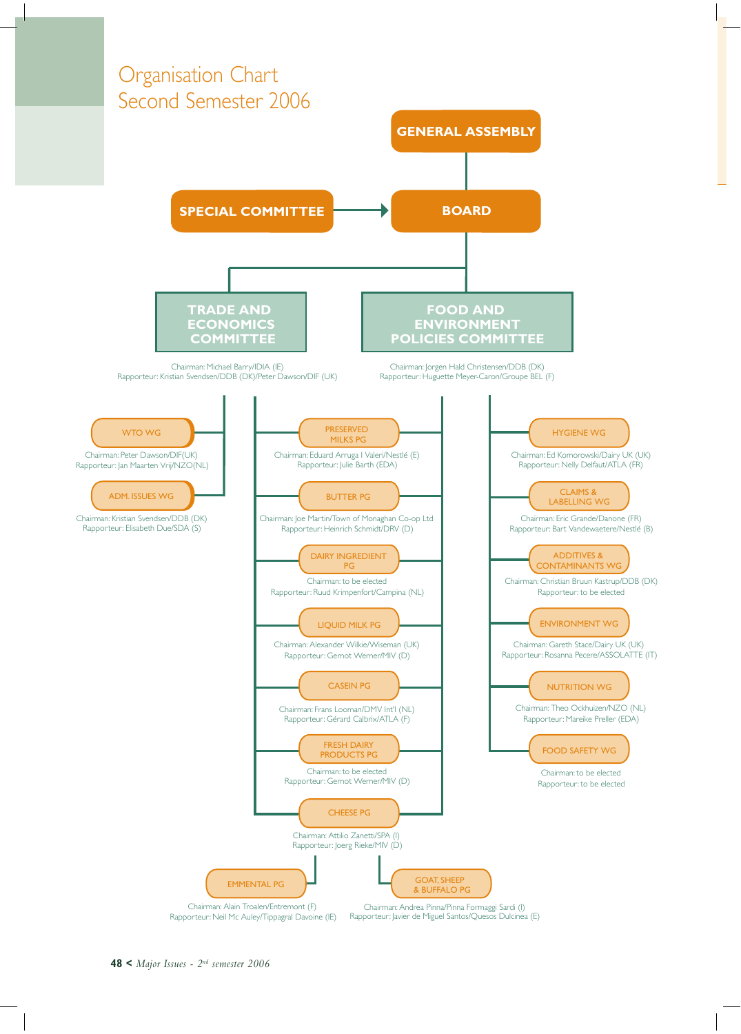# Organisation Chart
## Second Semester 2006

**GENERAL ASSEMBLY**

**SPECIAL COMMITTEE** → **BOARD**

### TRADE AND ECONOMICS COMMITTEE

Chairman: Michael Barry/IDIA (IE)
Rapporteur: Kristian Svendsen/DDB (DK)/Peter Dawson/DIF (UK)

- **WTO WG**
  Chairman: Peter Dawson/DIF(UK)
  Rapporteur: Jan Maarten Vrij/NZO(NL)

- **ADM. ISSUES WG**
  Chairman: Kristian Svendsen/DDB (DK)
  Rapporteur: Elisabeth Due/SDA (S)

- **PRESERVED MILKS PG**
  Chairman: Eduard Arruga I Valeri/Nestlé (E)
  Rapporteur: Julie Barth (EDA)

- **BUTTER PG**
  Chairman: Joe Martin/Town of Monaghan Co-op Ltd
  Rapporteur: Heinrich Schmidt/DRV (D)

- **DAIRY INGREDIENT PG**
  Chairman: to be elected
  Rapporteur: Ruud Krimpenfort/Campina (NL)

- **LIQUID MILK PG**
  Chairman: Alexander Wilkie/Wiseman (UK)
  Rapporteur: Gernot Werner/MIV (D)

- **CASEIN PG**
  Chairman: Frans Looman/DMV Int'l (NL)
  Rapporteur: Gérard Calbrix/ATLA (F)

- **FRESH DAIRY PRODUCTS PG**
  Chairman: to be elected
  Rapporteur: Gernot Werner/MIV (D)

- **CHEESE PG**
  Chairman: Attilio Zanetti/SPA (I)
  Rapporteur: Joerg Rieke/MIV (D)

  - **EMMENTAL PG**
    Chairman: Alain Troalen/Entremont (F)
    Rapporteur: Neil Mc Auley/Tippagral Davoine (IE)

  - **GOAT, SHEEP & BUFFALO PG**
    Chairman: Andrea Pinna/Pinna Formaggi Sardi (I)
    Rapporteur: Javier de Miguel Santos/Quesos Dulcinea (E)

### FOOD AND ENVIRONMENT POLICIES COMMITTEE

Chairman: Jorgen Hald Christensen/DDB (DK)
Rapporteur: Huguette Meyer-Caron/Groupe BEL (F)

- **HYGIENE WG**
  Chairman: Ed Komorowski/Dairy UK (UK)
  Rapporteur: Nelly Delfaut/ATLA (FR)

- **CLAIMS & LABELLING WG**
  Chairman: Eric Grande/Danone (FR)
  Rapporteur: Bart Vandewaetere/Nestlé (B)

- **ADDITIVES & CONTAMINANTS WG**
  Chairman: Christian Bruun Kastrup/DDB (DK)
  Rapporteur: to be elected

- **ENVIRONMENT WG**
  Chairman: Gareth Stace/Dairy UK (UK)
  Rapporteur: Rosanna Pecere/ASSOLATTE (IT)

- **NUTRITION WG**
  Chairman: Theo Ockhuizen/NZO (NL)
  Rapporteur: Mareike Preller (EDA)

- **FOOD SAFETY WG**
  Chairman: to be elected
  Rapporteur: to be elected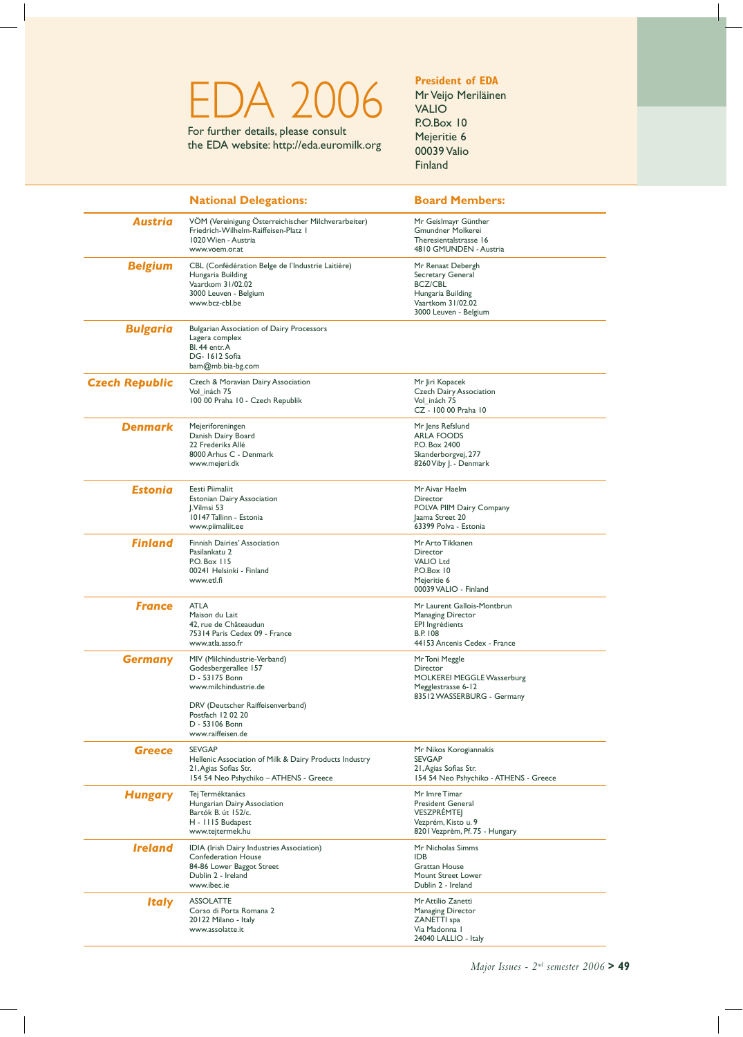# EDA 2006

For further details, please consult the EDA website: http://eda.euromilk.org

**President of EDA**
Mr Veijo Meriläinen
VALIO
P.O.Box 10
Mejeritie 6
00039 Valio
Finland

| | National Delegations: | Board Members: |
|---|---|---|
| **Austria** | VÖM (Vereinigung Österreichischer Milchverarbeiter)<br>Friedrich-Wilhelm-Raiffeisen-Platz 1<br>1020 Wien - Austria<br>www.voem.or.at | Mr Geislmayr Günther<br>Gmundner Molkerei<br>Theresientalstrasse 16<br>4810 GMUNDEN - Austria |
| **Belgium** | CBL (Confédération Belge de l'Industrie Laitière)<br>Hungaria Building<br>Vaartkom 31/02.02<br>3000 Leuven - Belgium<br>www.bcz-cbl.be | Mr Renaat Debergh<br>Secretary General<br>BCZ/CBL<br>Hungaria Building<br>Vaartkom 31/02.02<br>3000 Leuven - Belgium |
| **Bulgaria** | Bulgarian Association of Dairy Processors<br>Lagera complex<br>Bl. 44 entr.A<br>DG- 1612 Sofia<br>bam@mb.bia-bg.com | |
| **Czech Republic** | Czech & Moravian Dairy Association<br>Vol_inách 75<br>100 00 Praha 10 - Czech Republik | Mr Jiri Kopacek<br>Czech Dairy Association<br>Vol_inách 75<br>CZ - 100 00 Praha 10 |
| **Denmark** | Mejeriforeningen<br>Danish Dairy Board<br>22 Frederiks Allé<br>8000 Arhus C - Denmark<br>www.mejeri.dk | Mr Jens Refslund<br>ARLA FOODS<br>P.O. Box 2400<br>Skanderborgvej, 277<br>8260 Viby J. - Denmark |
| **Estonia** | Eesti Piimaliit<br>Estonian Dairy Association<br>J.Vilmsi 53<br>10147 Tallinn - Estonia<br>www.piimaliit.ee | Mr Aivar Haelm<br>Director<br>POLVA PIIM Dairy Company<br>Jaama Street 20<br>63399 Polva - Estonia |
| **Finland** | Finnish Dairies' Association<br>Pasilankatu 2<br>P.O. Box 115<br>00241 Helsinki - Finland<br>www.etl.fi | Mr Arto Tikkanen<br>Director<br>VALIO Ltd<br>P.O.Box 10<br>Mejeritie 6<br>00039 VALIO - Finland |
| **France** | ATLA<br>Maison du Lait<br>42, rue de Châteaudun<br>75314 Paris Cedex 09 - France<br>www.atla.asso.fr | Mr Laurent Gallois-Montbrun<br>Managing Director<br>EPI Ingrédients<br>B.P. 108<br>44153 Ancenis Cedex - France |
| **Germany** | MIV (Milchindustrie-Verband)<br>Godesbergerallee 157<br>D - 53175 Bonn<br>www.milchindustrie.de<br><br>DRV (Deutscher Raiffeisenverband)<br>Postfach 12 02 20<br>D - 53106 Bonn<br>www.raiffeisen.de | Mr Toni Meggle<br>Director<br>MOLKEREI MEGGLE Wasserburg<br>Megglestrasse 6-12<br>83512 WASSERBURG - Germany |
| **Greece** | SEVGAP<br>Hellenic Association of Milk & Dairy Products Industry<br>21, Agias Sofias Str.<br>154 54 Neo Pshychiko – ATHENS - Greece | Mr Nikos Korogiannakis<br>SEVGAP<br>21, Agias Sofias Str.<br>154 54 Neo Pshychiko - ATHENS - Greece |
| **Hungary** | Tej Terméktanács<br>Hungarian Dairy Association<br>Bartók B. út 152/c.<br>H - 1115 Budapest<br>www.tejtermek.hu | Mr Imre Timar<br>President General<br>VESZPRÉMTEJ<br>Vezprém, Kisto u. 9<br>8201 Vezprèm, Pf. 75 - Hungary |
| **Ireland** | IDIA (Irish Dairy Industries Association)<br>Confederation House<br>84-86 Lower Baggot Street<br>Dublin 2 - Ireland<br>www.ibec.ie | Mr Nicholas Simms<br>IDB<br>Grattan House<br>Mount Street Lower<br>Dublin 2 - Ireland |
| **Italy** | ASSOLATTE<br>Corso di Porta Romana 2<br>20122 Milano - Italy<br>www.assolatte.it | Mr Attilio Zanetti<br>Managing Director<br>ZANETTI spa<br>Via Madonna 1<br>24040 LALLIO - Italy |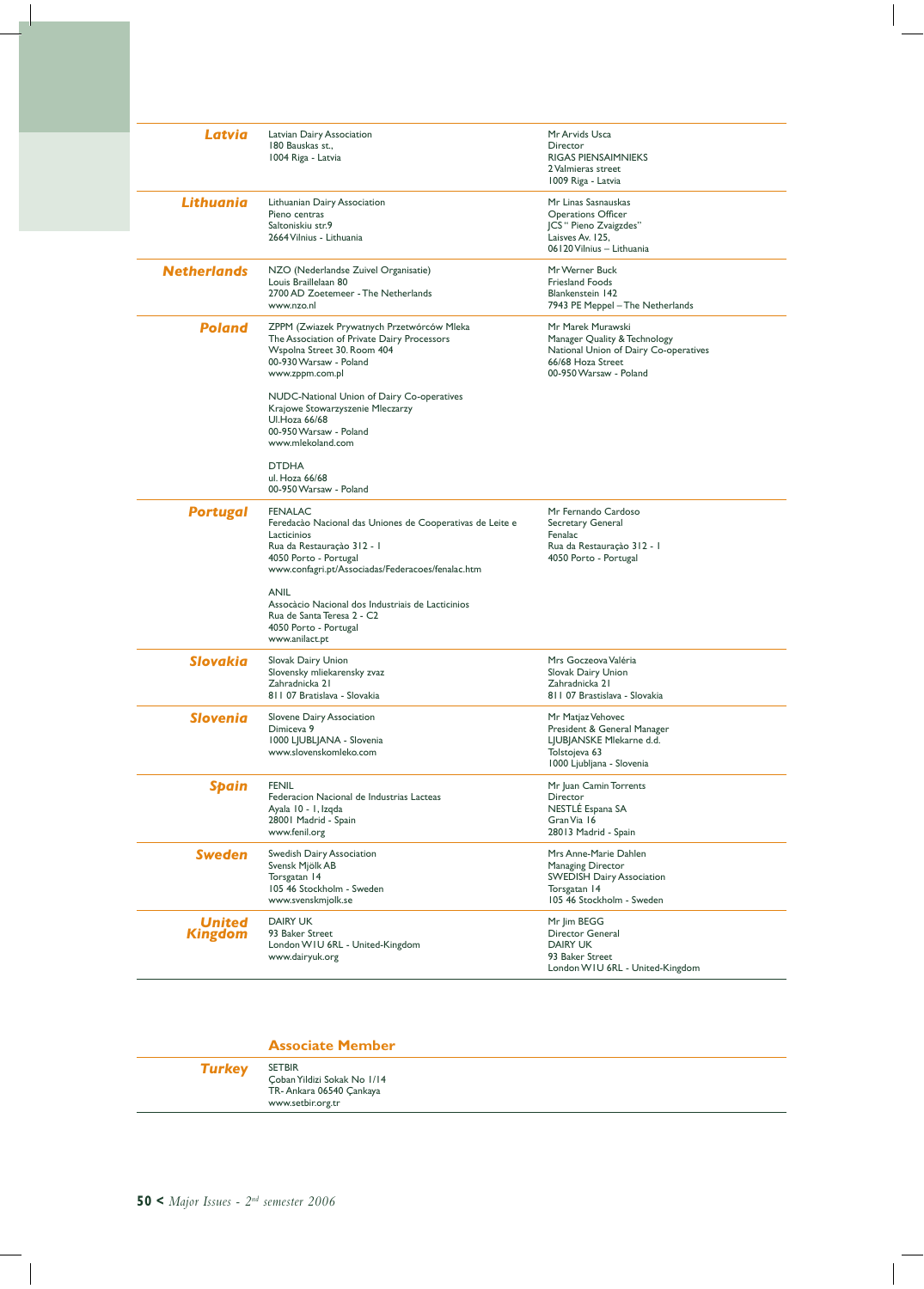| Country | Association | Contact |
|---|---|---|
| **Latvia** | Latvian Dairy Association<br>180 Bauskas st.,<br>1004 Riga - Latvia | Mr Arvids Usca<br>Director<br>RIGAS PIENSAIMNIEKS<br>2 Valmieras street<br>1009 Riga - Latvia |
| **Lithuania** | Lithuanian Dairy Association<br>Pieno centras<br>Saltoniskiu str.9<br>2664 Vilnius - Lithuania | Mr Linas Sasnauskas<br>Operations Officer<br>JCS " Pieno Zvaigzdes"<br>Laisves Av. 125,<br>06120 Vilnius – Lithuania |
| **Netherlands** | NZO (Nederlandse Zuivel Organisatie)<br>Louis Braillelaan 80<br>2700 AD Zoetemeer - The Netherlands<br>www.nzo.nl | Mr Werner Buck<br>Friesland Foods<br>Blankenstein 142<br>7943 PE Meppel – The Netherlands |
| **Poland** | ZPPM (Zwiazek Prywatnych Przetwórców Mleka<br>The Association of Private Dairy Processors<br>Wspolna Street 30. Room 404<br>00-930 Warsaw - Poland<br>www.zppm.com.pl<br><br>NUDC-National Union of Dairy Co-operatives<br>Krajowe Stowarzyszenie Mleczarzy<br>Ul.Hoza 66/68<br>00-950 Warsaw - Poland<br>www.mlekoland.com<br><br>DTDHA<br>ul. Hoza 66/68<br>00-950 Warsaw - Poland | Mr Marek Murawski<br>Manager Quality & Technology<br>National Union of Dairy Co-operatives<br>66/68 Hoza Street<br>00-950 Warsaw - Poland |
| **Portugal** | FENALAC<br>Feredacão Nacional das Uniones de Cooperativas de Leite e Lacticinios<br>Rua da Restauração 312 - 1<br>4050 Porto - Portugal<br>www.confagri.pt/Associadas/Federacoes/fenalac.htm<br><br>ANIL<br>Assocàcio Nacional dos Industriais de Lacticinios<br>Rua de Santa Teresa 2 - C2<br>4050 Porto - Portugal<br>www.anilact.pt | Mr Fernando Cardoso<br>Secretary General<br>Fenalac<br>Rua da Restauração 312 - 1<br>4050 Porto - Portugal |
| **Slovakia** | Slovak Dairy Union<br>Slovensky mliekarensky zvaz<br>Zahradnicka 21<br>811 07 Bratislava - Slovakia | Mrs Goczeova Valéria<br>Slovak Dairy Union<br>Zahradnicka 21<br>811 07 Brastislava - Slovakia |
| **Slovenia** | Slovene Dairy Association<br>Dimiceva 9<br>1000 LJUBLJANA - Slovenia<br>www.slovenskomleko.com | Mr Matjaz Vehovec<br>President & General Manager<br>LJUBJANSKE Mlekarne d.d.<br>Tolstojeva 63<br>1000 Ljubljana - Slovenia |
| **Spain** | FENIL<br>Federacion Nacional de Industrias Lacteas<br>Ayala 10 - 1, Izqda<br>28001 Madrid - Spain<br>www.fenil.org | Mr Juan Camin Torrents<br>Director<br>NESTLÉ Espana SA<br>Gran Via 16<br>28013 Madrid - Spain |
| **Sweden** | Swedish Dairy Association<br>Svensk Mjölk AB<br>Torsgatan 14<br>105 46 Stockholm - Sweden<br>www.svenskmjolk.se | Mrs Anne-Marie Dahlen<br>Managing Director<br>SWEDISH Dairy Association<br>Torsgatan 14<br>105 46 Stockholm - Sweden |
| **United Kingdom** | DAIRY UK<br>93 Baker Street<br>London W1U 6RL - United-Kingdom<br>www.dairyuk.org | Mr Jim BEGG<br>Director General<br>DAIRY UK<br>93 Baker Street<br>London W1U 6RL - United-Kingdom |

## Associate Member

| Country | Association |
|---|---|
| **Turkey** | SETBIR<br>Çoban Yildizi Sokak No 1/14<br>TR- Ankara 06540 Çankaya<br>www.setbir.org.tr |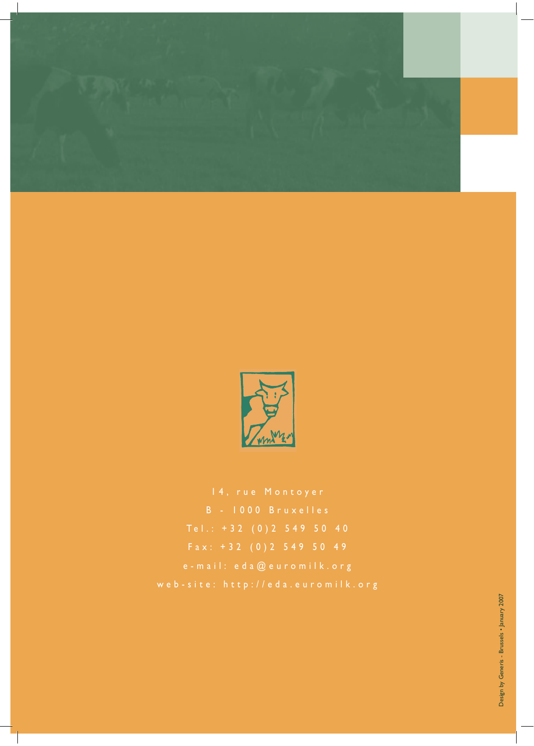14, rue Montoyer

B - 1000 Bruxelles

Tel.: +32 (0)2 549 50 40

Fax: +32 (0)2 549 50 49

e-mail: eda@euromilk.org

web-site: http://eda.euromilk.org

Design by Generis - Brussels • January 2007